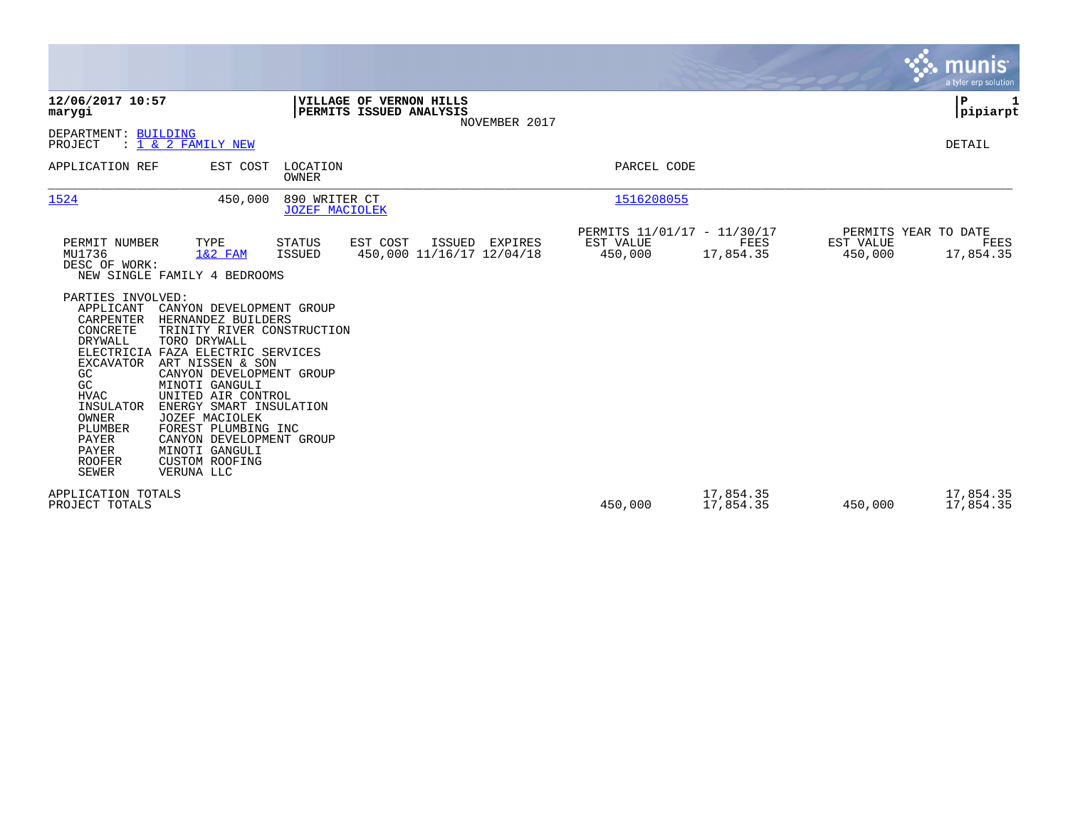**12/06/2017 10:57**
**marygi**

**VILLAGE OF VERNON HILLS**
**PERMITS ISSUED ANALYSIS**
NOVEMBER 2017

**P 1**
**pipiarpt**

DEPARTMENT: BUILDING
PROJECT : 1 & 2 FAMILY NEW

DETAIL

| APPLICATION REF | EST COST | LOCATION / OWNER | PARCEL CODE |
|---|---|---|---|
| 1524 | 450,000 | 890 WRITER CT / JOZEF MACIOLEK | 1516208055 |

| PERMIT NUMBER | TYPE | STATUS | EST COST | ISSUED | EXPIRES | PERMITS 11/01/17 - 11/30/17 EST VALUE | PERMITS 11/01/17 - 11/30/17 FEES | PERMITS YEAR TO DATE EST VALUE | PERMITS YEAR TO DATE FEES |
|---|---|---|---|---|---|---|---|---|---|
| MU1736 | 1&2 FAM | ISSUED | 450,000 | 11/16/17 | 12/04/18 | 450,000 | 17,854.35 | 450,000 | 17,854.35 |

DESC OF WORK:
NEW SINGLE FAMILY 4 BEDROOMS

PARTIES INVOLVED:

| Role | Party |
|---|---|
| APPLICANT | CANYON DEVELOPMENT GROUP |
| CARPENTER | HERNANDEZ BUILDERS |
| CONCRETE | TRINITY RIVER CONSTRUCTION |
| DRYWALL | TORO DRYWALL |
| ELECTRICIA | FAZA ELECTRIC SERVICES |
| EXCAVATOR | ART NISSEN & SON |
| GC | CANYON DEVELOPMENT GROUP |
| GC | MINOTI GANGULI |
| HVAC | UNITED AIR CONTROL |
| INSULATOR | ENERGY SMART INSULATION |
| OWNER | JOZEF MACIOLEK |
| PLUMBER | FOREST PLUMBING INC |
| PAYER | CANYON DEVELOPMENT GROUP |
| PAYER | MINOTI GANGULI |
| ROOFER | CUSTOM ROOFING |
| SEWER | VERUNA LLC |

| | EST VALUE | FEES | YTD EST VALUE | YTD FEES |
|---|---|---|---|---|
| APPLICATION TOTALS | | 17,854.35 | | 17,854.35 |
| PROJECT TOTALS | 450,000 | 17,854.35 | 450,000 | 17,854.35 |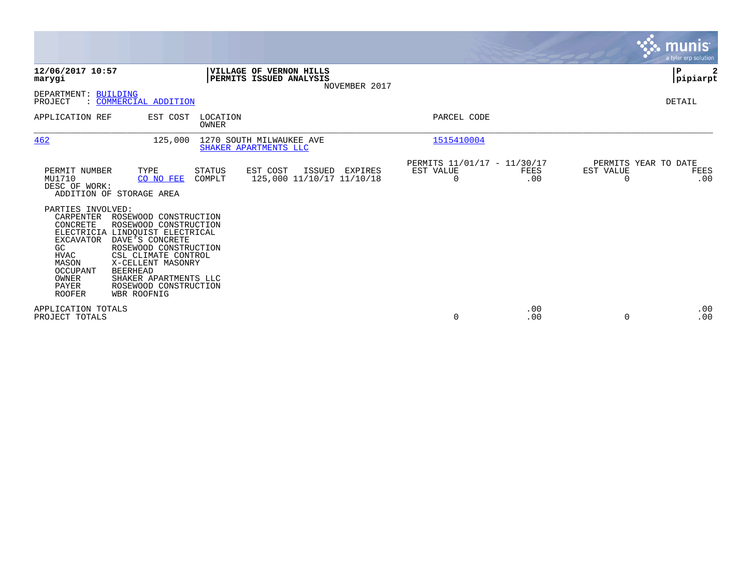**12/06/2017 10:57**
**marygi**

**VILLAGE OF VERNON HILLS**
**PERMITS ISSUED ANALYSIS**
NOVEMBER 2017

**pipiarpt**

DEPARTMENT: BUILDING
PROJECT : COMMERCIAL ADDITION

DETAIL

| APPLICATION REF | EST COST | LOCATION / OWNER | PARCEL CODE |
|---|---|---|---|
| 462 | 125,000 | 1270 SOUTH MILWAUKEE AVE / SHAKER APARTMENTS LLC | 1515410004 |

| PERMIT NUMBER | TYPE | STATUS | EST COST | ISSUED | EXPIRES | PERMITS 11/01/17 - 11/30/17 EST VALUE | FEES | PERMITS YEAR TO DATE EST VALUE | FEES |
|---|---|---|---|---|---|---|---|---|---|
| MU1710 | CO NO FEE | COMPLT | 125,000 | 11/10/17 | 11/10/18 | 0 | .00 | 0 | .00 |

DESC OF WORK:
ADDITION OF STORAGE AREA

PARTIES INVOLVED:

| | |
|---|---|
| CARPENTER | ROSEWOOD CONSTRUCTION |
| CONCRETE | ROSEWOOD CONSTRUCTION |
| ELECTRICIA | LINDQUIST ELECTRICAL |
| EXCAVATOR | DAVE'S CONCRETE |
| GC | ROSEWOOD CONSTRUCTION |
| HVAC | CSL CLIMATE CONTROL |
| MASON | X-CELLENT MASONRY |
| OCCUPANT | BEERHEAD |
| OWNER | SHAKER APARTMENTS LLC |
| PAYER | ROSEWOOD CONSTRUCTION |
| ROOFER | WBR ROOFNIG |

| | EST VALUE | FEES | YTD EST VALUE | YTD FEES |
|---|---|---|---|---|
| APPLICATION TOTALS | | .00 | | .00 |
| PROJECT TOTALS | 0 | .00 | 0 | .00 |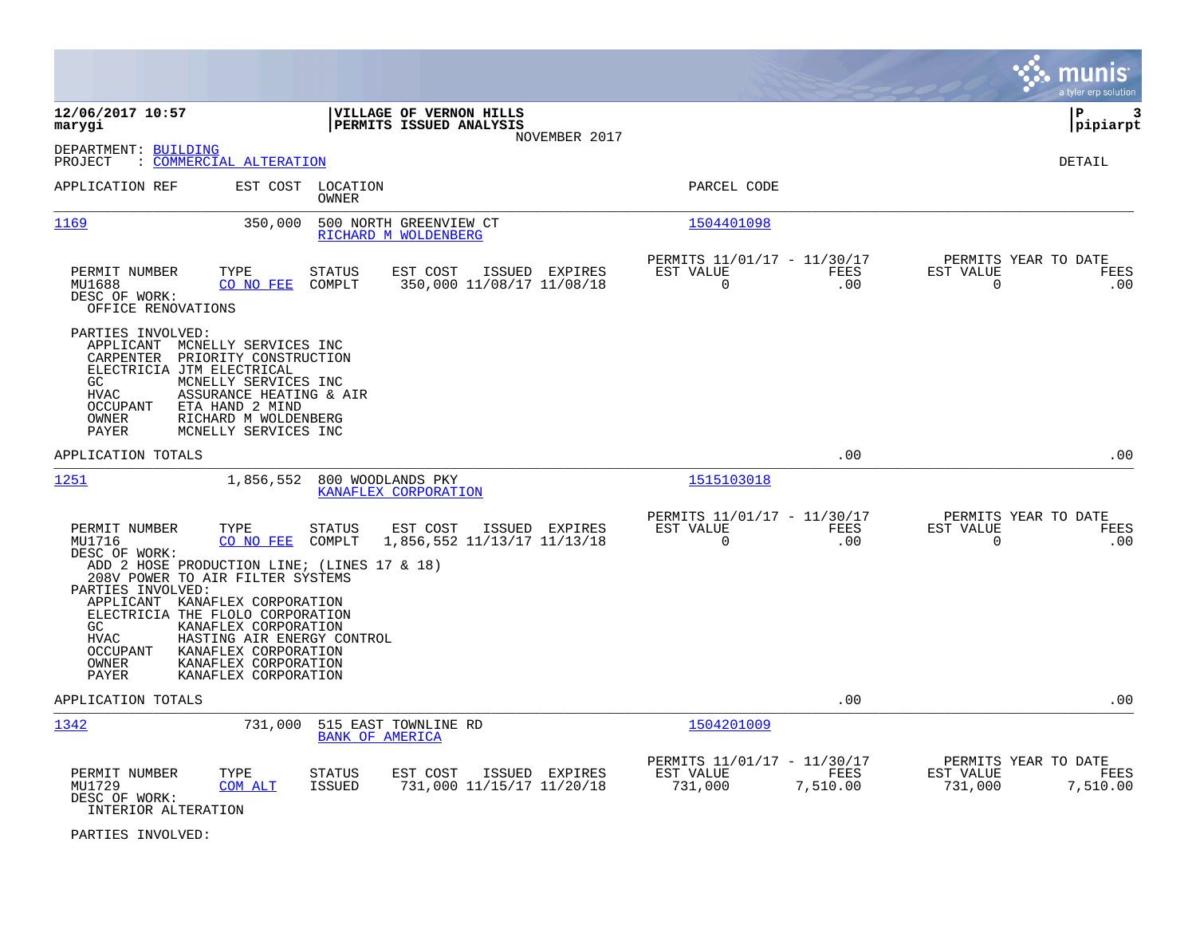**VILLAGE OF VERNON HILLS**
**PERMITS ISSUED ANALYSIS**
NOVEMBER 2017

12/06/2017 10:57
marygi

pipiarpt

DEPARTMENT: BUILDING
PROJECT : COMMERCIAL ALTERATION

DETAIL

| APPLICATION REF | EST COST | LOCATION / OWNER | PARCEL CODE |
|---|---|---|---|
| 1169 | 350,000 | 500 NORTH GREENVIEW CT / RICHARD M WOLDENBERG | 1504401098 |

| PERMIT NUMBER | TYPE | STATUS | EST COST | ISSUED | EXPIRES | PERMITS 11/01/17 - 11/30/17 EST VALUE | FEES | PERMITS YEAR TO DATE EST VALUE | FEES |
|---|---|---|---|---|---|---|---|---|---|
| MU1688 | CO NO FEE | COMPLT | 350,000 | 11/08/17 | 11/08/18 | 0 | .00 | 0 | .00 |

DESC OF WORK:
OFFICE RENOVATIONS

PARTIES INVOLVED:
- APPLICANT MCNELLY SERVICES INC
- CARPENTER PRIORITY CONSTRUCTION
- ELECTRICIA JTM ELECTRICAL
- GC MCNELLY SERVICES INC
- HVAC ASSURANCE HEATING & AIR
- OCCUPANT ETA HAND 2 MIND
- OWNER RICHARD M WOLDENBERG
- PAYER MCNELLY SERVICES INC

APPLICATION TOTALS .00 .00

| APPLICATION REF | EST COST | LOCATION / OWNER | PARCEL CODE |
|---|---|---|---|
| 1251 | 1,856,552 | 800 WOODLANDS PKY / KANAFLEX CORPORATION | 1515103018 |

| PERMIT NUMBER | TYPE | STATUS | EST COST | ISSUED | EXPIRES | PERMITS 11/01/17 - 11/30/17 EST VALUE | FEES | PERMITS YEAR TO DATE EST VALUE | FEES |
|---|---|---|---|---|---|---|---|---|---|
| MU1716 | CO NO FEE | COMPLT | 1,856,552 | 11/13/17 | 11/13/18 | 0 | .00 | 0 | .00 |

DESC OF WORK:
ADD 2 HOSE PRODUCTION LINE; (LINES 17 & 18)
208V POWER TO AIR FILTER SYSTEMS

PARTIES INVOLVED:
- APPLICANT KANAFLEX CORPORATION
- ELECTRICIA THE FLOLO CORPORATION
- GC KANAFLEX CORPORATION
- HVAC HASTING AIR ENERGY CONTROL
- OCCUPANT KANAFLEX CORPORATION
- OWNER KANAFLEX CORPORATION
- PAYER KANAFLEX CORPORATION

APPLICATION TOTALS .00 .00

| APPLICATION REF | EST COST | LOCATION / OWNER | PARCEL CODE |
|---|---|---|---|
| 1342 | 731,000 | 515 EAST TOWNLINE RD / BANK OF AMERICA | 1504201009 |

| PERMIT NUMBER | TYPE | STATUS | EST COST | ISSUED | EXPIRES | PERMITS 11/01/17 - 11/30/17 EST VALUE | FEES | PERMITS YEAR TO DATE EST VALUE | FEES |
|---|---|---|---|---|---|---|---|---|---|
| MU1729 | COM ALT | ISSUED | 731,000 | 11/15/17 | 11/20/18 | 731,000 | 7,510.00 | 731,000 | 7,510.00 |

DESC OF WORK:
INTERIOR ALTERATION

PARTIES INVOLVED: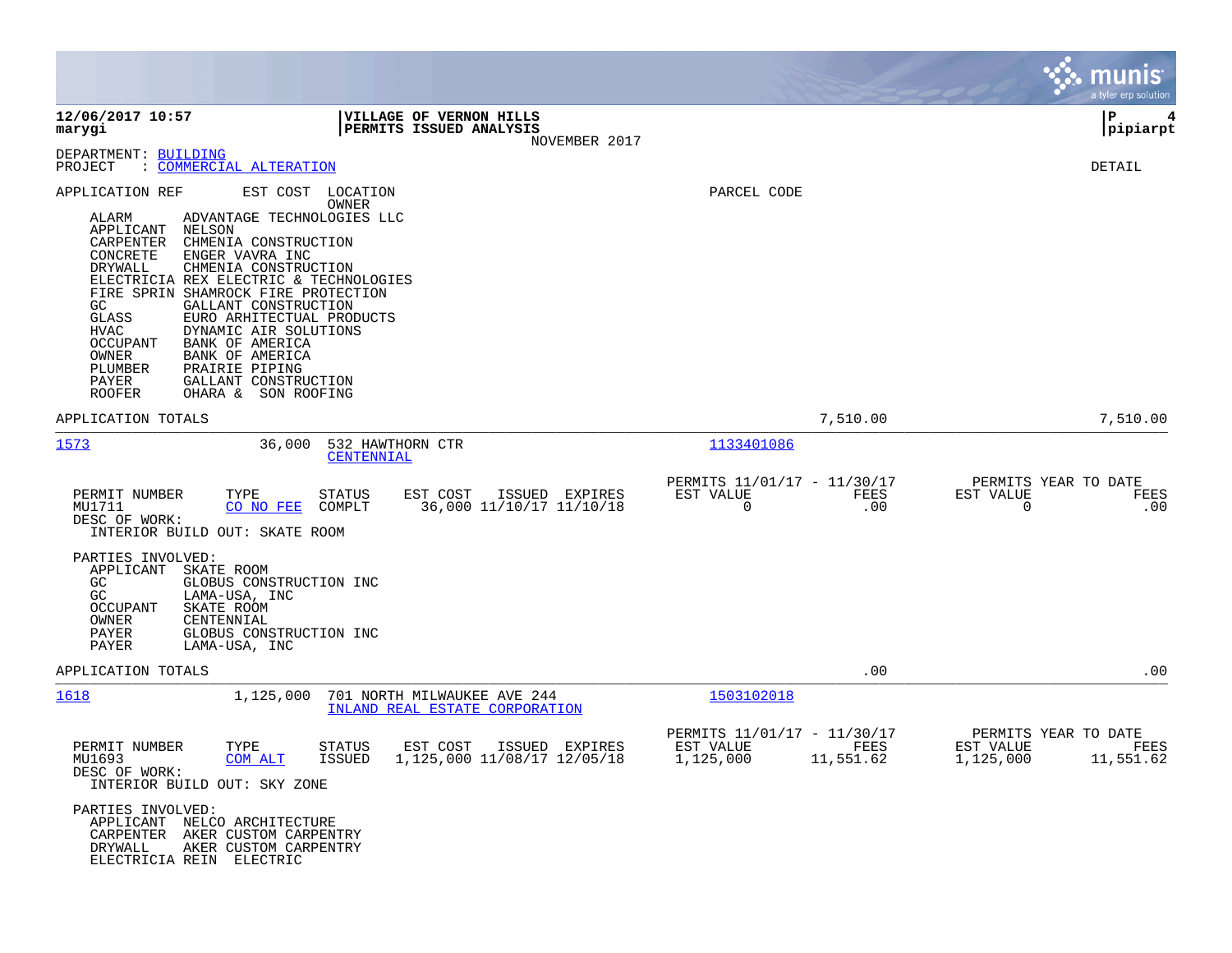**VILLAGE OF VERNON HILLS**
**PERMITS ISSUED ANALYSIS**
NOVEMBER 2017

DEPARTMENT: BUILDING
PROJECT : COMMERCIAL ALTERATION

DETAIL

APPLICATION REF | EST COST | LOCATION / OWNER | PARCEL CODE

| Role | Party |
|---|---|
| ALARM | ADVANTAGE TECHNOLOGIES LLC |
| APPLICANT | NELSON |
| CARPENTER | CHMENIA CONSTRUCTION |
| CONCRETE | ENGER VAVRA INC |
| DRYWALL | CHMENIA CONSTRUCTION |
| ELECTRICIA | REX ELECTRIC & TECHNOLOGIES |
| FIRE SPRIN | SHAMROCK FIRE PROTECTION |
| GC | GALLANT CONSTRUCTION |
| GLASS | EURO ARHITECTUAL PRODUCTS |
| HVAC | DYNAMIC AIR SOLUTIONS |
| OCCUPANT | BANK OF AMERICA |
| OWNER | BANK OF AMERICA |
| PLUMBER | PRAIRIE PIPING |
| PAYER | GALLANT CONSTRUCTION |
| ROOFER | OHARA & SON ROOFING |

APPLICATION TOTALS: 7,510.00 | 7,510.00

---

**1573** | 36,000 | 532 HAWTHORN CTR / CENTENNIAL | 1133401086

| PERMIT NUMBER | TYPE | STATUS | EST COST | ISSUED | EXPIRES | PERMITS 11/01/17 - 11/30/17 EST VALUE | FEES | PERMITS YEAR TO DATE EST VALUE | FEES |
|---|---|---|---|---|---|---|---|---|---|
| MU1711 | CO NO FEE | COMPLT | 36,000 | 11/10/17 | 11/10/18 | 0 | .00 | 0 | .00 |

DESC OF WORK:
INTERIOR BUILD OUT: SKATE ROOM

PARTIES INVOLVED:

| Role | Party |
|---|---|
| APPLICANT | SKATE ROOM |
| GC | GLOBUS CONSTRUCTION INC |
| GC | LAMA-USA, INC |
| OCCUPANT | SKATE ROOM |
| OWNER | CENTENNIAL |
| PAYER | GLOBUS CONSTRUCTION INC |
| PAYER | LAMA-USA, INC |

APPLICATION TOTALS: .00 | .00

---

**1618** | 1,125,000 | 701 NORTH MILWAUKEE AVE 244 / INLAND REAL ESTATE CORPORATION | 1503102018

| PERMIT NUMBER | TYPE | STATUS | EST COST | ISSUED | EXPIRES | PERMITS 11/01/17 - 11/30/17 EST VALUE | FEES | PERMITS YEAR TO DATE EST VALUE | FEES |
|---|---|---|---|---|---|---|---|---|---|
| MU1693 | COM ALT | ISSUED | 1,125,000 | 11/08/17 | 12/05/18 | 1,125,000 | 11,551.62 | 1,125,000 | 11,551.62 |

DESC OF WORK:
INTERIOR BUILD OUT: SKY ZONE

PARTIES INVOLVED:

| Role | Party |
|---|---|
| APPLICANT | NELCO ARCHITECTURE |
| CARPENTER | AKER CUSTOM CARPENTRY |
| DRYWALL | AKER CUSTOM CARPENTRY |
| ELECTRICIA | REIN ELECTRIC |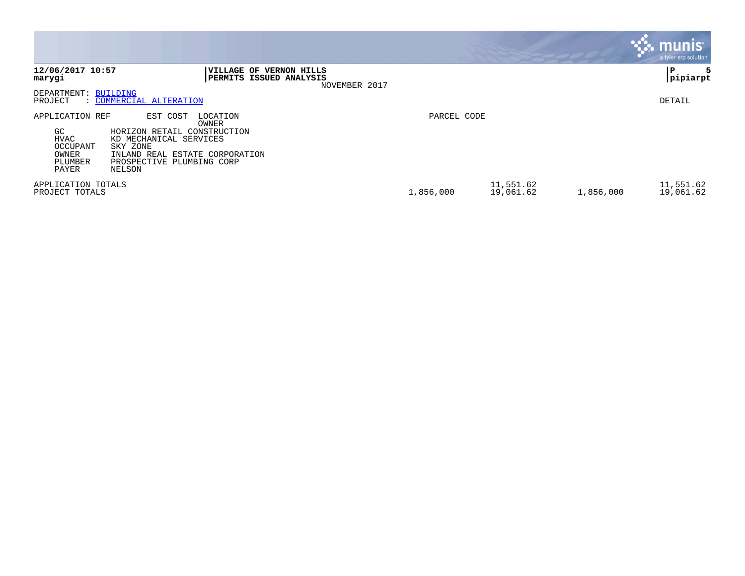**12/06/2017 10:57**
**marygi**

**VILLAGE OF VERNON HILLS**
**PERMITS ISSUED ANALYSIS**
NOVEMBER 2017

**pipiarpt**

DEPARTMENT: BUILDING
PROJECT : COMMERCIAL ALTERATION

DETAIL

| APPLICATION REF | EST COST | LOCATION / OWNER | PARCEL CODE | | | |
|---|---|---|---|---|---|---|
| GC | HORIZON RETAIL CONSTRUCTION | | | | | |
| HVAC | KD MECHANICAL SERVICES | | | | | |
| OCCUPANT | SKY ZONE | | | | | |
| OWNER | INLAND REAL ESTATE CORPORATION | | | | | |
| PLUMBER | PROSPECTIVE PLUMBING CORP | | | | | |
| PAYER | NELSON | | | | | |
| APPLICATION TOTALS | | | | 11,551.62 | | 11,551.62 |
| PROJECT TOTALS | | | 1,856,000 | 19,061.62 | 1,856,000 | 19,061.62 |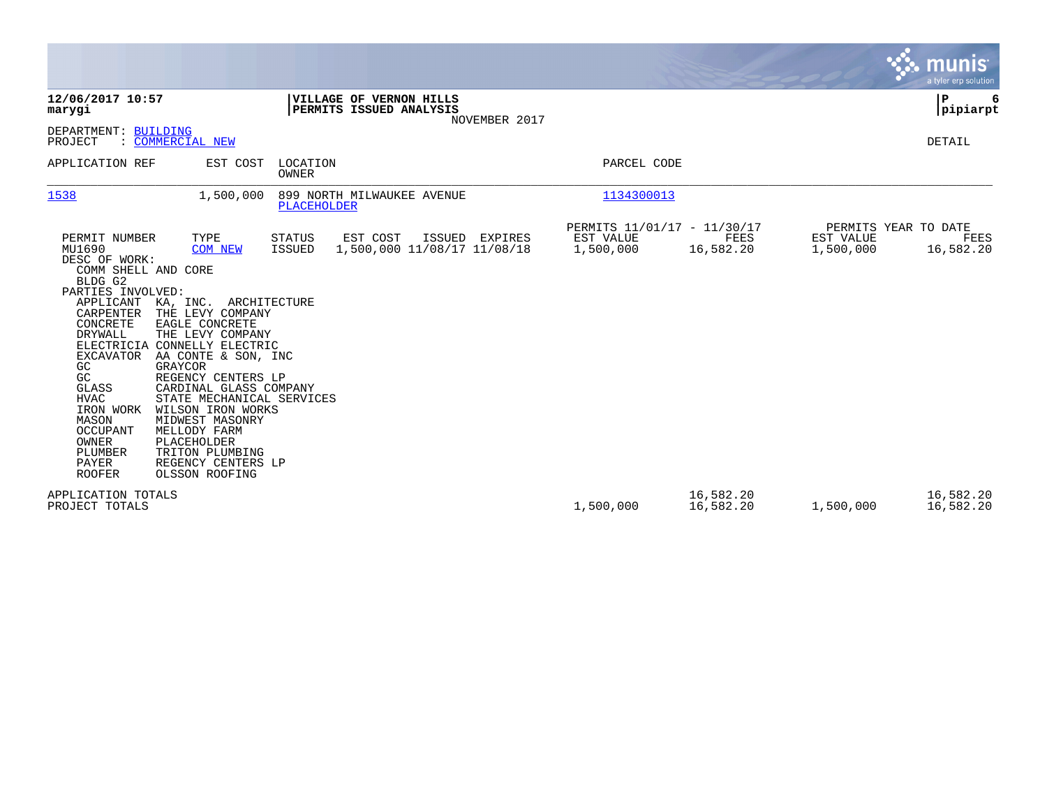**12/06/2017 10:57**
**marygi**

**VILLAGE OF VERNON HILLS**
**PERMITS ISSUED ANALYSIS**
NOVEMBER 2017

**pipiarpt**

DEPARTMENT: BUILDING
PROJECT : COMMERCIAL NEW

DETAIL

| APPLICATION REF | EST COST | LOCATION / OWNER | PARCEL CODE |
|---|---|---|---|
| 1538 | 1,500,000 | 899 NORTH MILWAUKEE AVENUE / PLACEHOLDER | 1134300013 |

| PERMIT NUMBER | TYPE | STATUS | EST COST | ISSUED | EXPIRES | PERMITS 11/01/17 - 11/30/17 EST VALUE | FEES | PERMITS YEAR TO DATE EST VALUE | FEES |
|---|---|---|---|---|---|---|---|---|---|
| MU1690 | COM NEW | ISSUED | 1,500,000 | 11/08/17 | 11/08/18 | 1,500,000 | 16,582.20 | 1,500,000 | 16,582.20 |

DESC OF WORK:
COMM SHELL AND CORE
BLDG G2

PARTIES INVOLVED:

| Role | Party |
|---|---|
| APPLICANT | KA, INC. ARCHITECTURE |
| CARPENTER | THE LEVY COMPANY |
| CONCRETE | EAGLE CONCRETE |
| DRYWALL | THE LEVY COMPANY |
| ELECTRICIA | CONNELLY ELECTRIC |
| EXCAVATOR | AA CONTE & SON, INC |
| GC | GRAYCOR |
| GC | REGENCY CENTERS LP |
| GLASS | CARDINAL GLASS COMPANY |
| HVAC | STATE MECHANICAL SERVICES |
| IRON WORK | WILSON IRON WORKS |
| MASON | MIDWEST MASONRY |
| OCCUPANT | MELLODY FARM |
| OWNER | PLACEHOLDER |
| PLUMBER | TRITON PLUMBING |
| PAYER | REGENCY CENTERS LP |
| ROOFER | OLSSON ROOFING |

| | EST VALUE | FEES | YTD EST VALUE | YTD FEES |
|---|---|---|---|---|
| APPLICATION TOTALS | | 16,582.20 | | 16,582.20 |
| PROJECT TOTALS | 1,500,000 | 16,582.20 | 1,500,000 | 16,582.20 |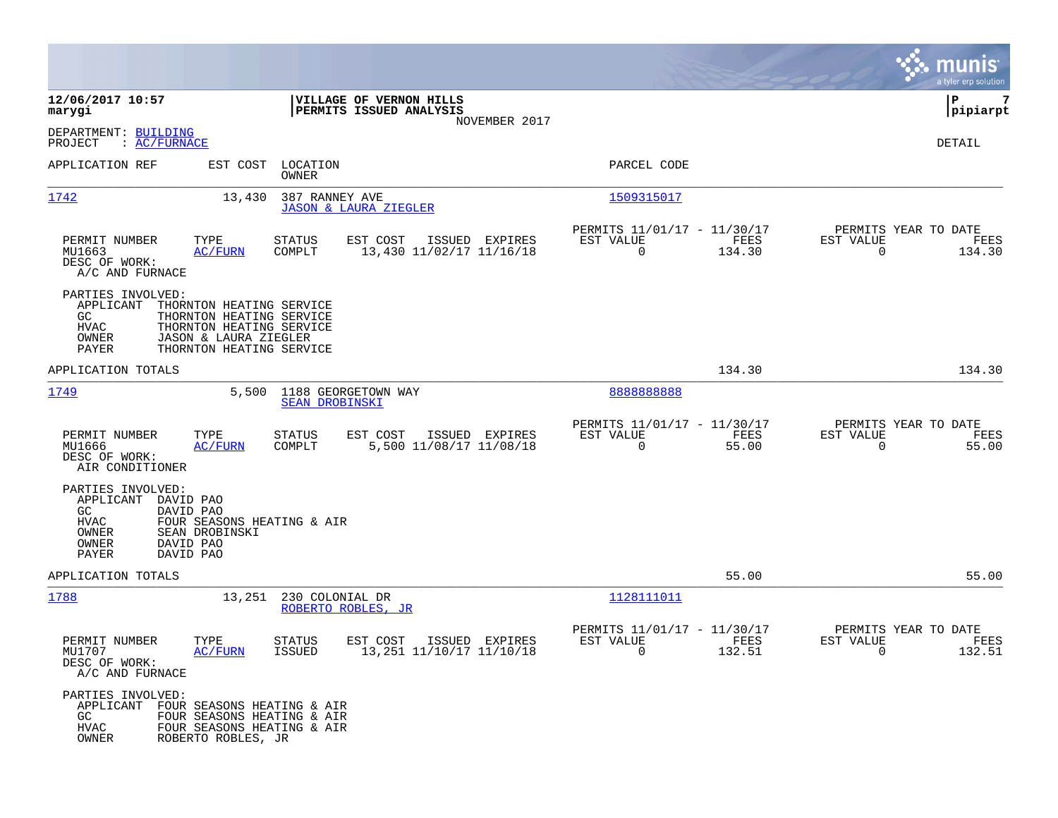**12/06/2017 10:57** | **VILLAGE OF VERNON HILLS** | **P 7**
**marygi** | **PERMITS ISSUED ANALYSIS** | **pipiarpt**
NOVEMBER 2017

DEPARTMENT: BUILDING
PROJECT : AC/FURNACE

DETAIL

| APPLICATION REF | EST COST | LOCATION / OWNER | PARCEL CODE |
|---|---|---|---|
| 1742 | 13,430 | 387 RANNEY AVE / JASON & LAURA ZIEGLER | 1509315017 |

| PERMIT NUMBER | TYPE | STATUS | EST COST | ISSUED | EXPIRES | PERMITS 11/01/17 - 11/30/17 EST VALUE | FEES | PERMITS YEAR TO DATE EST VALUE | FEES |
|---|---|---|---|---|---|---|---|---|---|
| MU1663 | AC/FURN | COMPLT | 13,430 | 11/02/17 | 11/16/18 | 0 | 134.30 | 0 | 134.30 |

DESC OF WORK:
A/C AND FURNACE

PARTIES INVOLVED:
- APPLICANT THORNTON HEATING SERVICE
- GC THORNTON HEATING SERVICE
- HVAC THORNTON HEATING SERVICE
- OWNER JASON & LAURA ZIEGLER
- PAYER THORNTON HEATING SERVICE

APPLICATION TOTALS 134.30 134.30

| APPLICATION REF | EST COST | LOCATION / OWNER | PARCEL CODE |
|---|---|---|---|
| 1749 | 5,500 | 1188 GEORGETOWN WAY / SEAN DROBINSKI | 8888888888 |

| PERMIT NUMBER | TYPE | STATUS | EST COST | ISSUED | EXPIRES | PERMITS 11/01/17 - 11/30/17 EST VALUE | FEES | PERMITS YEAR TO DATE EST VALUE | FEES |
|---|---|---|---|---|---|---|---|---|---|
| MU1666 | AC/FURN | COMPLT | 5,500 | 11/08/17 | 11/08/18 | 0 | 55.00 | 0 | 55.00 |

DESC OF WORK:
AIR CONDITIONER

PARTIES INVOLVED:
- APPLICANT DAVID PAO
- GC DAVID PAO
- HVAC FOUR SEASONS HEATING & AIR
- OWNER SEAN DROBINSKI
- OWNER DAVID PAO
- PAYER DAVID PAO

APPLICATION TOTALS 55.00 55.00

| APPLICATION REF | EST COST | LOCATION / OWNER | PARCEL CODE |
|---|---|---|---|
| 1788 | 13,251 | 230 COLONIAL DR / ROBERTO ROBLES, JR | 1128111011 |

| PERMIT NUMBER | TYPE | STATUS | EST COST | ISSUED | EXPIRES | PERMITS 11/01/17 - 11/30/17 EST VALUE | FEES | PERMITS YEAR TO DATE EST VALUE | FEES |
|---|---|---|---|---|---|---|---|---|---|
| MU1707 | AC/FURN | ISSUED | 13,251 | 11/10/17 | 11/10/18 | 0 | 132.51 | 0 | 132.51 |

DESC OF WORK:
A/C AND FURNACE

PARTIES INVOLVED:
- APPLICANT FOUR SEASONS HEATING & AIR
- GC FOUR SEASONS HEATING & AIR
- HVAC FOUR SEASONS HEATING & AIR
- OWNER ROBERTO ROBLES, JR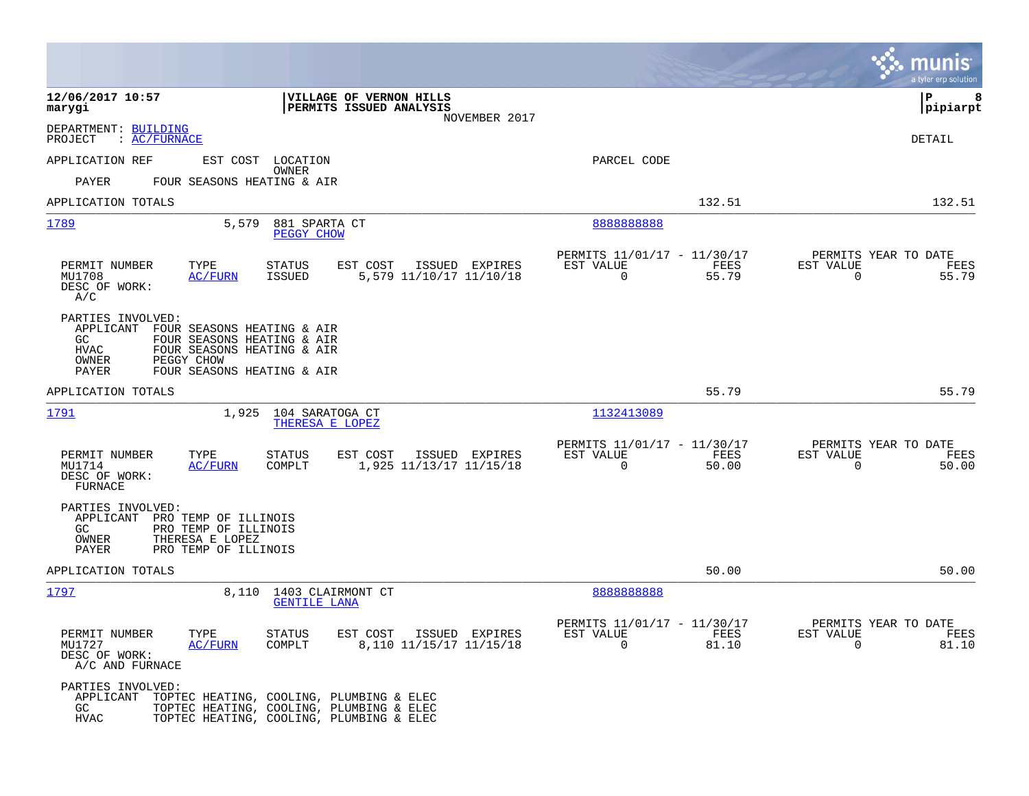**12/06/2017 10:57**
**marygi**

**VILLAGE OF VERNON HILLS**
**PERMITS ISSUED ANALYSIS**
NOVEMBER 2017

**P 8**
**pipiarpt**

DEPARTMENT: BUILDING
PROJECT : AC/FURNACE

DETAIL

APPLICATION REF | EST COST | LOCATION / OWNER | PARCEL CODE

PAYER FOUR SEASONS HEATING & AIR

APPLICATION TOTALS 132.51 132.51

---

**1789** 5,579 881 SPARTA CT — PEGGY CHOW — 8888888888

| PERMIT NUMBER | TYPE | STATUS | EST COST | ISSUED | EXPIRES | PERMITS 11/01/17 - 11/30/17 EST VALUE | FEES | PERMITS YEAR TO DATE EST VALUE | FEES |
|---|---|---|---|---|---|---|---|---|---|
| MU1708 | AC/FURN | ISSUED | 5,579 | 11/10/17 | 11/10/18 | 0 | 55.79 | 0 | 55.79 |

DESC OF WORK:
A/C

PARTIES INVOLVED:
- APPLICANT FOUR SEASONS HEATING & AIR
- GC FOUR SEASONS HEATING & AIR
- HVAC FOUR SEASONS HEATING & AIR
- OWNER PEGGY CHOW
- PAYER FOUR SEASONS HEATING & AIR

APPLICATION TOTALS 55.79 55.79

---

**1791** 1,925 104 SARATOGA CT — THERESA E LOPEZ — 1132413089

| PERMIT NUMBER | TYPE | STATUS | EST COST | ISSUED | EXPIRES | PERMITS 11/01/17 - 11/30/17 EST VALUE | FEES | PERMITS YEAR TO DATE EST VALUE | FEES |
|---|---|---|---|---|---|---|---|---|---|
| MU1714 | AC/FURN | COMPLT | 1,925 | 11/13/17 | 11/15/18 | 0 | 50.00 | 0 | 50.00 |

DESC OF WORK:
FURNACE

PARTIES INVOLVED:
- APPLICANT PRO TEMP OF ILLINOIS
- GC PRO TEMP OF ILLINOIS
- OWNER THERESA E LOPEZ
- PAYER PRO TEMP OF ILLINOIS

APPLICATION TOTALS 50.00 50.00

---

**1797** 8,110 1403 CLAIRMONT CT — GENTILE LANA — 8888888888

| PERMIT NUMBER | TYPE | STATUS | EST COST | ISSUED | EXPIRES | PERMITS 11/01/17 - 11/30/17 EST VALUE | FEES | PERMITS YEAR TO DATE EST VALUE | FEES |
|---|---|---|---|---|---|---|---|---|---|
| MU1727 | AC/FURN | COMPLT | 8,110 | 11/15/17 | 11/15/18 | 0 | 81.10 | 0 | 81.10 |

DESC OF WORK:
A/C AND FURNACE

PARTIES INVOLVED:
- APPLICANT TOPTEC HEATING, COOLING, PLUMBING & ELEC
- GC TOPTEC HEATING, COOLING, PLUMBING & ELEC
- HVAC TOPTEC HEATING, COOLING, PLUMBING & ELEC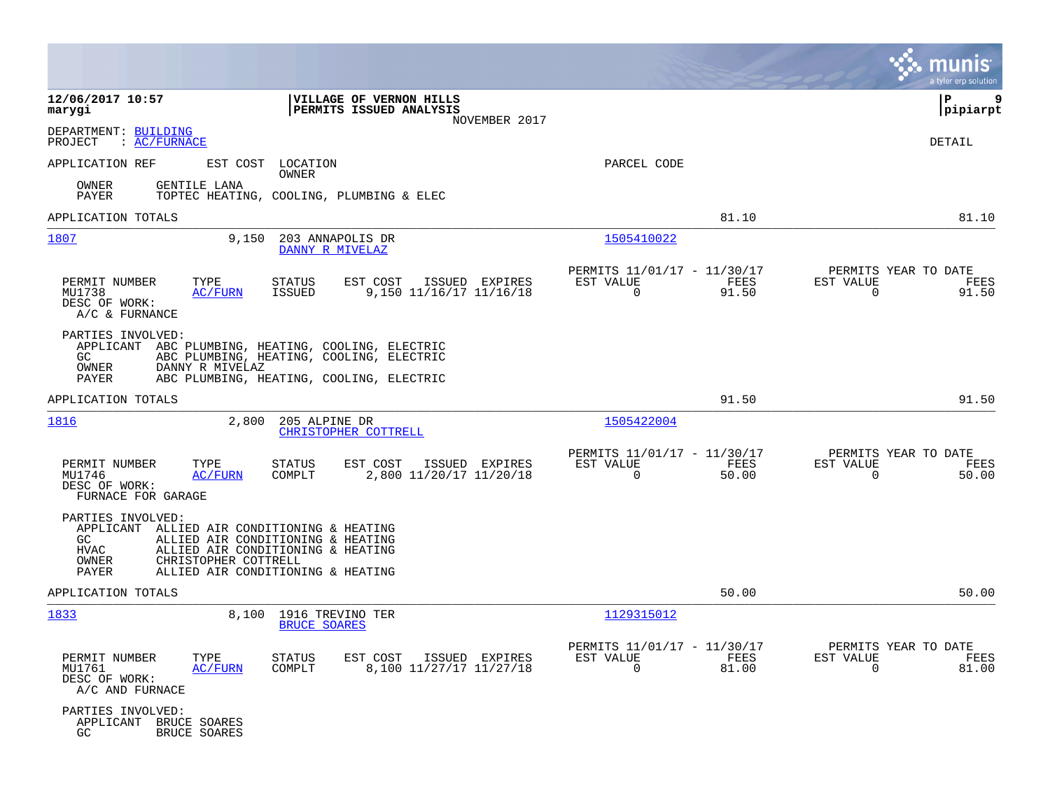**12/06/2017 10:57**
**marygi**

**VILLAGE OF VERNON HILLS**
**PERMITS ISSUED ANALYSIS**
NOVEMBER 2017

**P 9**
**pipiarpt**

DEPARTMENT: BUILDING
PROJECT : AC/FURNACE

DETAIL

| APPLICATION REF | EST COST | LOCATION / OWNER | PARCEL CODE | | |
|---|---|---|---|---|---|
| OWNER | GENTILE LANA | | | | |
| PAYER | TOPTEC HEATING, COOLING, PLUMBING & ELEC | | | | |
| APPLICATION TOTALS | | | | 81.10 | 81.10 |

---

**1807** — 9,150 — 203 ANNAPOLIS DR — DANNY R MIVELAZ — 1505410022

| PERMIT NUMBER | TYPE | STATUS | EST COST | ISSUED | EXPIRES | PERMITS 11/01/17 - 11/30/17 EST VALUE | FEES | PERMITS YEAR TO DATE EST VALUE | FEES |
|---|---|---|---|---|---|---|---|---|---|
| MU1738 | AC/FURN | ISSUED | 9,150 | 11/16/17 | 11/16/18 | 0 | 91.50 | 0 | 91.50 |

DESC OF WORK:
A/C & FURNACE

PARTIES INVOLVED:
- APPLICANT ABC PLUMBING, HEATING, COOLING, ELECTRIC
- GC ABC PLUMBING, HEATING, COOLING, ELECTRIC
- OWNER DANNY R MIVELAZ
- PAYER ABC PLUMBING, HEATING, COOLING, ELECTRIC

APPLICATION TOTALS 91.50 91.50

---

**1816** — 2,800 — 205 ALPINE DR — CHRISTOPHER COTTRELL — 1505422004

| PERMIT NUMBER | TYPE | STATUS | EST COST | ISSUED | EXPIRES | PERMITS 11/01/17 - 11/30/17 EST VALUE | FEES | PERMITS YEAR TO DATE EST VALUE | FEES |
|---|---|---|---|---|---|---|---|---|---|
| MU1746 | AC/FURN | COMPLT | 2,800 | 11/20/17 | 11/20/18 | 0 | 50.00 | 0 | 50.00 |

DESC OF WORK:
FURNACE FOR GARAGE

PARTIES INVOLVED:
- APPLICANT ALLIED AIR CONDITIONING & HEATING
- GC ALLIED AIR CONDITIONING & HEATING
- HVAC ALLIED AIR CONDITIONING & HEATING
- OWNER CHRISTOPHER COTTRELL
- PAYER ALLIED AIR CONDITIONING & HEATING

APPLICATION TOTALS 50.00 50.00

---

**1833** — 8,100 — 1916 TREVINO TER — BRUCE SOARES — 1129315012

| PERMIT NUMBER | TYPE | STATUS | EST COST | ISSUED | EXPIRES | PERMITS 11/01/17 - 11/30/17 EST VALUE | FEES | PERMITS YEAR TO DATE EST VALUE | FEES |
|---|---|---|---|---|---|---|---|---|---|
| MU1761 | AC/FURN | COMPLT | 8,100 | 11/27/17 | 11/27/18 | 0 | 81.00 | 0 | 81.00 |

DESC OF WORK:
A/C AND FURNACE

PARTIES INVOLVED:
- APPLICANT BRUCE SOARES
- GC BRUCE SOARES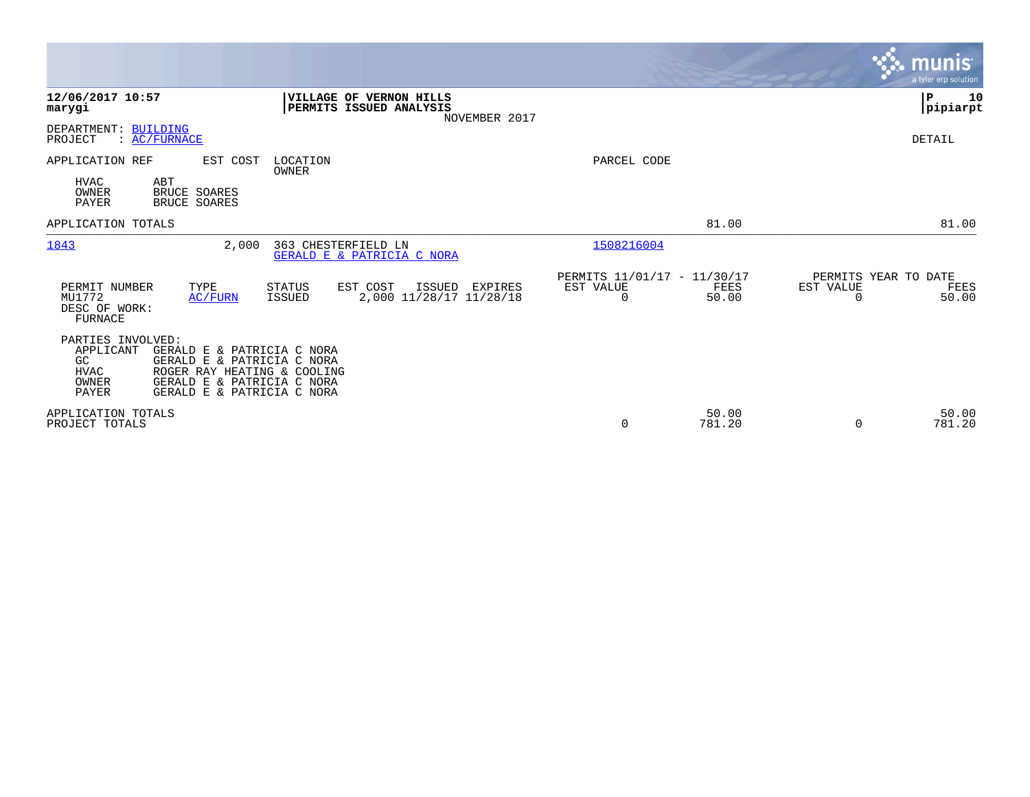**12/06/2017 10:57**
**marygi**

**VILLAGE OF VERNON HILLS**
**PERMITS ISSUED ANALYSIS**
NOVEMBER 2017

**P 10**
**pipiarpt**

DEPARTMENT: BUILDING
PROJECT : AC/FURNACE

DETAIL

APPLICATION REF | EST COST | LOCATION / OWNER | PARCEL CODE

HVAC ABT
OWNER BRUCE SOARES
PAYER BRUCE SOARES

APPLICATION TOTALS — 81.00 — 81.00

---

1843 — 2,000 — 363 CHESTERFIELD LN — GERALD E & PATRICIA C NORA — 1508216004

| PERMIT NUMBER | TYPE | STATUS | EST COST | ISSUED | EXPIRES | PERMITS 11/01/17 - 11/30/17 EST VALUE | FEES | PERMITS YEAR TO DATE EST VALUE | FEES |
|---|---|---|---|---|---|---|---|---|---|
| MU1772 | AC/FURN | ISSUED | 2,000 | 11/28/17 | 11/28/18 | 0 | 50.00 | 0 | 50.00 |

DESC OF WORK:
FURNACE

PARTIES INVOLVED:
APPLICANT GERALD E & PATRICIA C NORA
GC GERALD E & PATRICIA C NORA
HVAC ROGER RAY HEATING & COOLING
OWNER GERALD E & PATRICIA C NORA
PAYER GERALD E & PATRICIA C NORA

| | EST VALUE | FEES | EST VALUE | FEES |
|---|---|---|---|---|
| APPLICATION TOTALS | | 50.00 | | 50.00 |
| PROJECT TOTALS | 0 | 781.20 | 0 | 781.20 |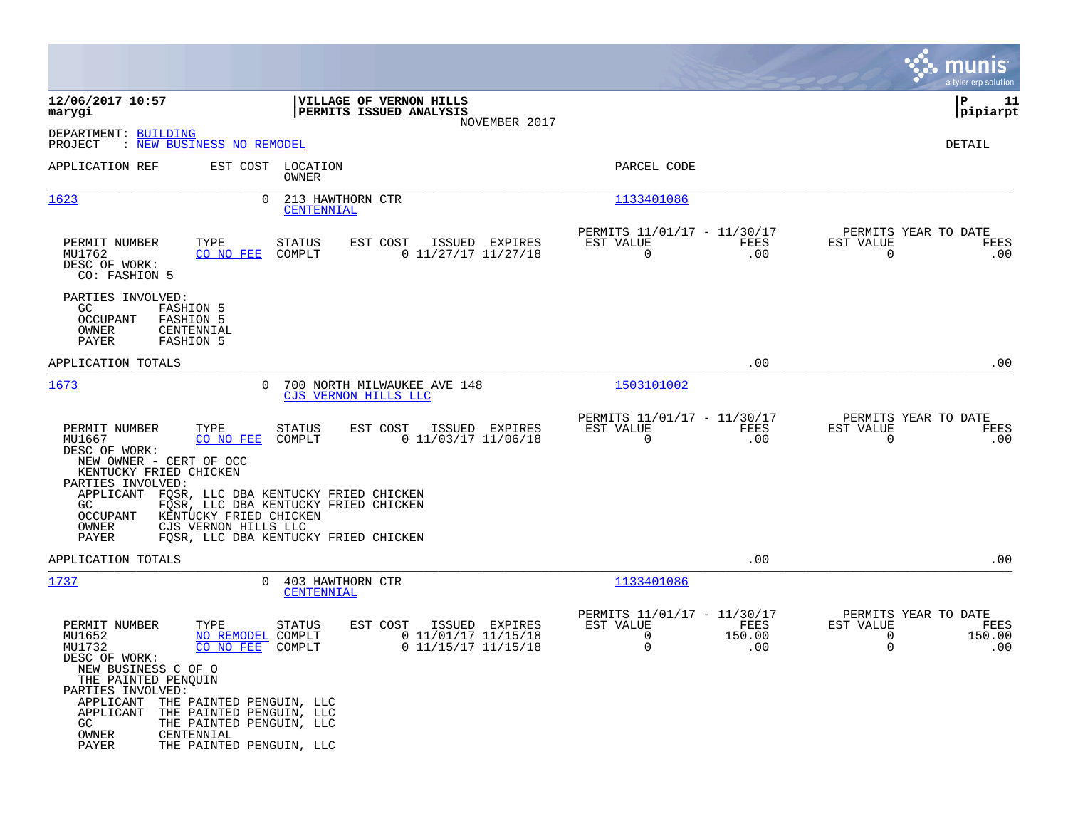**12/06/2017 10:57**
**marygi**

**VILLAGE OF VERNON HILLS**
**PERMITS ISSUED ANALYSIS**
NOVEMBER 2017

**P 11**
**pipiarpt**

DEPARTMENT: BUILDING
PROJECT : NEW BUSINESS NO REMODEL

DETAIL

| APPLICATION REF | EST COST | LOCATION / OWNER | PARCEL CODE |
|---|---|---|---|
| 1623 | 0 | 213 HAWTHORN CTR / CENTENNIAL | 1133401086 |

| PERMIT NUMBER | TYPE | STATUS | EST COST | ISSUED | EXPIRES | PERMITS 11/01/17 - 11/30/17 EST VALUE | FEES | PERMITS YEAR TO DATE EST VALUE | FEES |
|---|---|---|---|---|---|---|---|---|---|
| MU1762 | CO NO FEE | COMPLT | 0 | 11/27/17 | 11/27/18 | 0 | .00 | 0 | .00 |

DESC OF WORK:
CO: FASHION 5

PARTIES INVOLVED:
- GC: FASHION 5
- OCCUPANT: FASHION 5
- OWNER: CENTENNIAL
- PAYER: FASHION 5

APPLICATION TOTALS: .00 .00

| APPLICATION REF | EST COST | LOCATION / OWNER | PARCEL CODE |
|---|---|---|---|
| 1673 | 0 | 700 NORTH MILWAUKEE AVE 148 / CJS VERNON HILLS LLC | 1503101002 |

| PERMIT NUMBER | TYPE | STATUS | EST COST | ISSUED | EXPIRES | PERMITS 11/01/17 - 11/30/17 EST VALUE | FEES | PERMITS YEAR TO DATE EST VALUE | FEES |
|---|---|---|---|---|---|---|---|---|---|
| MU1667 | CO NO FEE | COMPLT | 0 | 11/03/17 | 11/06/18 | 0 | .00 | 0 | .00 |

DESC OF WORK:
NEW OWNER - CERT OF OCC
KENTUCKY FRIED CHICKEN

PARTIES INVOLVED:
- APPLICANT: FQSR, LLC DBA KENTUCKY FRIED CHICKEN
- GC: FQSR, LLC DBA KENTUCKY FRIED CHICKEN
- OCCUPANT: KENTUCKY FRIED CHICKEN
- OWNER: CJS VERNON HILLS LLC
- PAYER: FQSR, LLC DBA KENTUCKY FRIED CHICKEN

APPLICATION TOTALS: .00 .00

| APPLICATION REF | EST COST | LOCATION / OWNER | PARCEL CODE |
|---|---|---|---|
| 1737 | 0 | 403 HAWTHORN CTR / CENTENNIAL | 1133401086 |

| PERMIT NUMBER | TYPE | STATUS | EST COST | ISSUED | EXPIRES | PERMITS 11/01/17 - 11/30/17 EST VALUE | FEES | PERMITS YEAR TO DATE EST VALUE | FEES |
|---|---|---|---|---|---|---|---|---|---|
| MU1652 | NO REMODEL | COMPLT | 0 | 11/01/17 | 11/15/18 | 0 | 150.00 | 0 | 150.00 |
| MU1732 | CO NO FEE | COMPLT | 0 | 11/15/17 | 11/15/18 | 0 | .00 | 0 | .00 |

DESC OF WORK:
NEW BUSINESS C OF O
THE PAINTED PENQUIN

PARTIES INVOLVED:
- APPLICANT: THE PAINTED PENGUIN, LLC
- APPLICANT: THE PAINTED PENGUIN, LLC
- GC: THE PAINTED PENGUIN, LLC
- OWNER: CENTENNIAL
- PAYER: THE PAINTED PENGUIN, LLC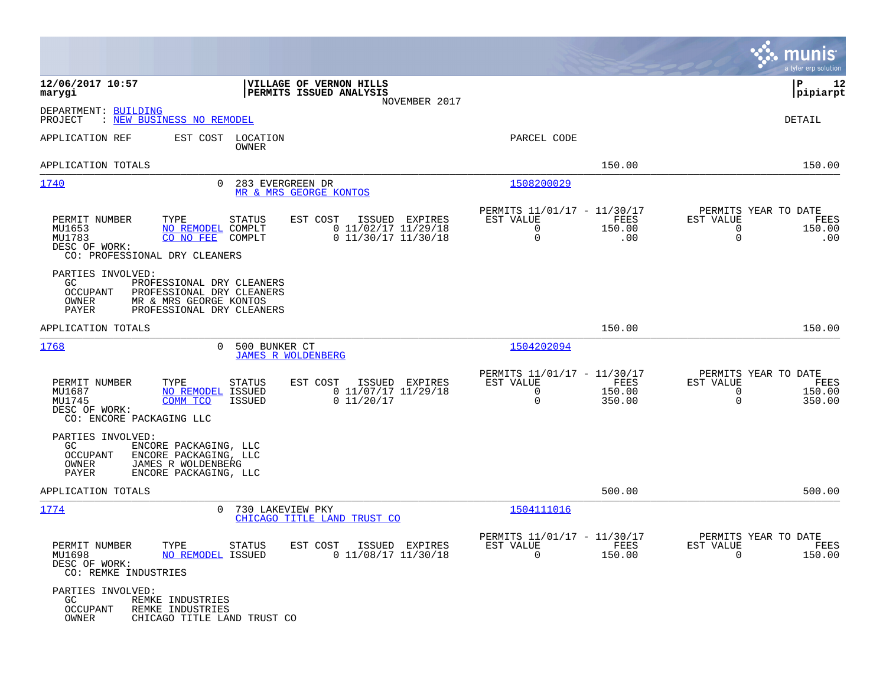**12/06/2017 10:57**
**marygi**

**VILLAGE OF VERNON HILLS**
**PERMITS ISSUED ANALYSIS**
NOVEMBER 2017

**P 12**
**pipiarpt**

DEPARTMENT: BUILDING
PROJECT : NEW BUSINESS NO REMODEL

DETAIL

| APPLICATION REF | EST COST | LOCATION / OWNER | PARCEL CODE | | |
|---|---|---|---|---|---|
| APPLICATION TOTALS | | | | 150.00 | 150.00 |

---

**1740** — EST COST 0 — 283 EVERGREEN DR — MR & MRS GEORGE KONTOS — PARCEL CODE 1508200029

| PERMIT NUMBER | TYPE | STATUS | EST COST | ISSUED | EXPIRES | PERMITS 11/01/17 - 11/30/17 EST VALUE | FEES | PERMITS YEAR TO DATE EST VALUE | FEES |
|---|---|---|---|---|---|---|---|---|---|
| MU1653 | NO REMODEL | COMPLT | 0 | 11/02/17 | 11/29/18 | 0 | 150.00 | 0 | 150.00 |
| MU1783 | CO NO FEE | COMPLT | 0 | 11/30/17 | 11/30/18 | 0 | .00 | 0 | .00 |

DESC OF WORK:
CO: PROFESSIONAL DRY CLEANERS

PARTIES INVOLVED:
- GC: PROFESSIONAL DRY CLEANERS
- OCCUPANT: PROFESSIONAL DRY CLEANERS
- OWNER: MR & MRS GEORGE KONTOS
- PAYER: PROFESSIONAL DRY CLEANERS

APPLICATION TOTALS: 150.00 | 150.00

---

**1768** — EST COST 0 — 500 BUNKER CT — JAMES R WOLDENBERG — PARCEL CODE 1504202094

| PERMIT NUMBER | TYPE | STATUS | EST COST | ISSUED | EXPIRES | PERMITS 11/01/17 - 11/30/17 EST VALUE | FEES | PERMITS YEAR TO DATE EST VALUE | FEES |
|---|---|---|---|---|---|---|---|---|---|
| MU1687 | NO REMODEL | ISSUED | 0 | 11/07/17 | 11/29/18 | 0 | 150.00 | 0 | 150.00 |
| MU1745 | COMM TCO | ISSUED | 0 | 11/20/17 | | 0 | 350.00 | 0 | 350.00 |

DESC OF WORK:
CO: ENCORE PACKAGING LLC

PARTIES INVOLVED:
- GC: ENCORE PACKAGING, LLC
- OCCUPANT: ENCORE PACKAGING, LLC
- OWNER: JAMES R WOLDENBERG
- PAYER: ENCORE PACKAGING, LLC

APPLICATION TOTALS: 500.00 | 500.00

---

**1774** — EST COST 0 — 730 LAKEVIEW PKY — CHICAGO TITLE LAND TRUST CO — PARCEL CODE 1504111016

| PERMIT NUMBER | TYPE | STATUS | EST COST | ISSUED | EXPIRES | PERMITS 11/01/17 - 11/30/17 EST VALUE | FEES | PERMITS YEAR TO DATE EST VALUE | FEES |
|---|---|---|---|---|---|---|---|---|---|
| MU1698 | NO REMODEL | ISSUED | 0 | 11/08/17 | 11/30/18 | 0 | 150.00 | 0 | 150.00 |

DESC OF WORK:
CO: REMKE INDUSTRIES

PARTIES INVOLVED:
- GC: REMKE INDUSTRIES
- OCCUPANT: REMKE INDUSTRIES
- OWNER: CHICAGO TITLE LAND TRUST CO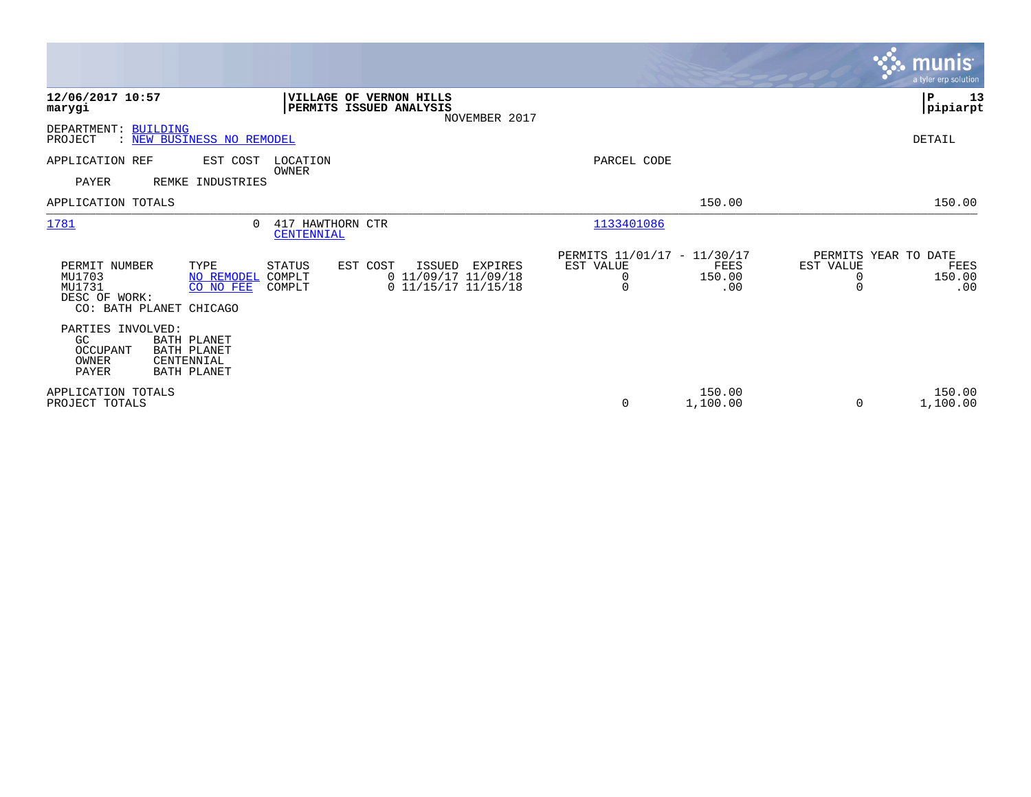12/06/2017 10:57 — marygi

**VILLAGE OF VERNON HILLS**
**PERMITS ISSUED ANALYSIS**
NOVEMBER 2017

P 13 — pipiarpt

DEPARTMENT: BUILDING
PROJECT : NEW BUSINESS NO REMODEL

DETAIL

APPLICATION REF | EST COST | LOCATION / OWNER | PARCEL CODE

PAYER REMKE INDUSTRIES

APPLICATION TOTALS 150.00 150.00

---

**1781** | 0 | 417 HAWTHORN CTR / CENTENNIAL | 1133401086

| PERMIT NUMBER | TYPE | STATUS | EST COST | ISSUED | EXPIRES | PERMITS 11/01/17 - 11/30/17 EST VALUE | FEES | PERMITS YEAR TO DATE EST VALUE | FEES |
|---|---|---|---|---|---|---|---|---|---|
| MU1703 | NO REMODEL | COMPLT | 0 | 11/09/17 | 11/09/18 | 0 | 150.00 | 0 | 150.00 |
| MU1731 | CO NO FEE | COMPLT | 0 | 11/15/17 | 11/15/18 | 0 | .00 | 0 | .00 |

DESC OF WORK:
CO: BATH PLANET CHICAGO

PARTIES INVOLVED:
- GC BATH PLANET
- OCCUPANT BATH PLANET
- OWNER CENTENNIAL
- PAYER BATH PLANET

| | EST VALUE | FEES | YTD EST VALUE | YTD FEES |
|---|---|---|---|---|
| APPLICATION TOTALS | | 150.00 | | 150.00 |
| PROJECT TOTALS | 0 | 1,100.00 | 0 | 1,100.00 |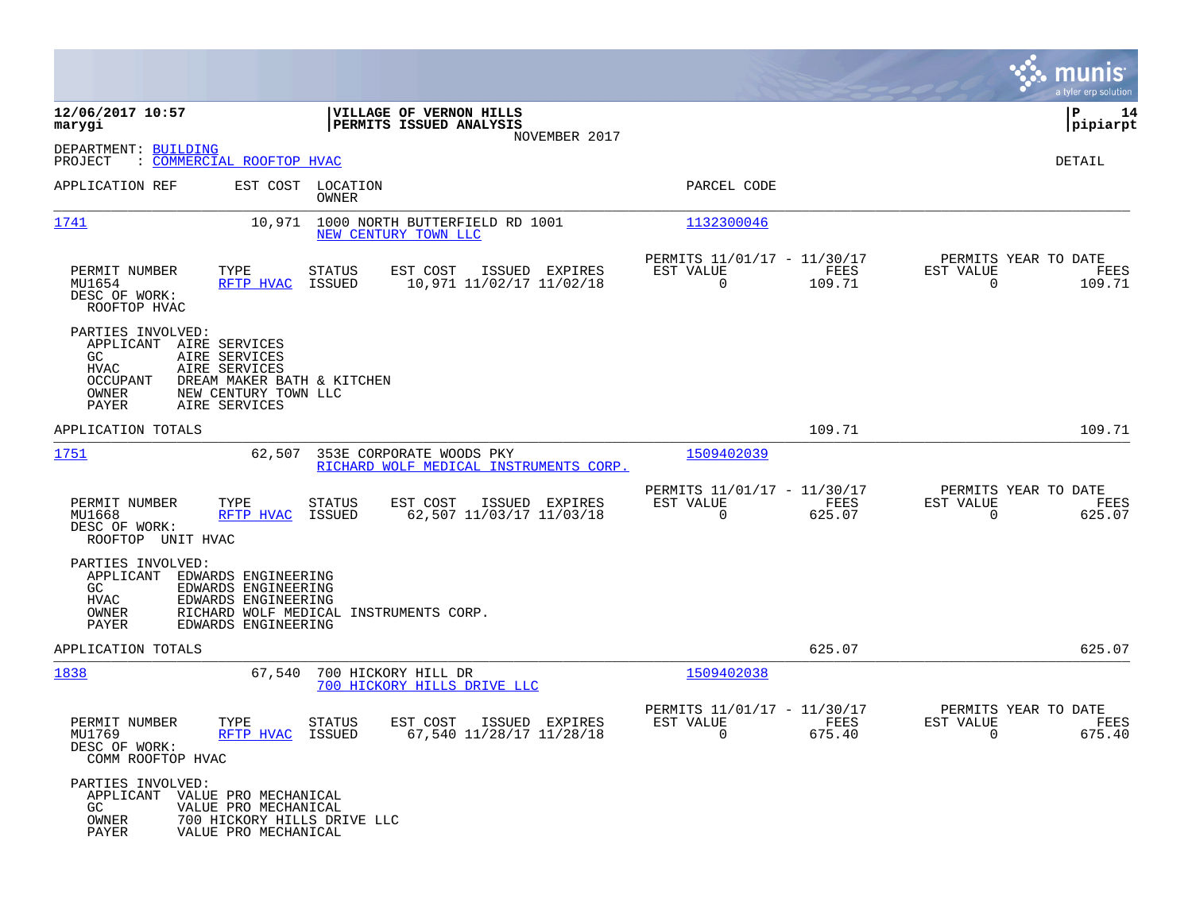**12/06/2017 10:57**
**marygi**

**VILLAGE OF VERNON HILLS**
**PERMITS ISSUED ANALYSIS**
NOVEMBER 2017

**P 14**
**pipiarpt**

DEPARTMENT: BUILDING
PROJECT : COMMERCIAL ROOFTOP HVAC

DETAIL

| APPLICATION REF | EST COST | LOCATION / OWNER | PARCEL CODE |
|---|---|---|---|
| 1741 | 10,971 | 1000 NORTH BUTTERFIELD RD 1001 / NEW CENTURY TOWN LLC | 1132300046 |

| PERMIT NUMBER | TYPE | STATUS | EST COST | ISSUED | EXPIRES | PERMITS 11/01/17 - 11/30/17 EST VALUE | FEES | PERMITS YEAR TO DATE EST VALUE | FEES |
|---|---|---|---|---|---|---|---|---|---|
| MU1654 | RFTP HVAC | ISSUED | 10,971 | 11/02/17 | 11/02/18 | 0 | 109.71 | 0 | 109.71 |

DESC OF WORK:
ROOFTOP HVAC

PARTIES INVOLVED:
- APPLICANT AIRE SERVICES
- GC AIRE SERVICES
- HVAC AIRE SERVICES
- OCCUPANT DREAM MAKER BATH & KITCHEN
- OWNER NEW CENTURY TOWN LLC
- PAYER AIRE SERVICES

APPLICATION TOTALS: 109.71 | 109.71

| APPLICATION REF | EST COST | LOCATION / OWNER | PARCEL CODE |
|---|---|---|---|
| 1751 | 62,507 | 353E CORPORATE WOODS PKY / RICHARD WOLF MEDICAL INSTRUMENTS CORP. | 1509402039 |

| PERMIT NUMBER | TYPE | STATUS | EST COST | ISSUED | EXPIRES | PERMITS 11/01/17 - 11/30/17 EST VALUE | FEES | PERMITS YEAR TO DATE EST VALUE | FEES |
|---|---|---|---|---|---|---|---|---|---|
| MU1668 | RFTP HVAC | ISSUED | 62,507 | 11/03/17 | 11/03/18 | 0 | 625.07 | 0 | 625.07 |

DESC OF WORK:
ROOFTOP UNIT HVAC

PARTIES INVOLVED:
- APPLICANT EDWARDS ENGINEERING
- GC EDWARDS ENGINEERING
- HVAC EDWARDS ENGINEERING
- OWNER RICHARD WOLF MEDICAL INSTRUMENTS CORP.
- PAYER EDWARDS ENGINEERING

APPLICATION TOTALS: 625.07 | 625.07

| APPLICATION REF | EST COST | LOCATION / OWNER | PARCEL CODE |
|---|---|---|---|
| 1838 | 67,540 | 700 HICKORY HILL DR / 700 HICKORY HILLS DRIVE LLC | 1509402038 |

| PERMIT NUMBER | TYPE | STATUS | EST COST | ISSUED | EXPIRES | PERMITS 11/01/17 - 11/30/17 EST VALUE | FEES | PERMITS YEAR TO DATE EST VALUE | FEES |
|---|---|---|---|---|---|---|---|---|---|
| MU1769 | RFTP HVAC | ISSUED | 67,540 | 11/28/17 | 11/28/18 | 0 | 675.40 | 0 | 675.40 |

DESC OF WORK:
COMM ROOFTOP HVAC

PARTIES INVOLVED:
- APPLICANT VALUE PRO MECHANICAL
- GC VALUE PRO MECHANICAL
- OWNER 700 HICKORY HILLS DRIVE LLC
- PAYER VALUE PRO MECHANICAL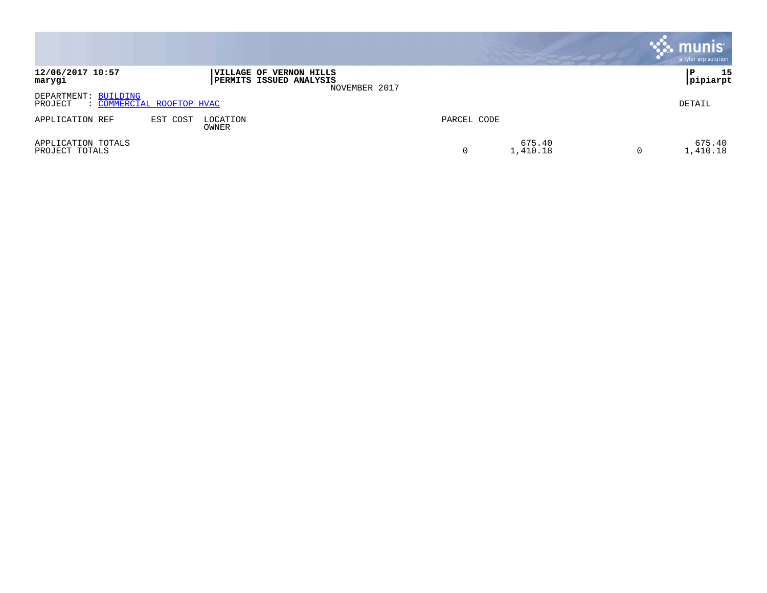**12/06/2017 10:57**
**marygi**

**VILLAGE OF VERNON HILLS**
**PERMITS ISSUED ANALYSIS**
NOVEMBER 2017

**P 15**
**pipiarpt**

DEPARTMENT: BUILDING
PROJECT : COMMERCIAL ROOFTOP HVAC

DETAIL

| APPLICATION REF | EST COST | LOCATION<br>OWNER | PARCEL CODE | | | |
|---|---|---|---|---|---|---|
| APPLICATION TOTALS | | | | 675.40 | | 675.40 |
| PROJECT TOTALS | | | 0 | 1,410.18 | 0 | 1,410.18 |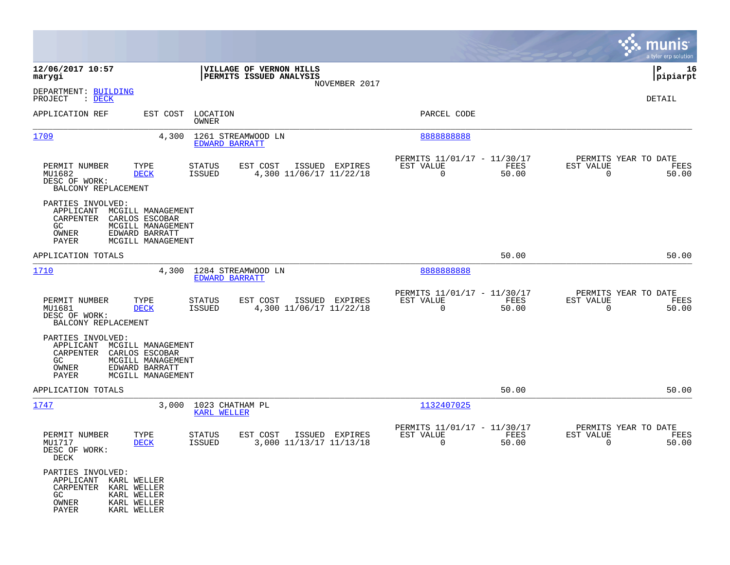**12/06/2017 10:57**
**marygi**

**VILLAGE OF VERNON HILLS**
**PERMITS ISSUED ANALYSIS**
NOVEMBER 2017

**P 16**
**pipiarpt**

DEPARTMENT: BUILDING
PROJECT : DECK

DETAIL

| APPLICATION REF | EST COST | LOCATION / OWNER | PARCEL CODE |
|---|---|---|---|
| 1709 | 4,300 | 1261 STREAMWOOD LN / EDWARD BARRATT | 8888888888 |

| PERMIT NUMBER | TYPE | STATUS | EST COST | ISSUED | EXPIRES | PERMITS 11/01/17 - 11/30/17 EST VALUE | FEES | PERMITS YEAR TO DATE EST VALUE | FEES |
|---|---|---|---|---|---|---|---|---|---|
| MU1682 | DECK | ISSUED | 4,300 | 11/06/17 | 11/22/18 | 0 | 50.00 | 0 | 50.00 |

DESC OF WORK:
BALCONY REPLACEMENT

PARTIES INVOLVED:
- APPLICANT MCGILL MANAGEMENT
- CARPENTER CARLOS ESCOBAR
- GC MCGILL MANAGEMENT
- OWNER EDWARD BARRATT
- PAYER MCGILL MANAGEMENT

APPLICATION TOTALS — 50.00 — 50.00

| APPLICATION REF | EST COST | LOCATION / OWNER | PARCEL CODE |
|---|---|---|---|
| 1710 | 4,300 | 1284 STREAMWOOD LN / EDWARD BARRATT | 8888888888 |

| PERMIT NUMBER | TYPE | STATUS | EST COST | ISSUED | EXPIRES | PERMITS 11/01/17 - 11/30/17 EST VALUE | FEES | PERMITS YEAR TO DATE EST VALUE | FEES |
|---|---|---|---|---|---|---|---|---|---|
| MU1681 | DECK | ISSUED | 4,300 | 11/06/17 | 11/22/18 | 0 | 50.00 | 0 | 50.00 |

DESC OF WORK:
BALCONY REPLACEMENT

PARTIES INVOLVED:
- APPLICANT MCGILL MANAGEMENT
- CARPENTER CARLOS ESCOBAR
- GC MCGILL MANAGEMENT
- OWNER EDWARD BARRATT
- PAYER MCGILL MANAGEMENT

APPLICATION TOTALS — 50.00 — 50.00

| APPLICATION REF | EST COST | LOCATION / OWNER | PARCEL CODE |
|---|---|---|---|
| 1747 | 3,000 | 1023 CHATHAM PL / KARL WELLER | 1132407025 |

| PERMIT NUMBER | TYPE | STATUS | EST COST | ISSUED | EXPIRES | PERMITS 11/01/17 - 11/30/17 EST VALUE | FEES | PERMITS YEAR TO DATE EST VALUE | FEES |
|---|---|---|---|---|---|---|---|---|---|
| MU1717 | DECK | ISSUED | 3,000 | 11/13/17 | 11/13/18 | 0 | 50.00 | 0 | 50.00 |

DESC OF WORK:
DECK

PARTIES INVOLVED:
- APPLICANT KARL WELLER
- CARPENTER KARL WELLER
- GC KARL WELLER
- OWNER KARL WELLER
- PAYER KARL WELLER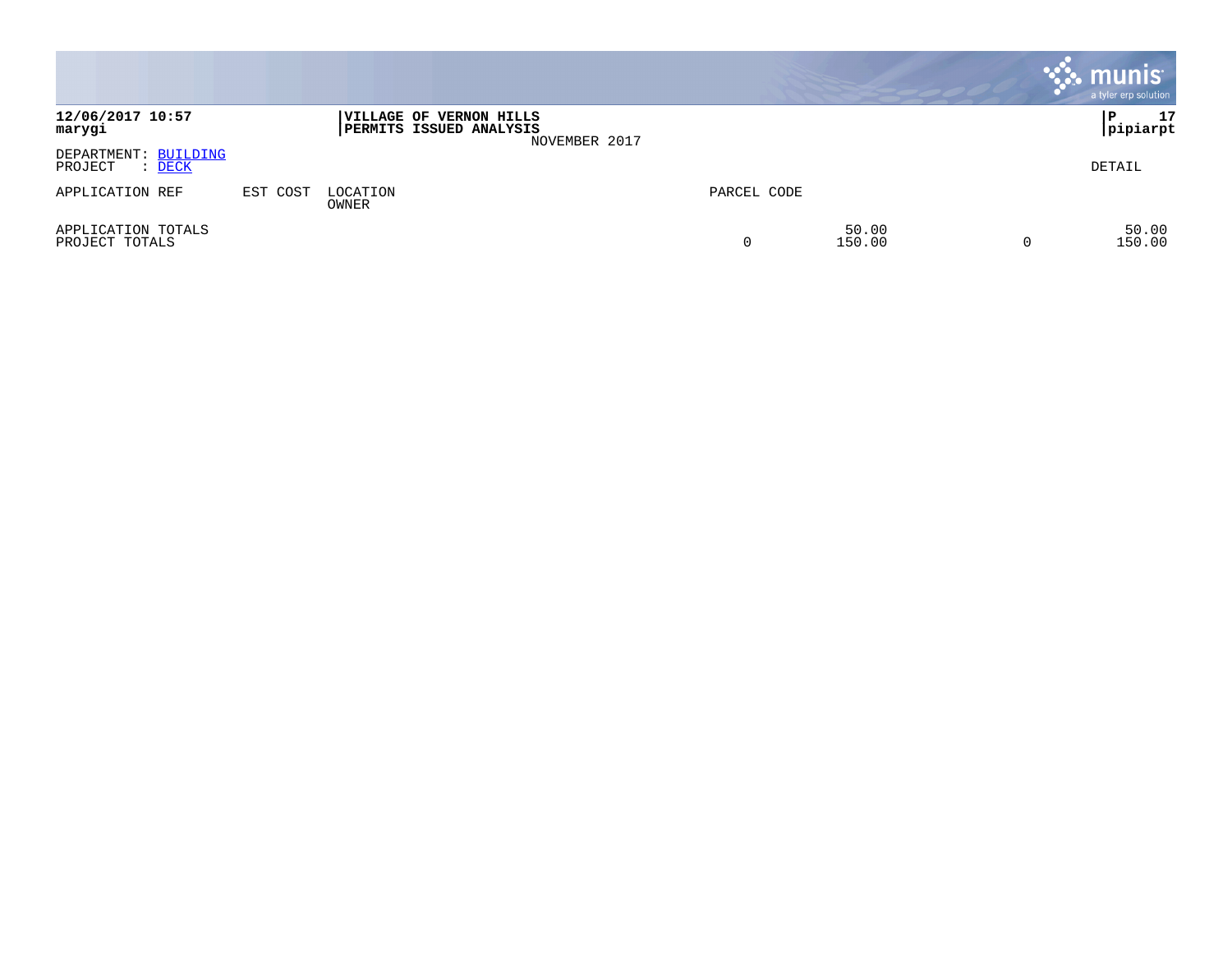**12/06/2017 10:57**
**marygi**

**VILLAGE OF VERNON HILLS**
**PERMITS ISSUED ANALYSIS**
NOVEMBER 2017

**P 17**
**pipiarpt**

DEPARTMENT: BUILDING
PROJECT : DECK

DETAIL

| APPLICATION REF | EST COST | LOCATION OWNER | PARCEL CODE | | | | |
|---|---|---|---|---|---|---|---|
| APPLICATION TOTALS | | | | | 50.00 | | 50.00 |
| PROJECT TOTALS | | | | 0 | 150.00 | 0 | 150.00 |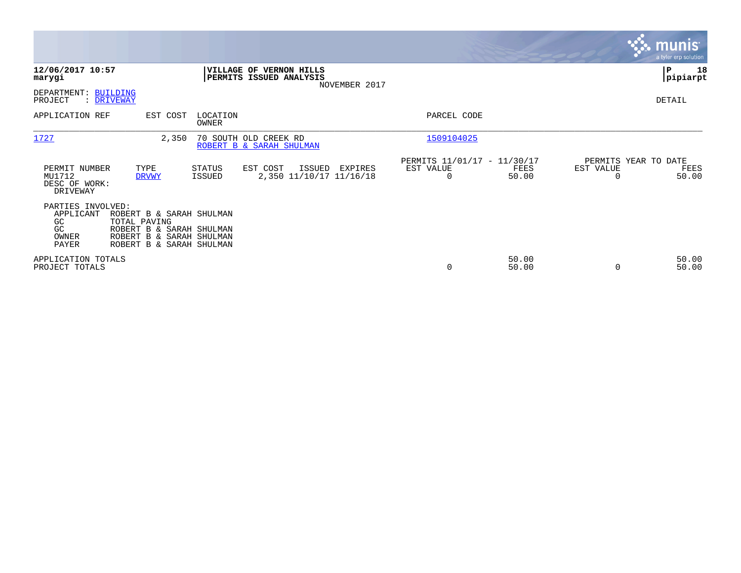**12/06/2017 10:57**
**marygi**

**VILLAGE OF VERNON HILLS**
**PERMITS ISSUED ANALYSIS**
NOVEMBER 2017

**P 18**
**pipiarpt**

DEPARTMENT: BUILDING
PROJECT : DRIVEWAY

DETAIL

| APPLICATION REF | EST COST | LOCATION / OWNER | PARCEL CODE |
|---|---|---|---|
| 1727 | 2,350 | 70 SOUTH OLD CREEK RD / ROBERT B & SARAH SHULMAN | 1509104025 |

| PERMIT NUMBER | TYPE | STATUS | EST COST | ISSUED | EXPIRES | PERMITS 11/01/17 - 11/30/17 EST VALUE | FEES | PERMITS YEAR TO DATE EST VALUE | FEES |
|---|---|---|---|---|---|---|---|---|---|
| MU1712 | DRVWY | ISSUED | 2,350 | 11/10/17 | 11/16/18 | 0 | 50.00 | 0 | 50.00 |

DESC OF WORK:
DRIVEWAY

PARTIES INVOLVED:

| Role | Name |
|---|---|
| APPLICANT | ROBERT B & SARAH SHULMAN |
| GC | TOTAL PAVING |
| GC | ROBERT B & SARAH SHULMAN |
| OWNER | ROBERT B & SARAH SHULMAN |
| PAYER | ROBERT B & SARAH SHULMAN |

| | EST VALUE | FEES | YTD EST VALUE | YTD FEES |
|---|---|---|---|---|
| APPLICATION TOTALS | | 50.00 | | 50.00 |
| PROJECT TOTALS | 0 | 50.00 | 0 | 50.00 |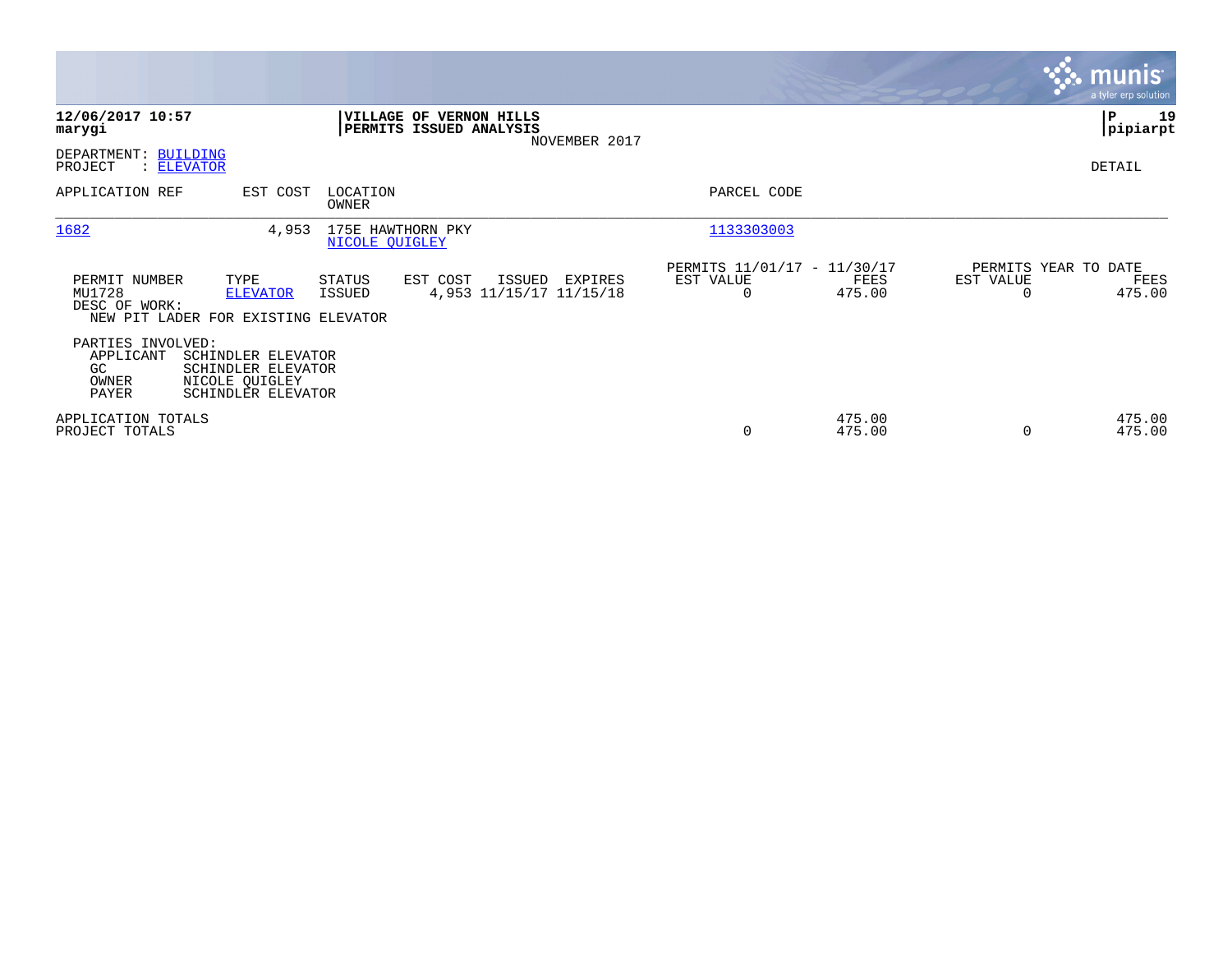**12/06/2017 10:57**
**marygi**

**VILLAGE OF VERNON HILLS**
**PERMITS ISSUED ANALYSIS**
NOVEMBER 2017

**pipiarpt**

DEPARTMENT: BUILDING
PROJECT : ELEVATOR

DETAIL

| APPLICATION REF | EST COST | LOCATION / OWNER | PARCEL CODE |
|---|---|---|---|
| 1682 | 4,953 | 175E HAWTHORN PKY / NICOLE QUIGLEY | 1133303003 |

| PERMIT NUMBER | TYPE | STATUS | EST COST | ISSUED | EXPIRES | PERMITS 11/01/17 - 11/30/17 EST VALUE | FEES | PERMITS YEAR TO DATE EST VALUE | FEES |
|---|---|---|---|---|---|---|---|---|---|
| MU1728 | ELEVATOR | ISSUED | 4,953 | 11/15/17 | 11/15/18 | 0 | 475.00 | 0 | 475.00 |

DESC OF WORK:
NEW PIT LADER FOR EXISTING ELEVATOR

PARTIES INVOLVED:

| | |
|---|---|
| APPLICANT | SCHINDLER ELEVATOR |
| GC | SCHINDLER ELEVATOR |
| OWNER | NICOLE QUIGLEY |
| PAYER | SCHINDLER ELEVATOR |

| | EST VALUE | FEES | YTD EST VALUE | YTD FEES |
|---|---|---|---|---|
| APPLICATION TOTALS | | 475.00 | | 475.00 |
| PROJECT TOTALS | 0 | 475.00 | 0 | 475.00 |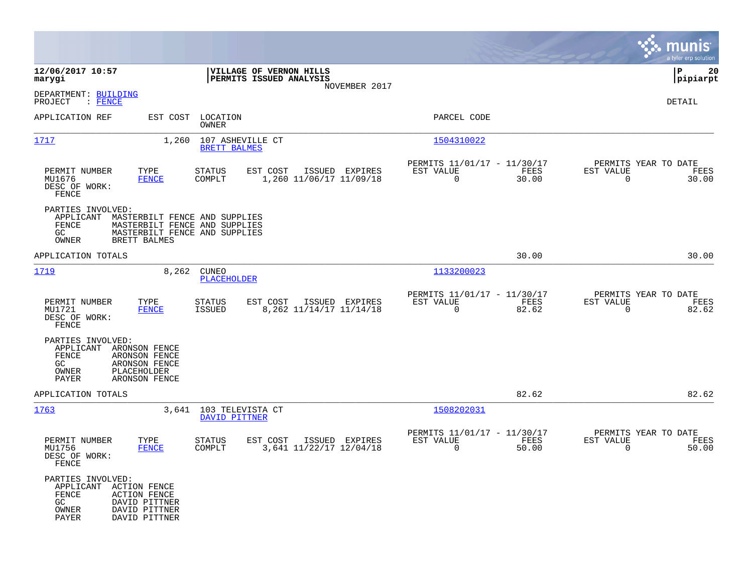**12/06/2017 10:57**
**marygi**

**VILLAGE OF VERNON HILLS**
**PERMITS ISSUED ANALYSIS**
NOVEMBER 2017

**P 20**
**pipiarpt**

DEPARTMENT: BUILDING
PROJECT : FENCE

DETAIL

| APPLICATION REF | EST COST | LOCATION / OWNER | PARCEL CODE |
|---|---|---|---|
| 1717 | 1,260 | 107 ASHEVILLE CT / BRETT BALMES | 1504310022 |

| PERMIT NUMBER | TYPE | STATUS | EST COST | ISSUED | EXPIRES | PERMITS 11/01/17 - 11/30/17 EST VALUE | FEES | PERMITS YEAR TO DATE EST VALUE | FEES |
|---|---|---|---|---|---|---|---|---|---|
| MU1676 | FENCE | COMPLT | 1,260 | 11/06/17 | 11/09/18 | 0 | 30.00 | 0 | 30.00 |

DESC OF WORK:
FENCE

PARTIES INVOLVED:
- APPLICANT MASTERBILT FENCE AND SUPPLIES
- FENCE MASTERBILT FENCE AND SUPPLIES
- GC MASTERBILT FENCE AND SUPPLIES
- OWNER BRETT BALMES

APPLICATION TOTALS: 30.00 | 30.00

| APPLICATION REF | EST COST | LOCATION / OWNER | PARCEL CODE |
|---|---|---|---|
| 1719 | 8,262 | CUNEO / PLACEHOLDER | 1133200023 |

| PERMIT NUMBER | TYPE | STATUS | EST COST | ISSUED | EXPIRES | PERMITS 11/01/17 - 11/30/17 EST VALUE | FEES | PERMITS YEAR TO DATE EST VALUE | FEES |
|---|---|---|---|---|---|---|---|---|---|
| MU1721 | FENCE | ISSUED | 8,262 | 11/14/17 | 11/14/18 | 0 | 82.62 | 0 | 82.62 |

DESC OF WORK:
FENCE

PARTIES INVOLVED:
- APPLICANT ARONSON FENCE
- FENCE ARONSON FENCE
- GC ARONSON FENCE
- OWNER PLACEHOLDER
- PAYER ARONSON FENCE

APPLICATION TOTALS: 82.62 | 82.62

| APPLICATION REF | EST COST | LOCATION / OWNER | PARCEL CODE |
|---|---|---|---|
| 1763 | 3,641 | 103 TELEVISTA CT / DAVID PITTNER | 1508202031 |

| PERMIT NUMBER | TYPE | STATUS | EST COST | ISSUED | EXPIRES | PERMITS 11/01/17 - 11/30/17 EST VALUE | FEES | PERMITS YEAR TO DATE EST VALUE | FEES |
|---|---|---|---|---|---|---|---|---|---|
| MU1756 | FENCE | COMPLT | 3,641 | 11/22/17 | 12/04/18 | 0 | 50.00 | 0 | 50.00 |

DESC OF WORK:
FENCE

PARTIES INVOLVED:
- APPLICANT ACTION FENCE
- FENCE ACTION FENCE
- GC DAVID PITTNER
- OWNER DAVID PITTNER
- PAYER DAVID PITTNER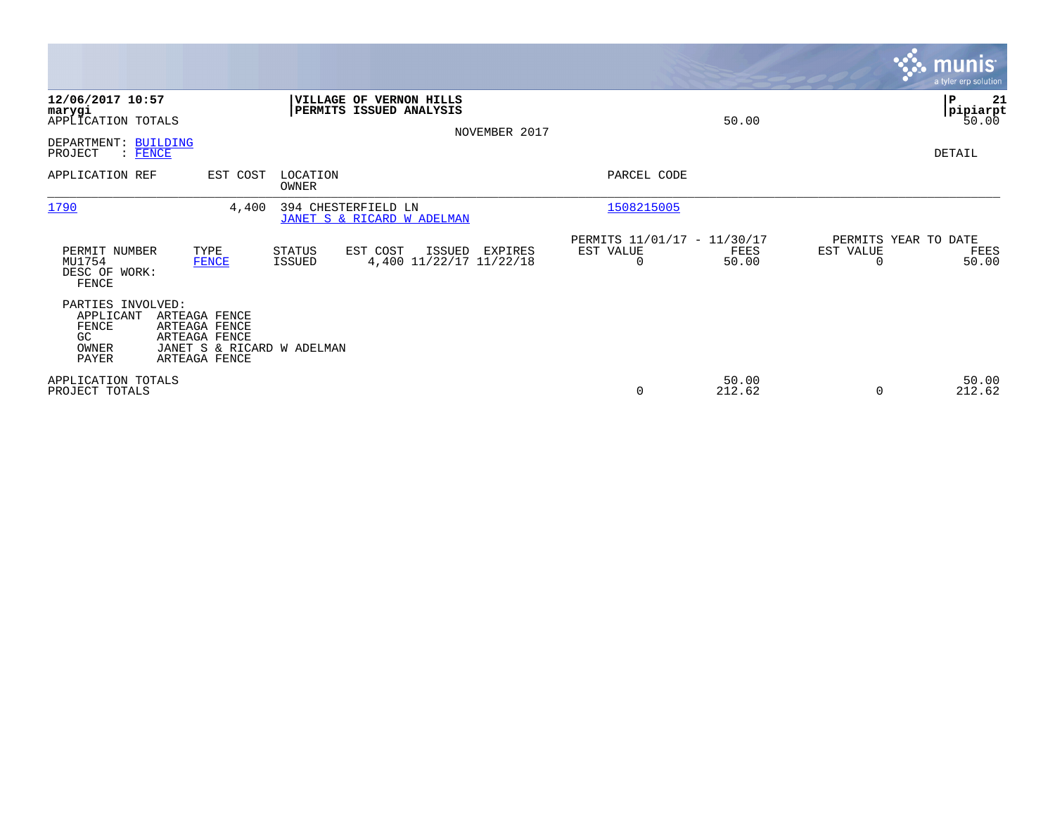12/06/2017 10:57
marygi
APPLICATION TOTALS

**VILLAGE OF VERNON HILLS**
**PERMITS ISSUED ANALYSIS**

NOVEMBER 2017

50.00

P 21
pipiarpt
50.00

DEPARTMENT: BUILDING
PROJECT : FENCE

DETAIL

| APPLICATION REF | EST COST | LOCATION / OWNER | PARCEL CODE |
|---|---|---|---|
| 1790 | 4,400 | 394 CHESTERFIELD LN<br>JANET S & RICARD W ADELMAN | 1508215005 |

| PERMIT NUMBER | TYPE | STATUS | EST COST | ISSUED | EXPIRES | PERMITS 11/01/17 - 11/30/17 EST VALUE | FEES | PERMITS YEAR TO DATE EST VALUE | FEES |
|---|---|---|---|---|---|---|---|---|---|
| MU1754 | FENCE | ISSUED | 4,400 | 11/22/17 | 11/22/18 | 0 | 50.00 | 0 | 50.00 |

DESC OF WORK:
FENCE

PARTIES INVOLVED:

| | |
|---|---|
| APPLICANT | ARTEAGA FENCE |
| FENCE | ARTEAGA FENCE |
| GC | ARTEAGA FENCE |
| OWNER | JANET S & RICARD W ADELMAN |
| PAYER | ARTEAGA FENCE |

| | EST VALUE | FEES | EST VALUE | FEES |
|---|---|---|---|---|
| APPLICATION TOTALS | | 50.00 | | 50.00 |
| PROJECT TOTALS | 0 | 212.62 | 0 | 212.62 |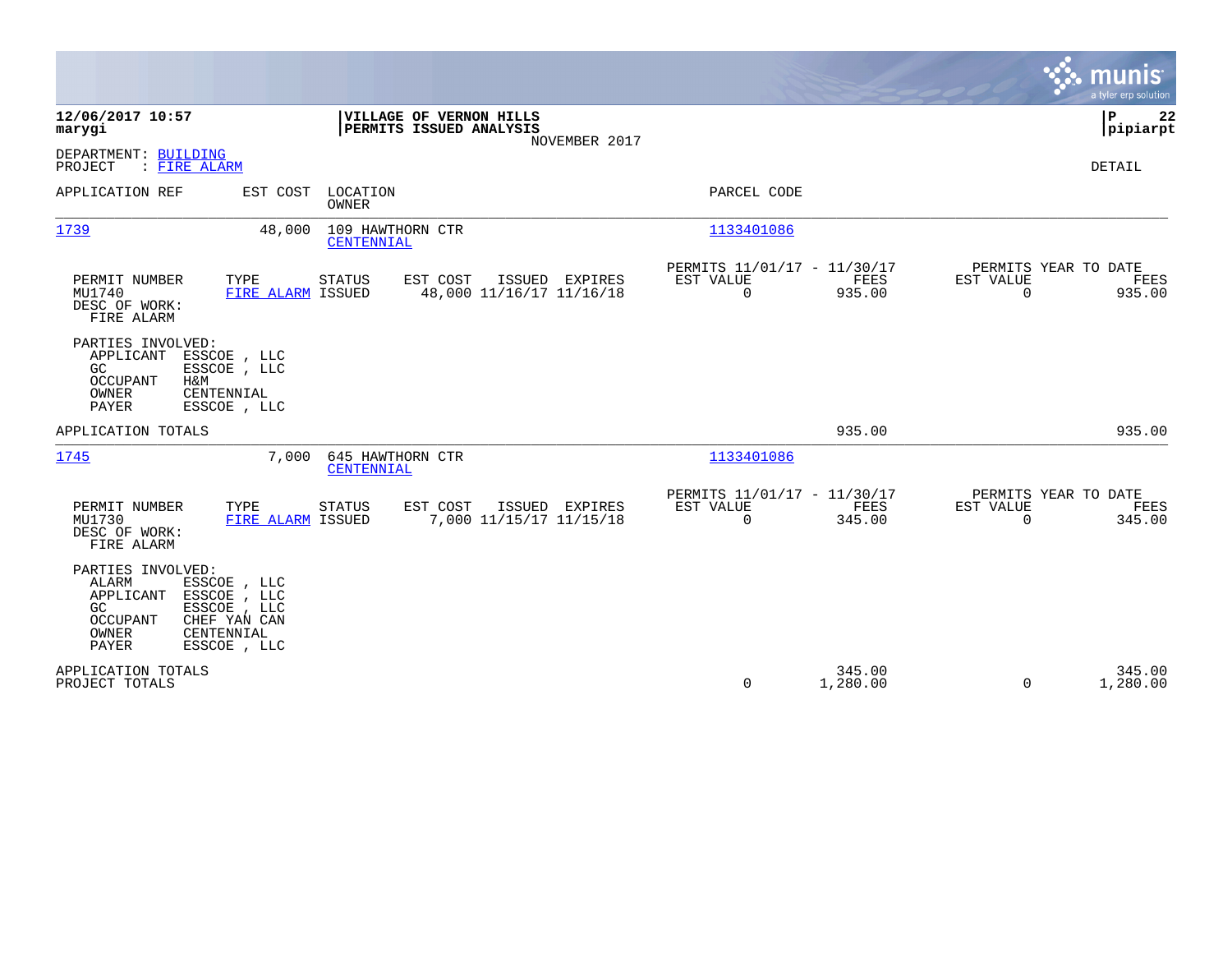**12/06/2017 10:57**
**marygi**

**VILLAGE OF VERNON HILLS**
**PERMITS ISSUED ANALYSIS**
NOVEMBER 2017

**P 22**
**pipiarpt**

DEPARTMENT: BUILDING
PROJECT : FIRE ALARM

DETAIL

| APPLICATION REF | EST COST | LOCATION / OWNER | PARCEL CODE |
|---|---|---|---|
| 1739 | 48,000 | 109 HAWTHORN CTR / CENTENNIAL | 1133401086 |

| PERMIT NUMBER | TYPE | STATUS | EST COST | ISSUED | EXPIRES | PERMITS 11/01/17 - 11/30/17 EST VALUE | FEES | PERMITS YEAR TO DATE EST VALUE | FEES |
|---|---|---|---|---|---|---|---|---|---|
| MU1740 | FIRE ALARM | ISSUED | 48,000 | 11/16/17 | 11/16/18 | 0 | 935.00 | 0 | 935.00 |

DESC OF WORK:
FIRE ALARM

PARTIES INVOLVED:

| Role | Name |
|---|---|
| APPLICANT | ESSCOE , LLC |
| GC | ESSCOE , LLC |
| OCCUPANT | H&M |
| OWNER | CENTENNIAL |
| PAYER | ESSCOE , LLC |

APPLICATION TOTALS: 935.00 | 935.00

| APPLICATION REF | EST COST | LOCATION / OWNER | PARCEL CODE |
|---|---|---|---|
| 1745 | 7,000 | 645 HAWTHORN CTR / CENTENNIAL | 1133401086 |

| PERMIT NUMBER | TYPE | STATUS | EST COST | ISSUED | EXPIRES | PERMITS 11/01/17 - 11/30/17 EST VALUE | FEES | PERMITS YEAR TO DATE EST VALUE | FEES |
|---|---|---|---|---|---|---|---|---|---|
| MU1730 | FIRE ALARM | ISSUED | 7,000 | 11/15/17 | 11/15/18 | 0 | 345.00 | 0 | 345.00 |

DESC OF WORK:
FIRE ALARM

PARTIES INVOLVED:

| Role | Name |
|---|---|
| ALARM | ESSCOE , LLC |
| APPLICANT | ESSCOE , LLC |
| GC | ESSCOE , LLC |
| OCCUPANT | CHEF YAN CAN |
| OWNER | CENTENNIAL |
| PAYER | ESSCOE , LLC |

| | EST VALUE | FEES | YTD EST VALUE | YTD FEES |
|---|---|---|---|---|
| APPLICATION TOTALS | | 345.00 | | 345.00 |
| PROJECT TOTALS | 0 | 1,280.00 | 0 | 1,280.00 |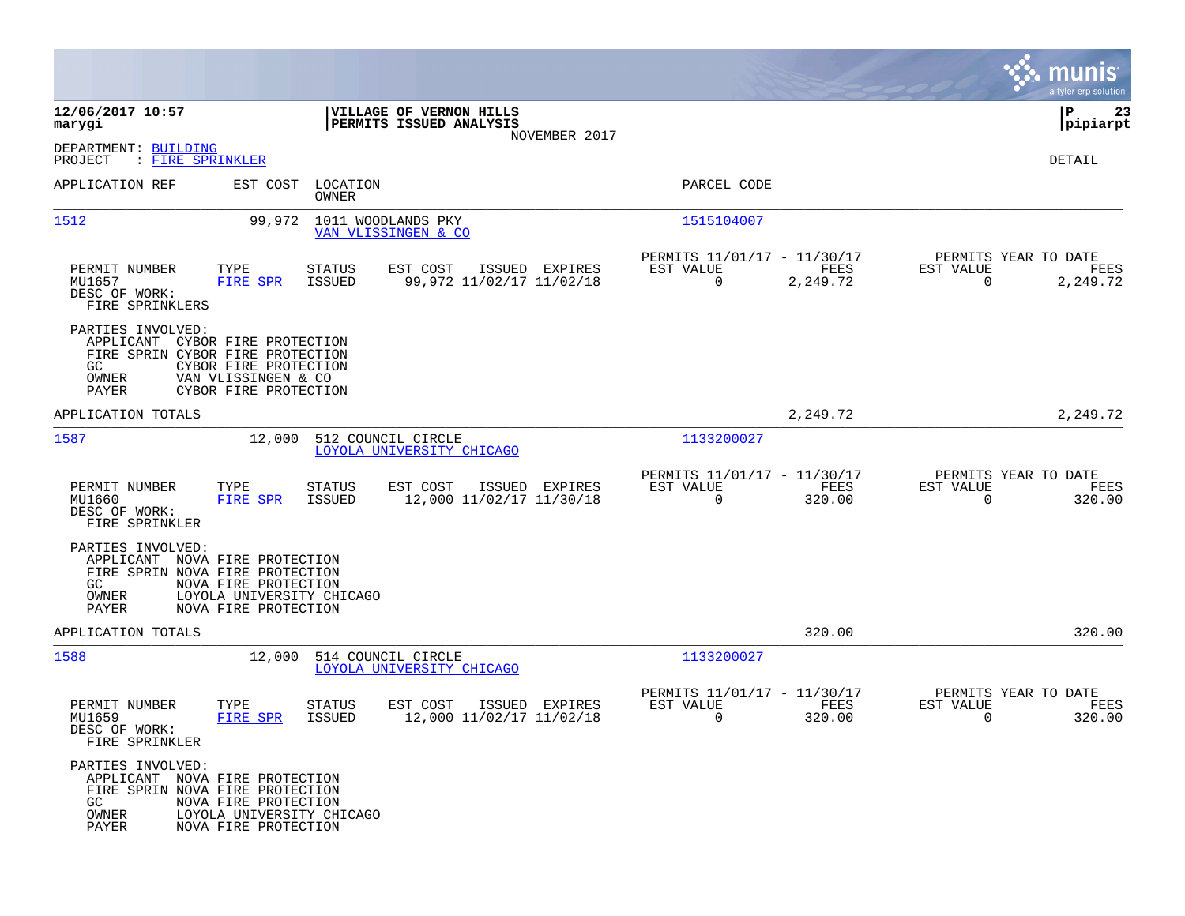**12/06/2017 10:57**
**marygi**

**VILLAGE OF VERNON HILLS**
**PERMITS ISSUED ANALYSIS**
NOVEMBER 2017

**P 23**
**pipiarpt**

DEPARTMENT: BUILDING
PROJECT : FIRE SPRINKLER

DETAIL

| APPLICATION REF | EST COST | LOCATION / OWNER | PARCEL CODE |
|---|---|---|---|
| 1512 | 99,972 | 1011 WOODLANDS PKY / VAN VLISSINGEN & CO | 1515104007 |

| PERMIT NUMBER | TYPE | STATUS | EST COST | ISSUED | EXPIRES | PERMITS 11/01/17 - 11/30/17 EST VALUE | FEES | PERMITS YEAR TO DATE EST VALUE | FEES |
|---|---|---|---|---|---|---|---|---|---|
| MU1657 | FIRE SPR | ISSUED | 99,972 | 11/02/17 | 11/02/18 | 0 | 2,249.72 | 0 | 2,249.72 |

DESC OF WORK:
FIRE SPRINKLERS

PARTIES INVOLVED:
- APPLICANT CYBOR FIRE PROTECTION
- FIRE SPRIN CYBOR FIRE PROTECTION
- GC CYBOR FIRE PROTECTION
- OWNER VAN VLISSINGEN & CO
- PAYER CYBOR FIRE PROTECTION

APPLICATION TOTALS 2,249.72 2,249.72

| APPLICATION REF | EST COST | LOCATION / OWNER | PARCEL CODE |
|---|---|---|---|
| 1587 | 12,000 | 512 COUNCIL CIRCLE / LOYOLA UNIVERSITY CHICAGO | 1133200027 |

| PERMIT NUMBER | TYPE | STATUS | EST COST | ISSUED | EXPIRES | PERMITS 11/01/17 - 11/30/17 EST VALUE | FEES | PERMITS YEAR TO DATE EST VALUE | FEES |
|---|---|---|---|---|---|---|---|---|---|
| MU1660 | FIRE SPR | ISSUED | 12,000 | 11/02/17 | 11/30/18 | 0 | 320.00 | 0 | 320.00 |

DESC OF WORK:
FIRE SPRINKLER

PARTIES INVOLVED:
- APPLICANT NOVA FIRE PROTECTION
- FIRE SPRIN NOVA FIRE PROTECTION
- GC NOVA FIRE PROTECTION
- OWNER LOYOLA UNIVERSITY CHICAGO
- PAYER NOVA FIRE PROTECTION

APPLICATION TOTALS 320.00 320.00

| APPLICATION REF | EST COST | LOCATION / OWNER | PARCEL CODE |
|---|---|---|---|
| 1588 | 12,000 | 514 COUNCIL CIRCLE / LOYOLA UNIVERSITY CHICAGO | 1133200027 |

| PERMIT NUMBER | TYPE | STATUS | EST COST | ISSUED | EXPIRES | PERMITS 11/01/17 - 11/30/17 EST VALUE | FEES | PERMITS YEAR TO DATE EST VALUE | FEES |
|---|---|---|---|---|---|---|---|---|---|
| MU1659 | FIRE SPR | ISSUED | 12,000 | 11/02/17 | 11/02/18 | 0 | 320.00 | 0 | 320.00 |

DESC OF WORK:
FIRE SPRINKLER

PARTIES INVOLVED:
- APPLICANT NOVA FIRE PROTECTION
- FIRE SPRIN NOVA FIRE PROTECTION
- GC NOVA FIRE PROTECTION
- OWNER LOYOLA UNIVERSITY CHICAGO
- PAYER NOVA FIRE PROTECTION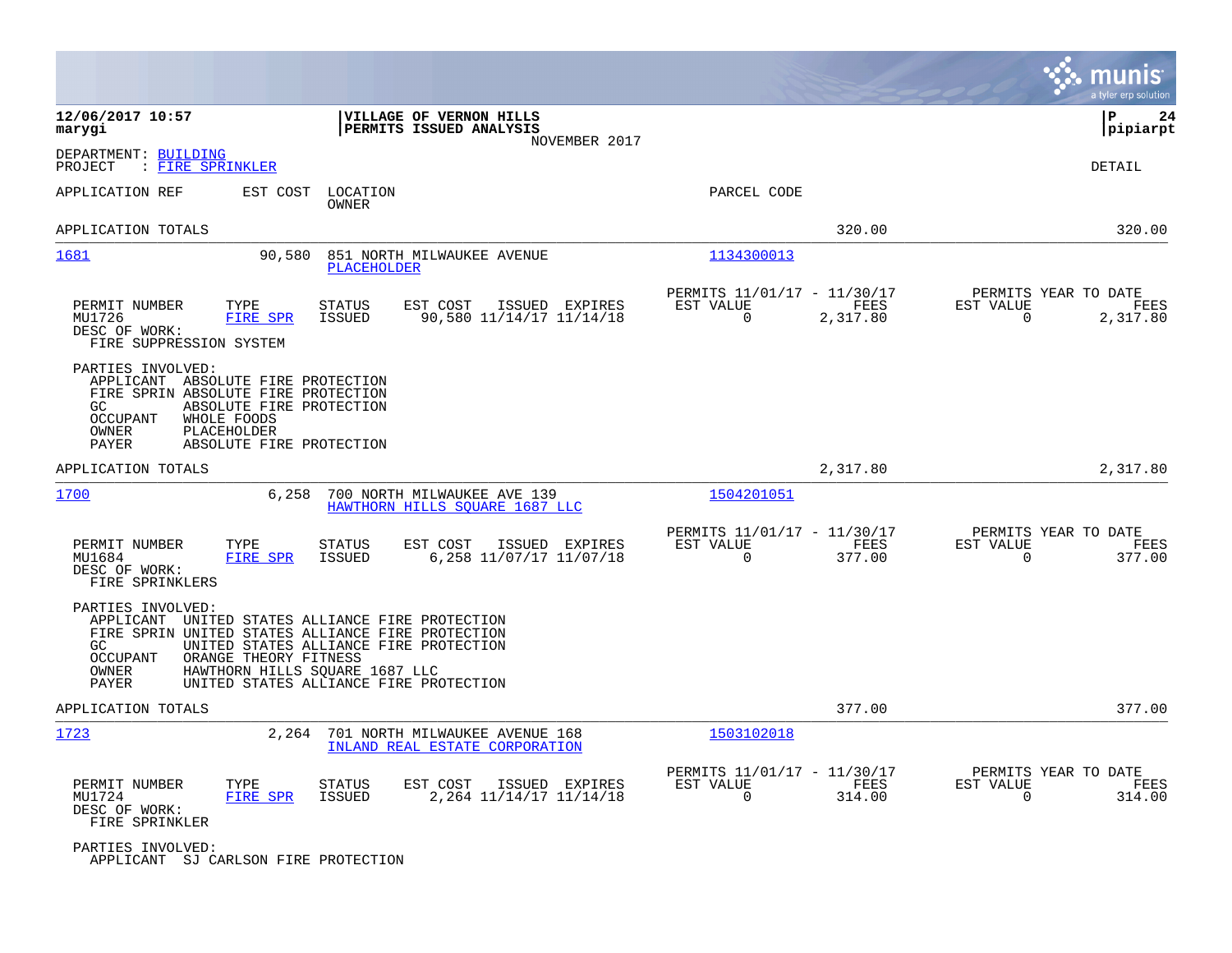**12/06/2017 10:57** | **VILLAGE OF VERNON HILLS** | **P 24**
**marygi** | **PERMITS ISSUED ANALYSIS** | **pipiarpt**

NOVEMBER 2017

DEPARTMENT: BUILDING
PROJECT : FIRE SPRINKLER

DETAIL

APPLICATION REF | EST COST | LOCATION / OWNER | PARCEL CODE

APPLICATION TOTALS 320.00 320.00

---

**1681** | 90,580 | 851 NORTH MILWAUKEE AVENUE / PLACEHOLDER | 1134300013

| PERMIT NUMBER | TYPE | STATUS | EST COST | ISSUED | EXPIRES | PERMITS 11/01/17 - 11/30/17 EST VALUE | FEES | PERMITS YEAR TO DATE EST VALUE | FEES |
|---|---|---|---|---|---|---|---|---|---|
| MU1726 | FIRE SPR | ISSUED | 90,580 | 11/14/17 | 11/14/18 | 0 | 2,317.80 | 0 | 2,317.80 |

DESC OF WORK:
FIRE SUPPRESSION SYSTEM

PARTIES INVOLVED:
- APPLICANT ABSOLUTE FIRE PROTECTION
- FIRE SPRIN ABSOLUTE FIRE PROTECTION
- GC ABSOLUTE FIRE PROTECTION
- OCCUPANT WHOLE FOODS
- OWNER PLACEHOLDER
- PAYER ABSOLUTE FIRE PROTECTION

APPLICATION TOTALS 2,317.80 2,317.80

---

**1700** | 6,258 | 700 NORTH MILWAUKEE AVE 139 / HAWTHORN HILLS SQUARE 1687 LLC | 1504201051

| PERMIT NUMBER | TYPE | STATUS | EST COST | ISSUED | EXPIRES | PERMITS 11/01/17 - 11/30/17 EST VALUE | FEES | PERMITS YEAR TO DATE EST VALUE | FEES |
|---|---|---|---|---|---|---|---|---|---|
| MU1684 | FIRE SPR | ISSUED | 6,258 | 11/07/17 | 11/07/18 | 0 | 377.00 | 0 | 377.00 |

DESC OF WORK:
FIRE SPRINKLERS

PARTIES INVOLVED:
- APPLICANT UNITED STATES ALLIANCE FIRE PROTECTION
- FIRE SPRIN UNITED STATES ALLIANCE FIRE PROTECTION
- GC UNITED STATES ALLIANCE FIRE PROTECTION
- OCCUPANT ORANGE THEORY FITNESS
- OWNER HAWTHORN HILLS SQUARE 1687 LLC
- PAYER UNITED STATES ALLIANCE FIRE PROTECTION

APPLICATION TOTALS 377.00 377.00

---

**1723** | 2,264 | 701 NORTH MILWAUKEE AVENUE 168 / INLAND REAL ESTATE CORPORATION | 1503102018

| PERMIT NUMBER | TYPE | STATUS | EST COST | ISSUED | EXPIRES | PERMITS 11/01/17 - 11/30/17 EST VALUE | FEES | PERMITS YEAR TO DATE EST VALUE | FEES |
|---|---|---|---|---|---|---|---|---|---|
| MU1724 | FIRE SPR | ISSUED | 2,264 | 11/14/17 | 11/14/18 | 0 | 314.00 | 0 | 314.00 |

DESC OF WORK:
FIRE SPRINKLER

PARTIES INVOLVED:
- APPLICANT SJ CARLSON FIRE PROTECTION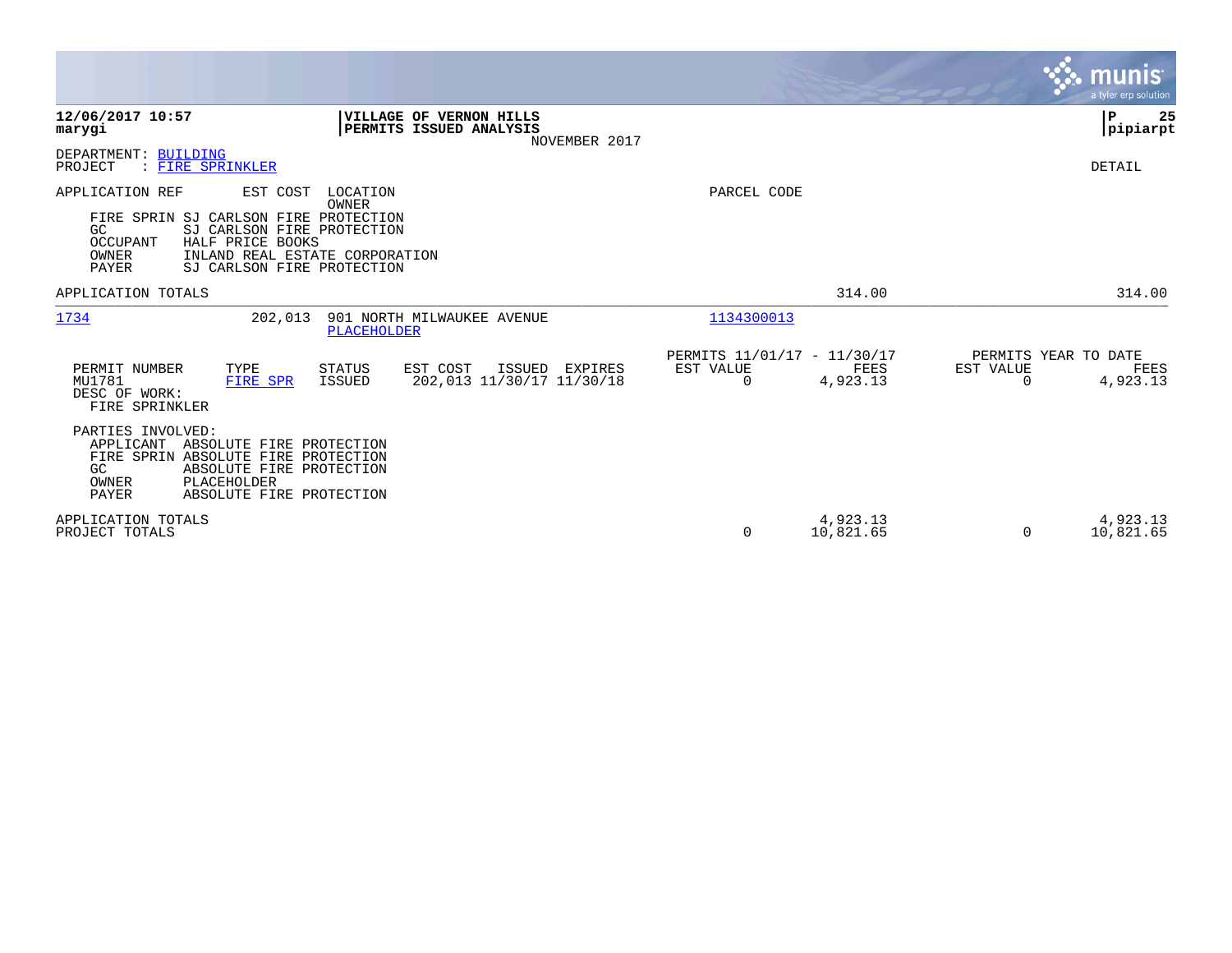**12/06/2017 10:57**
**marygi**

**VILLAGE OF VERNON HILLS**
**PERMITS ISSUED ANALYSIS**
NOVEMBER 2017

**pipiarpt**

DEPARTMENT: BUILDING
PROJECT : FIRE SPRINKLER

DETAIL

APPLICATION REF | EST COST | LOCATION / OWNER | PARCEL CODE

FIRE SPRIN SJ CARLSON FIRE PROTECTION
GC SJ CARLSON FIRE PROTECTION
OCCUPANT HALF PRICE BOOKS
OWNER INLAND REAL ESTATE CORPORATION
PAYER SJ CARLSON FIRE PROTECTION

APPLICATION TOTALS 314.00 314.00

---

**1734** | 202,013 | 901 NORTH MILWAUKEE AVENUE / PLACEHOLDER | 1134300013

| PERMIT NUMBER | TYPE | STATUS | EST COST | ISSUED | EXPIRES | PERMITS 11/01/17 - 11/30/17 EST VALUE | FEES | PERMITS YEAR TO DATE EST VALUE | FEES |
|---|---|---|---|---|---|---|---|---|---|
| MU1781 | FIRE SPR | ISSUED | 202,013 | 11/30/17 | 11/30/18 | 0 | 4,923.13 | 0 | 4,923.13 |

DESC OF WORK:
FIRE SPRINKLER

PARTIES INVOLVED:
APPLICANT ABSOLUTE FIRE PROTECTION
FIRE SPRIN ABSOLUTE FIRE PROTECTION
GC ABSOLUTE FIRE PROTECTION
OWNER PLACEHOLDER
PAYER ABSOLUTE FIRE PROTECTION

| | EST VALUE | FEES | EST VALUE | FEES |
|---|---|---|---|---|
| APPLICATION TOTALS | | 4,923.13 | | 4,923.13 |
| PROJECT TOTALS | 0 | 10,821.65 | 0 | 10,821.65 |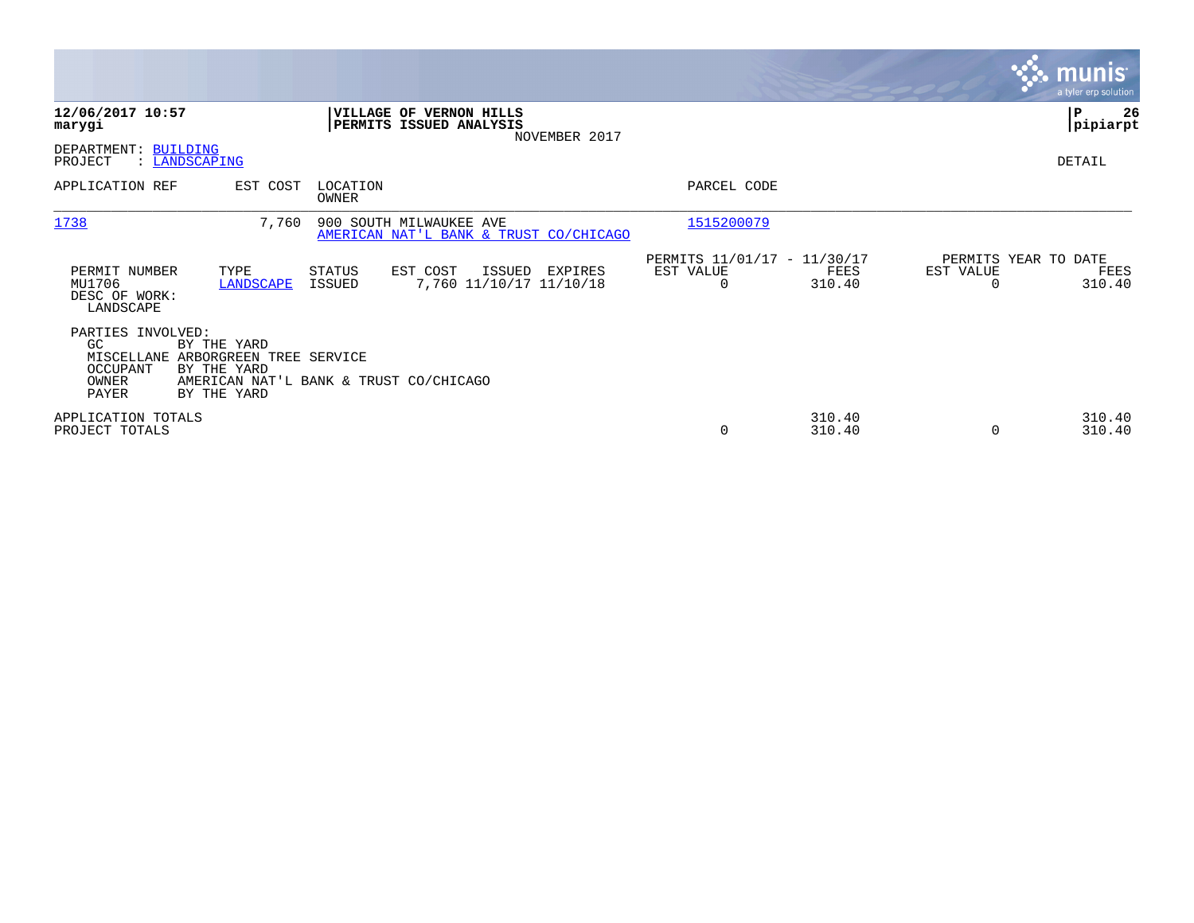**12/06/2017 10:57**
**marygi**

**VILLAGE OF VERNON HILLS**
**PERMITS ISSUED ANALYSIS**
NOVEMBER 2017

**P 26**
**pipiarpt**

DEPARTMENT: BUILDING
PROJECT : LANDSCAPING

DETAIL

| APPLICATION REF | EST COST | LOCATION / OWNER | PARCEL CODE |
|---|---|---|---|
| 1738 | 7,760 | 900 SOUTH MILWAUKEE AVE / AMERICAN NAT'L BANK & TRUST CO/CHICAGO | 1515200079 |

| PERMIT NUMBER | TYPE | STATUS | EST COST | ISSUED | EXPIRES | PERMITS 11/01/17 - 11/30/17 EST VALUE | FEES | PERMITS YEAR TO DATE EST VALUE | FEES |
|---|---|---|---|---|---|---|---|---|---|
| MU1706 | LANDSCAPE | ISSUED | 7,760 | 11/10/17 | 11/10/18 | 0 | 310.40 | 0 | 310.40 |

DESC OF WORK:
LANDSCAPE

PARTIES INVOLVED:

| | |
|---|---|
| GC | BY THE YARD |
| MISCELLANE | ARBORGREEN TREE SERVICE |
| OCCUPANT | BY THE YARD |
| OWNER | AMERICAN NAT'L BANK & TRUST CO/CHICAGO |
| PAYER | BY THE YARD |

| | EST VALUE | FEES | YTD EST VALUE | YTD FEES |
|---|---|---|---|---|
| APPLICATION TOTALS | | 310.40 | | 310.40 |
| PROJECT TOTALS | 0 | 310.40 | 0 | 310.40 |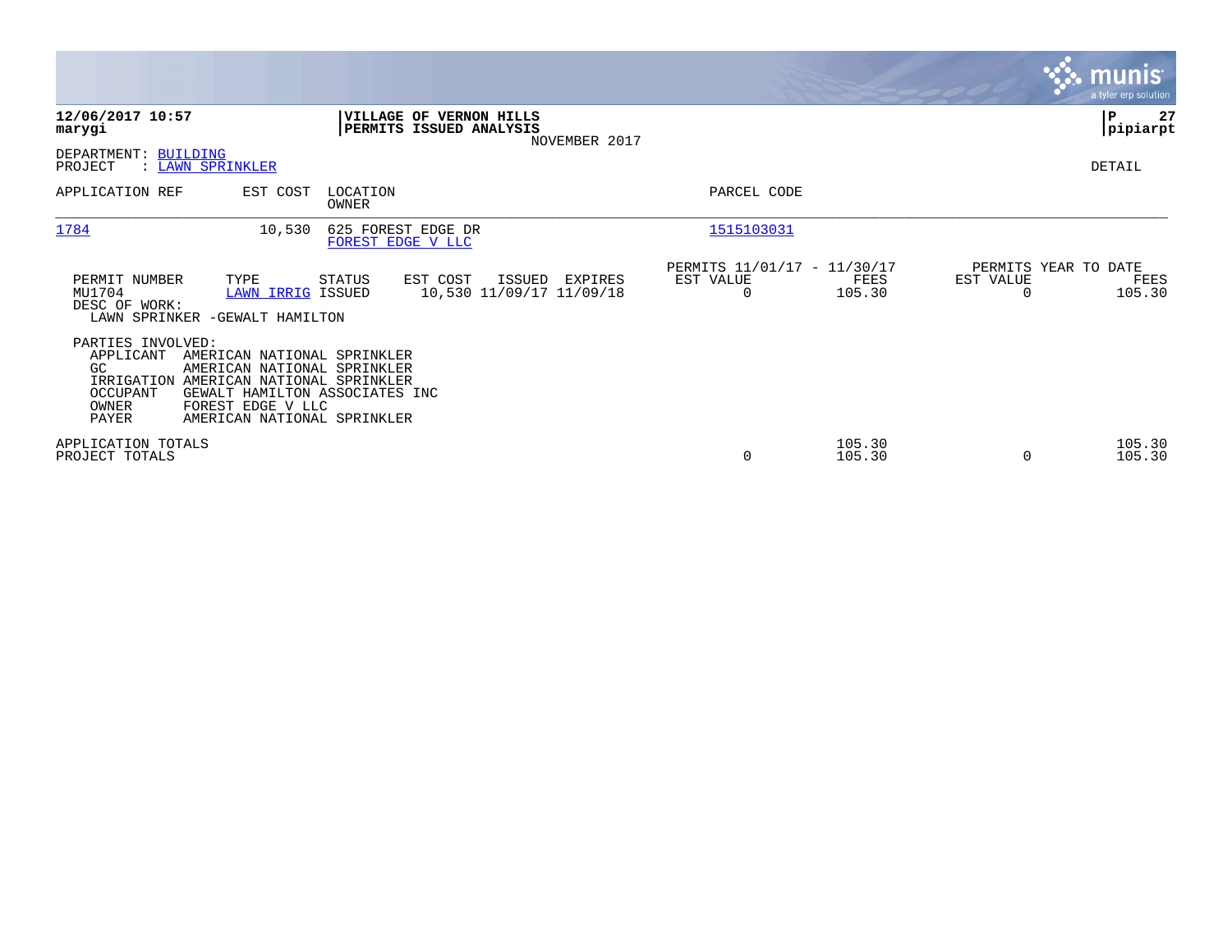**12/06/2017 10:57**
**marygi**

**VILLAGE OF VERNON HILLS**
**PERMITS ISSUED ANALYSIS**
NOVEMBER 2017

**P 27**
**pipiarpt**

DEPARTMENT: BUILDING
PROJECT : LAWN SPRINKLER

DETAIL

| APPLICATION REF | EST COST | LOCATION / OWNER | PARCEL CODE |
|---|---|---|---|
| 1784 | 10,530 | 625 FOREST EDGE DR / FOREST EDGE V LLC | 1515103031 |

| PERMIT NUMBER | TYPE | STATUS | EST COST | ISSUED | EXPIRES | PERMITS 11/01/17 - 11/30/17 EST VALUE | FEES | PERMITS YEAR TO DATE EST VALUE | FEES |
|---|---|---|---|---|---|---|---|---|---|
| MU1704 | LAWN IRRIG | ISSUED | 10,530 | 11/09/17 | 11/09/18 | 0 | 105.30 | 0 | 105.30 |

DESC OF WORK:
LAWN SPRINKER -GEWALT HAMILTON

PARTIES INVOLVED:

| Role | Name |
|---|---|
| APPLICANT | AMERICAN NATIONAL SPRINKLER |
| GC | AMERICAN NATIONAL SPRINKLER |
| IRRIGATION | AMERICAN NATIONAL SPRINKLER |
| OCCUPANT | GEWALT HAMILTON ASSOCIATES INC |
| OWNER | FOREST EDGE V LLC |
| PAYER | AMERICAN NATIONAL SPRINKLER |

| | EST VALUE | FEES | YTD EST VALUE | YTD FEES |
|---|---|---|---|---|
| APPLICATION TOTALS | | 105.30 | | 105.30 |
| PROJECT TOTALS | 0 | 105.30 | 0 | 105.30 |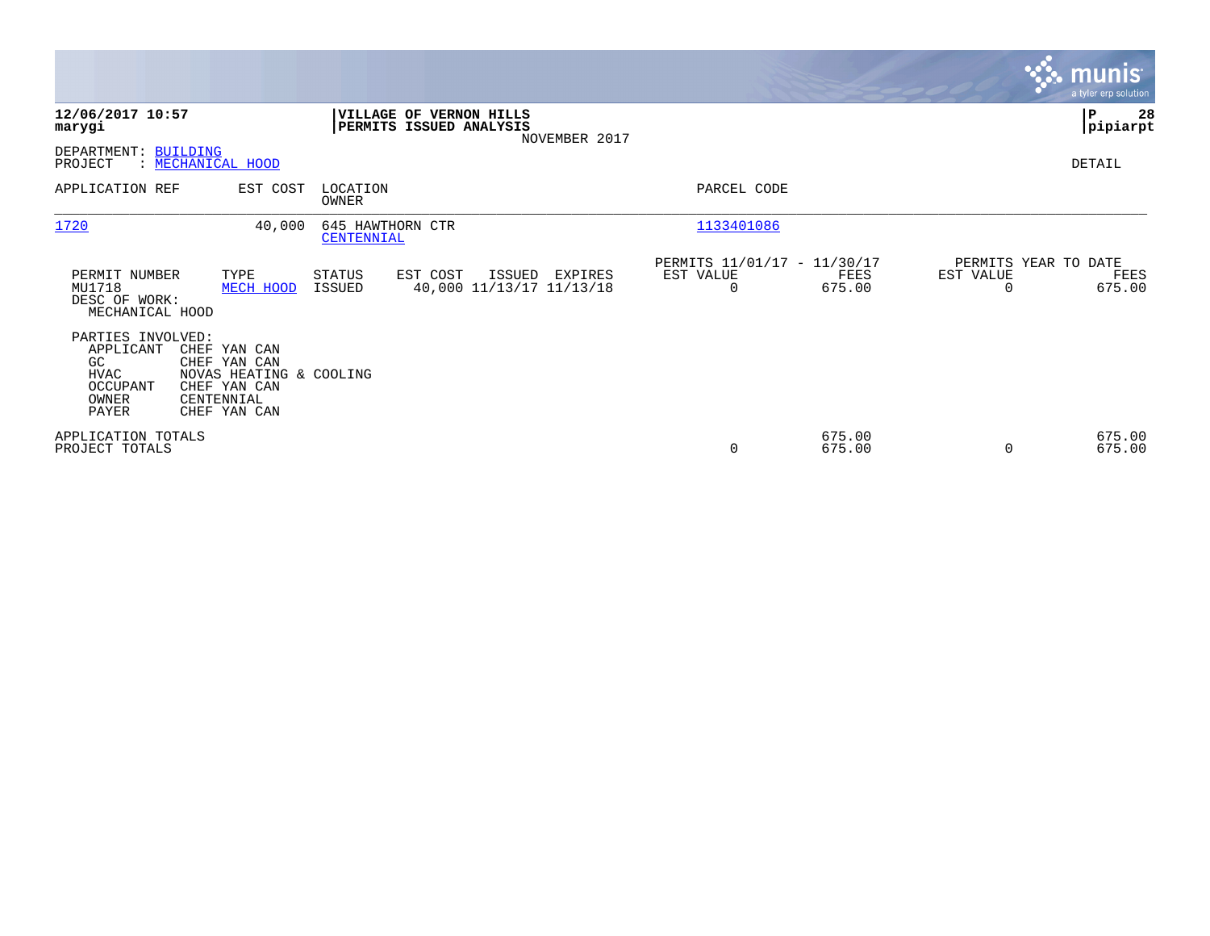**12/06/2017 10:57**
**marygi**

**VILLAGE OF VERNON HILLS**
**PERMITS ISSUED ANALYSIS**
NOVEMBER 2017

**P 28**
**pipiarpt**

DEPARTMENT: BUILDING
PROJECT : MECHANICAL HOOD

DETAIL

| APPLICATION REF | EST COST | LOCATION / OWNER | PARCEL CODE |
|---|---|---|---|
| 1720 | 40,000 | 645 HAWTHORN CTR / CENTENNIAL | 1133401086 |

| PERMIT NUMBER | TYPE | STATUS | EST COST | ISSUED | EXPIRES | PERMITS 11/01/17 - 11/30/17 EST VALUE | FEES | PERMITS YEAR TO DATE EST VALUE | FEES |
|---|---|---|---|---|---|---|---|---|---|
| MU1718 | MECH HOOD | ISSUED | 40,000 | 11/13/17 | 11/13/18 | 0 | 675.00 | 0 | 675.00 |

DESC OF WORK:
MECHANICAL HOOD

PARTIES INVOLVED:

| | |
|---|---|
| APPLICANT | CHEF YAN CAN |
| GC | CHEF YAN CAN |
| HVAC | NOVAS HEATING & COOLING |
| OCCUPANT | CHEF YAN CAN |
| OWNER | CENTENNIAL |
| PAYER | CHEF YAN CAN |

| | EST VALUE | FEES | YTD EST VALUE | YTD FEES |
|---|---|---|---|---|
| APPLICATION TOTALS | | 675.00 | | 675.00 |
| PROJECT TOTALS | 0 | 675.00 | 0 | 675.00 |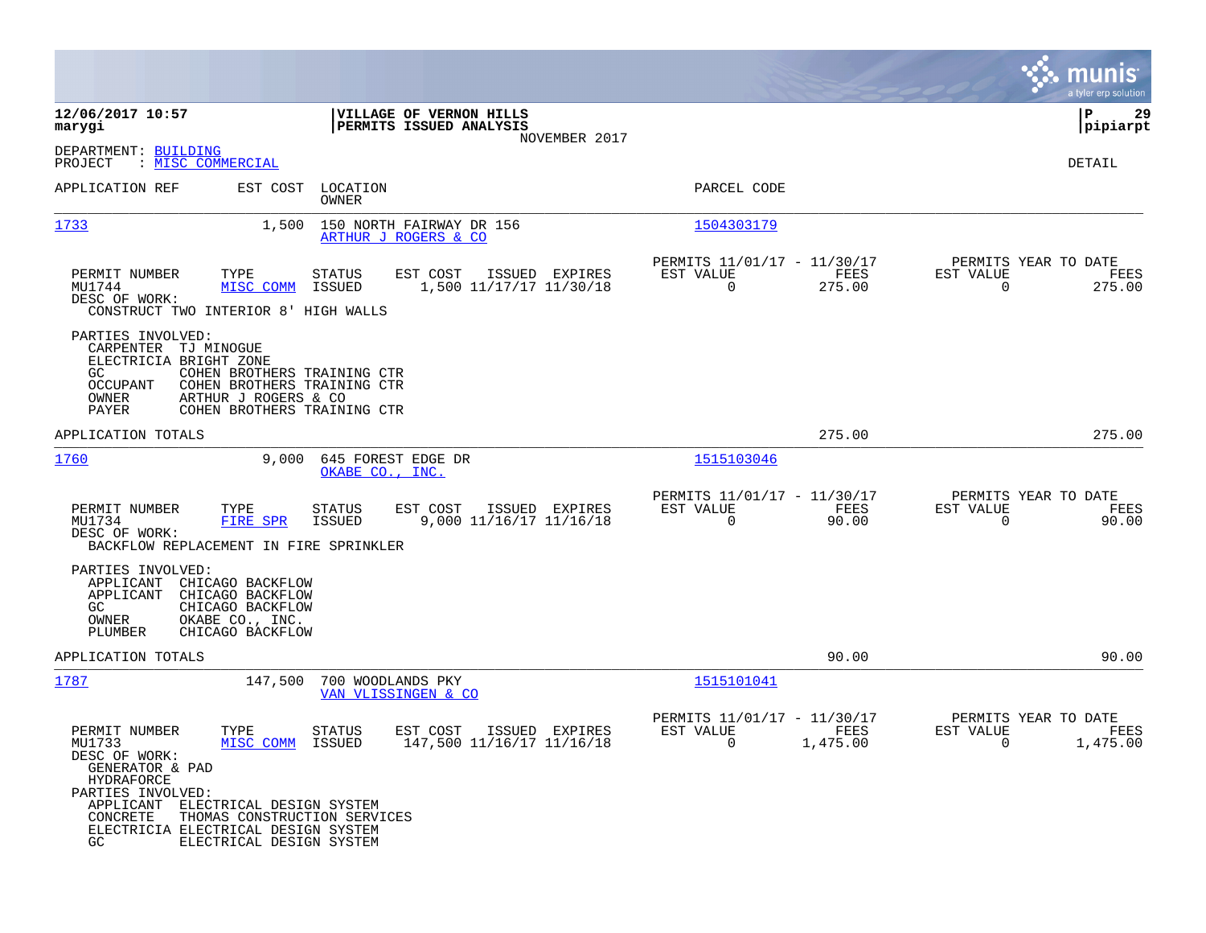**12/06/2017 10:57**
**marygi**

**VILLAGE OF VERNON HILLS**
**PERMITS ISSUED ANALYSIS**
NOVEMBER 2017

**P 29**
**pipiarpt**

DEPARTMENT: BUILDING
PROJECT : MISC COMMERCIAL

DETAIL

| APPLICATION REF | EST COST | LOCATION / OWNER | PARCEL CODE |
|---|---|---|---|
| 1733 | 1,500 | 150 NORTH FAIRWAY DR 156 / ARTHUR J ROGERS & CO | 1504303179 |

| PERMIT NUMBER | TYPE | STATUS | EST COST | ISSUED | EXPIRES | PERMITS 11/01/17 - 11/30/17 EST VALUE | FEES | PERMITS YEAR TO DATE EST VALUE | FEES |
|---|---|---|---|---|---|---|---|---|---|
| MU1744 | MISC COMM | ISSUED | 1,500 | 11/17/17 | 11/30/18 | 0 | 275.00 | 0 | 275.00 |

DESC OF WORK:
CONSTRUCT TWO INTERIOR 8' HIGH WALLS

PARTIES INVOLVED:
- CARPENTER TJ MINOGUE
- ELECTRICIA BRIGHT ZONE
- GC COHEN BROTHERS TRAINING CTR
- OCCUPANT COHEN BROTHERS TRAINING CTR
- OWNER ARTHUR J ROGERS & CO
- PAYER COHEN BROTHERS TRAINING CTR

APPLICATION TOTALS: 275.00 | 275.00

| APPLICATION REF | EST COST | LOCATION / OWNER | PARCEL CODE |
|---|---|---|---|
| 1760 | 9,000 | 645 FOREST EDGE DR / OKABE CO., INC. | 1515103046 |

| PERMIT NUMBER | TYPE | STATUS | EST COST | ISSUED | EXPIRES | PERMITS 11/01/17 - 11/30/17 EST VALUE | FEES | PERMITS YEAR TO DATE EST VALUE | FEES |
|---|---|---|---|---|---|---|---|---|---|
| MU1734 | FIRE SPR | ISSUED | 9,000 | 11/16/17 | 11/16/18 | 0 | 90.00 | 0 | 90.00 |

DESC OF WORK:
BACKFLOW REPLACEMENT IN FIRE SPRINKLER

PARTIES INVOLVED:
- APPLICANT CHICAGO BACKFLOW
- APPLICANT CHICAGO BACKFLOW
- GC CHICAGO BACKFLOW
- OWNER OKABE CO., INC.
- PLUMBER CHICAGO BACKFLOW

APPLICATION TOTALS: 90.00 | 90.00

| APPLICATION REF | EST COST | LOCATION / OWNER | PARCEL CODE |
|---|---|---|---|
| 1787 | 147,500 | 700 WOODLANDS PKY / VAN VLISSINGEN & CO | 1515101041 |

| PERMIT NUMBER | TYPE | STATUS | EST COST | ISSUED | EXPIRES | PERMITS 11/01/17 - 11/30/17 EST VALUE | FEES | PERMITS YEAR TO DATE EST VALUE | FEES |
|---|---|---|---|---|---|---|---|---|---|
| MU1733 | MISC COMM | ISSUED | 147,500 | 11/16/17 | 11/16/18 | 0 | 1,475.00 | 0 | 1,475.00 |

DESC OF WORK:
GENERATOR & PAD
HYDRAFORCE

PARTIES INVOLVED:
- APPLICANT ELECTRICAL DESIGN SYSTEM
- CONCRETE THOMAS CONSTRUCTION SERVICES
- ELECTRICIA ELECTRICAL DESIGN SYSTEM
- GC ELECTRICAL DESIGN SYSTEM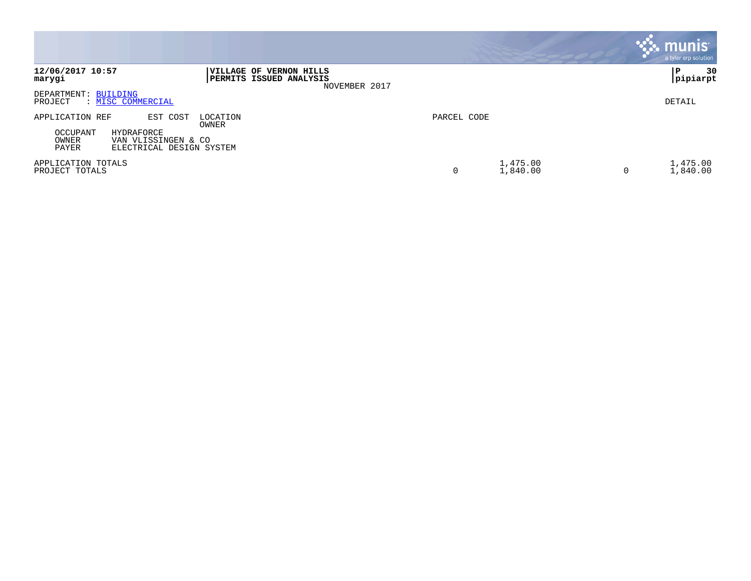**12/06/2017 10:57**
**marygi**

**VILLAGE OF VERNON HILLS**
**PERMITS ISSUED ANALYSIS**
NOVEMBER 2017

**P 30**
**pipiarpt**

DEPARTMENT: BUILDING
PROJECT : MISC COMMERCIAL

DETAIL

| APPLICATION REF | EST COST | LOCATION / OWNER | PARCEL CODE | | | |
|---|---|---|---|---|---|---|
| OCCUPANT | HYDRAFORCE | | | | | |
| OWNER | VAN VLISSINGEN & CO | | | | | |
| PAYER | ELECTRICAL DESIGN SYSTEM | | | | | |
| APPLICATION TOTALS | | | | 1,475.00 | | 1,475.00 |
| PROJECT TOTALS | | | 0 | 1,840.00 | 0 | 1,840.00 |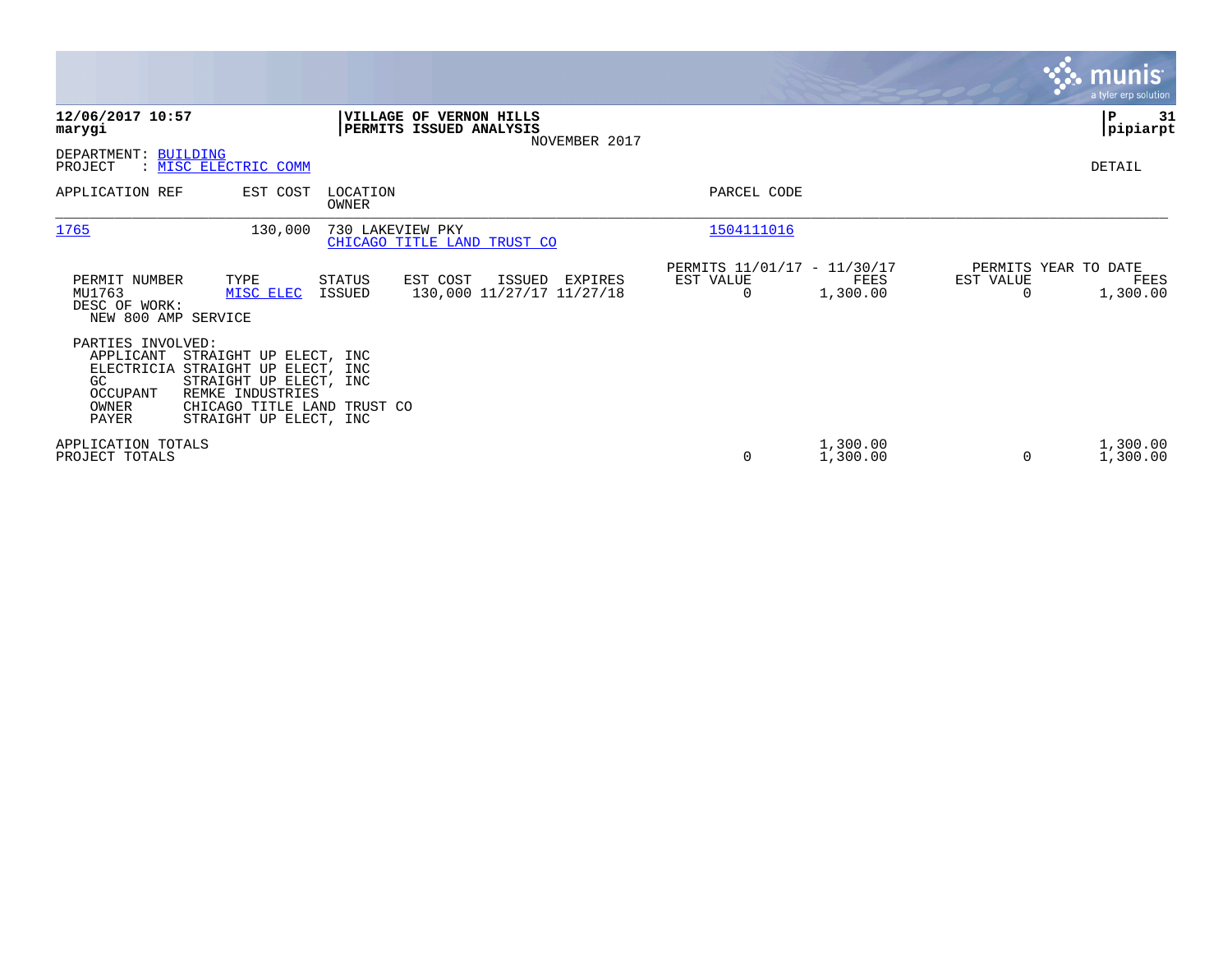**12/06/2017 10:57**
**marygi**

**VILLAGE OF VERNON HILLS**
**PERMITS ISSUED ANALYSIS**
NOVEMBER 2017

**P 31**
**pipiarpt**

DEPARTMENT: BUILDING
PROJECT : MISC ELECTRIC COMM

DETAIL

| APPLICATION REF | EST COST | LOCATION / OWNER | PARCEL CODE |
|---|---|---|---|
| 1765 | 130,000 | 730 LAKEVIEW PKY / CHICAGO TITLE LAND TRUST CO | 1504111016 |

| PERMIT NUMBER | TYPE | STATUS | EST COST | ISSUED | EXPIRES | PERMITS 11/01/17 - 11/30/17 EST VALUE | FEES | PERMITS YEAR TO DATE EST VALUE | FEES |
|---|---|---|---|---|---|---|---|---|---|
| MU1763 | MISC ELEC | ISSUED | 130,000 | 11/27/17 | 11/27/18 | 0 | 1,300.00 | 0 | 1,300.00 |

DESC OF WORK:
NEW 800 AMP SERVICE

PARTIES INVOLVED:

| Role | Name |
|---|---|
| APPLICANT | STRAIGHT UP ELECT, INC |
| ELECTRICIA | STRAIGHT UP ELECT, INC |
| GC | STRAIGHT UP ELECT, INC |
| OCCUPANT | REMKE INDUSTRIES |
| OWNER | CHICAGO TITLE LAND TRUST CO |
| PAYER | STRAIGHT UP ELECT, INC |

| | EST VALUE | FEES | YTD EST VALUE | YTD FEES |
|---|---|---|---|---|
| APPLICATION TOTALS | 0 | 1,300.00 | 0 | 1,300.00 |
| PROJECT TOTALS | | 1,300.00 | | 1,300.00 |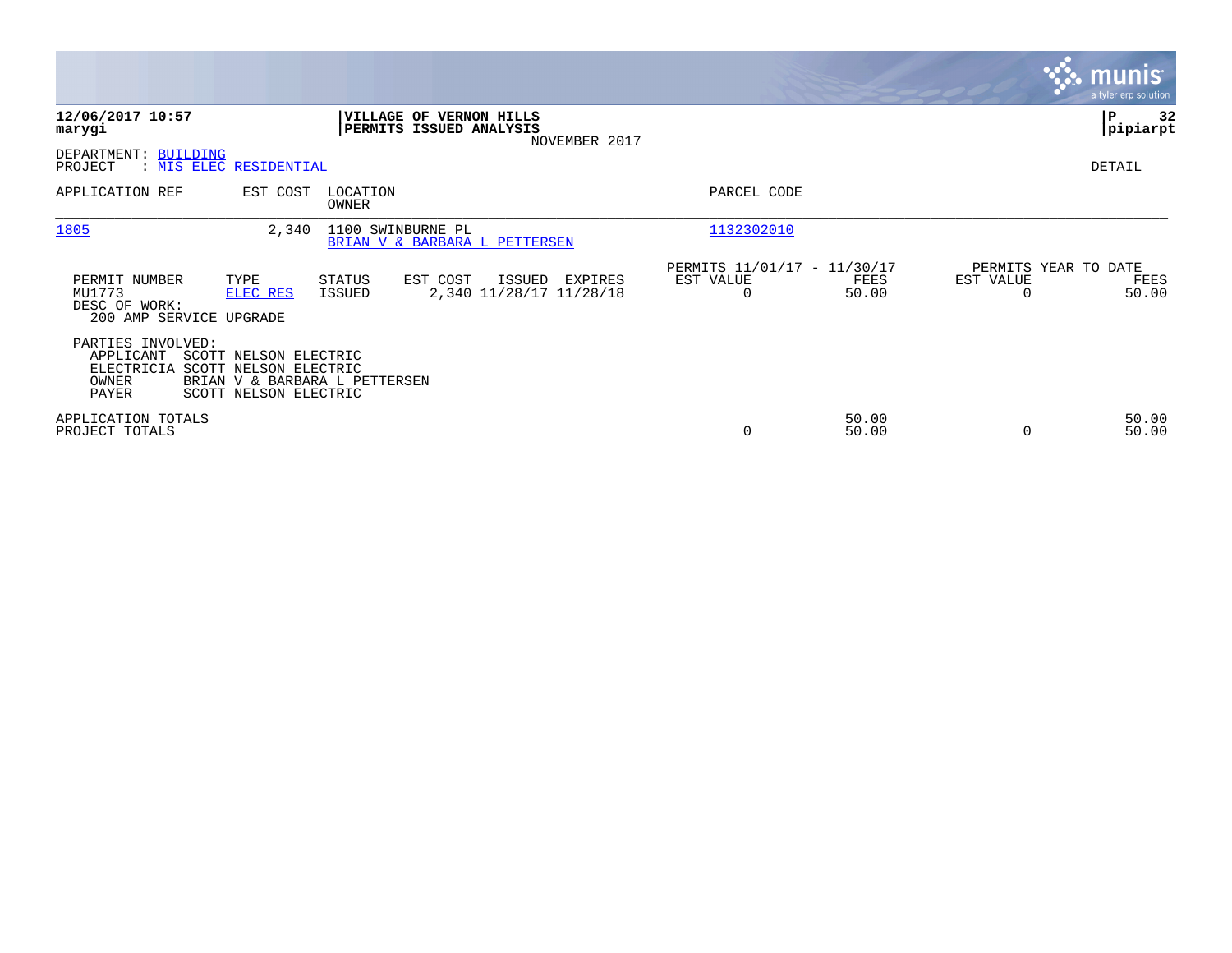**12/06/2017 10:57**
**marygi**

**VILLAGE OF VERNON HILLS**
**PERMITS ISSUED ANALYSIS**
NOVEMBER 2017

**P 32**
**pipiarpt**

DEPARTMENT: BUILDING
PROJECT : MIS ELEC RESIDENTIAL

DETAIL

| APPLICATION REF | EST COST | LOCATION / OWNER | PARCEL CODE |
|---|---|---|---|
| 1805 | 2,340 | 1100 SWINBURNE PL / BRIAN V & BARBARA L PETTERSEN | 1132302010 |

| PERMIT NUMBER | TYPE | STATUS | EST COST | ISSUED | EXPIRES | PERMITS 11/01/17 - 11/30/17 EST VALUE | FEES | PERMITS YEAR TO DATE EST VALUE | FEES |
|---|---|---|---|---|---|---|---|---|---|
| MU1773 | ELEC RES | ISSUED | 2,340 | 11/28/17 | 11/28/18 | 0 | 50.00 | 0 | 50.00 |

DESC OF WORK:
200 AMP SERVICE UPGRADE

PARTIES INVOLVED:
- APPLICANT SCOTT NELSON ELECTRIC
- ELECTRICIA SCOTT NELSON ELECTRIC
- OWNER BRIAN V & BARBARA L PETTERSEN
- PAYER SCOTT NELSON ELECTRIC

| | EST VALUE | FEES | YTD EST VALUE | YTD FEES |
|---|---|---|---|---|
| APPLICATION TOTALS | | 50.00 | | 50.00 |
| PROJECT TOTALS | 0 | 50.00 | 0 | 50.00 |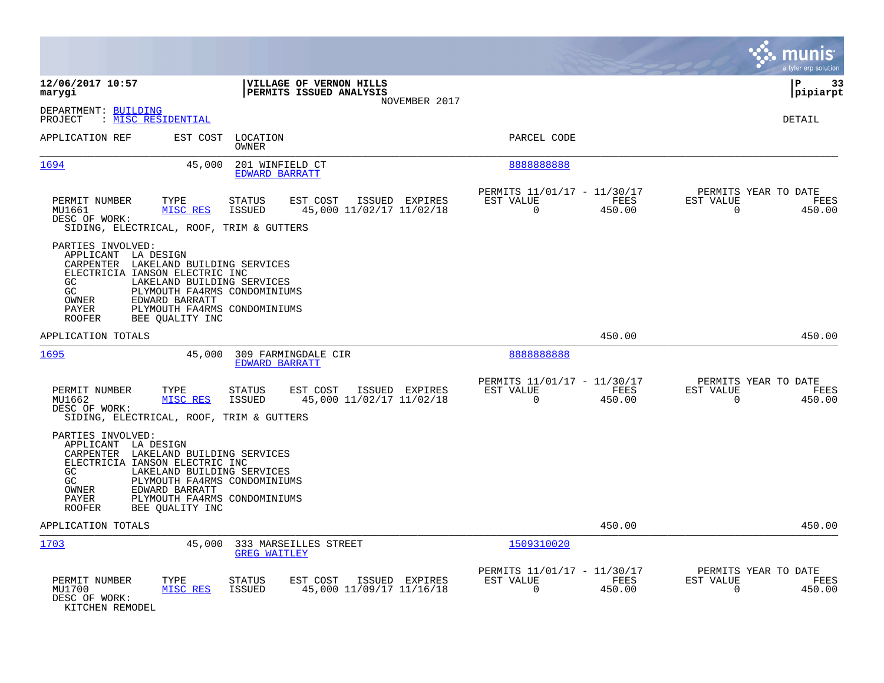**12/06/2017 10:57**
**marygi**

**VILLAGE OF VERNON HILLS**
**PERMITS ISSUED ANALYSIS**
NOVEMBER 2017

**P 33**
**pipiarpt**

DEPARTMENT: BUILDING
PROJECT : MISC RESIDENTIAL

DETAIL

| APPLICATION REF | EST COST | LOCATION / OWNER | PARCEL CODE |
|---|---|---|---|
| 1694 | 45,000 | 201 WINFIELD CT / EDWARD BARRATT | 8888888888 |

| PERMIT NUMBER | TYPE | STATUS | EST COST | ISSUED | EXPIRES | PERMITS 11/01/17 - 11/30/17 EST VALUE | FEES | PERMITS YEAR TO DATE EST VALUE | FEES |
|---|---|---|---|---|---|---|---|---|---|
| MU1661 | MISC RES | ISSUED | 45,000 | 11/02/17 | 11/02/18 | 0 | 450.00 | 0 | 450.00 |

DESC OF WORK:
SIDING, ELECTRICAL, ROOF, TRIM & GUTTERS

PARTIES INVOLVED:
- APPLICANT LA DESIGN
- CARPENTER LAKELAND BUILDING SERVICES
- ELECTRICIA IANSON ELECTRIC INC
- GC LAKELAND BUILDING SERVICES
- GC PLYMOUTH FA4RMS CONDOMINIUMS
- OWNER EDWARD BARRATT
- PAYER PLYMOUTH FA4RMS CONDOMINIUMS
- ROOFER BEE QUALITY INC

APPLICATION TOTALS 450.00 450.00

| APPLICATION REF | EST COST | LOCATION / OWNER | PARCEL CODE |
|---|---|---|---|
| 1695 | 45,000 | 309 FARMINGDALE CIR / EDWARD BARRATT | 8888888888 |

| PERMIT NUMBER | TYPE | STATUS | EST COST | ISSUED | EXPIRES | PERMITS 11/01/17 - 11/30/17 EST VALUE | FEES | PERMITS YEAR TO DATE EST VALUE | FEES |
|---|---|---|---|---|---|---|---|---|---|
| MU1662 | MISC RES | ISSUED | 45,000 | 11/02/17 | 11/02/18 | 0 | 450.00 | 0 | 450.00 |

DESC OF WORK:
SIDING, ELECTRICAL, ROOF, TRIM & GUTTERS

PARTIES INVOLVED:
- APPLICANT LA DESIGN
- CARPENTER LAKELAND BUILDING SERVICES
- ELECTRICIA IANSON ELECTRIC INC
- GC LAKELAND BUILDING SERVICES
- GC PLYMOUTH FA4RMS CONDOMINIUMS
- OWNER EDWARD BARRATT
- PAYER PLYMOUTH FA4RMS CONDOMINIUMS
- ROOFER BEE QUALITY INC

APPLICATION TOTALS 450.00 450.00

| APPLICATION REF | EST COST | LOCATION / OWNER | PARCEL CODE |
|---|---|---|---|
| 1703 | 45,000 | 333 MARSEILLES STREET / GREG WAITLEY | 1509310020 |

| PERMIT NUMBER | TYPE | STATUS | EST COST | ISSUED | EXPIRES | PERMITS 11/01/17 - 11/30/17 EST VALUE | FEES | PERMITS YEAR TO DATE EST VALUE | FEES |
|---|---|---|---|---|---|---|---|---|---|
| MU1700 | MISC RES | ISSUED | 45,000 | 11/09/17 | 11/16/18 | 0 | 450.00 | 0 | 450.00 |

DESC OF WORK:
KITCHEN REMODEL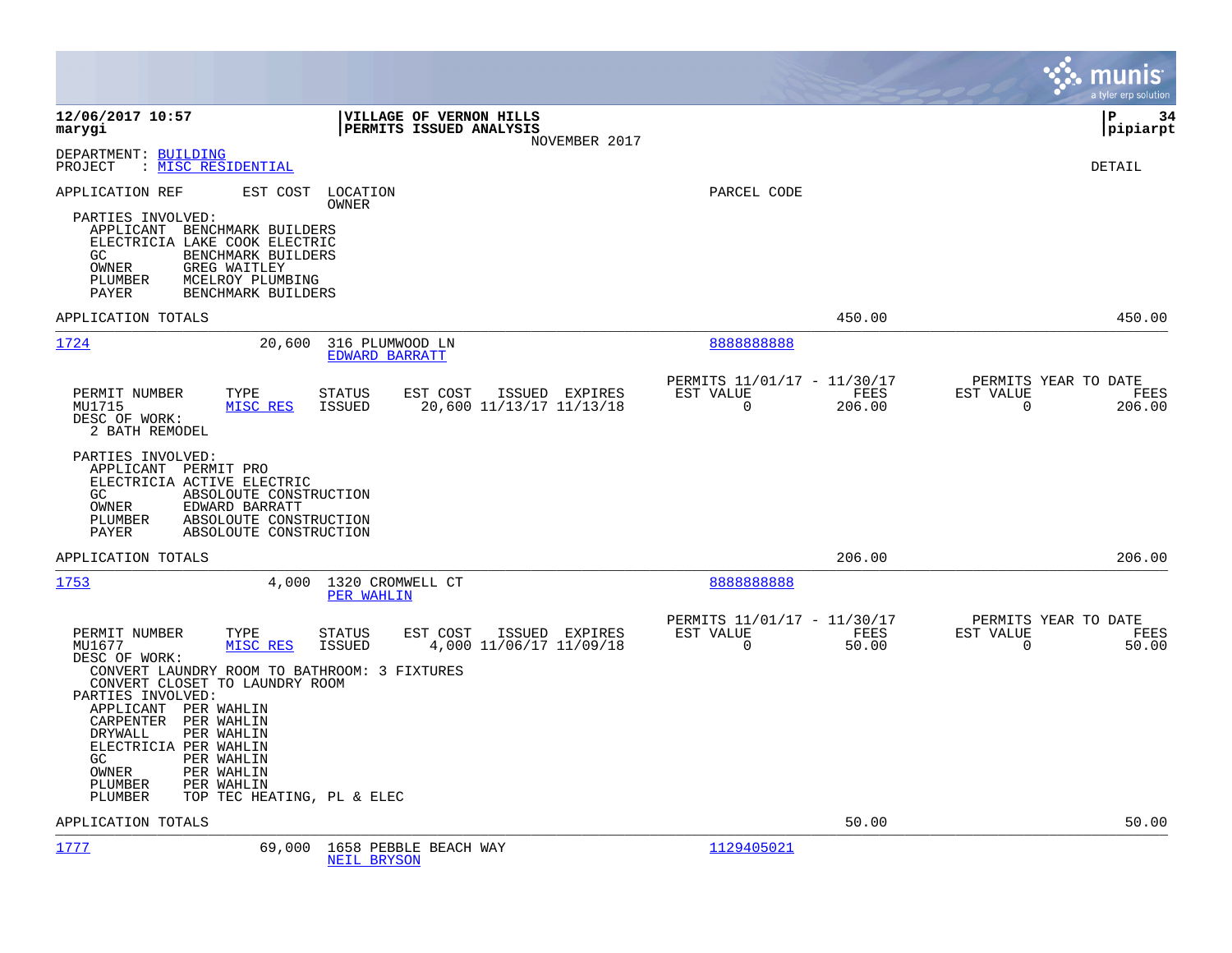12/06/2017 10:57 | VILLAGE OF VERNON HILLS | P 34
marygi | PERMITS ISSUED ANALYSIS | pipiarpt
NOVEMBER 2017

DEPARTMENT: BUILDING
PROJECT : MISC RESIDENTIAL

DETAIL

APPLICATION REF | EST COST | LOCATION / OWNER | PARCEL CODE

PARTIES INVOLVED:
- APPLICANT BENCHMARK BUILDERS
- ELECTRICIA LAKE COOK ELECTRIC
- GC BENCHMARK BUILDERS
- OWNER GREG WAITLEY
- PLUMBER MCELROY PLUMBING
- PAYER BENCHMARK BUILDERS

APPLICATION TOTALS 450.00 450.00

---

**1724** | 20,600 | 316 PLUMWOOD LN / EDWARD BARRATT | 8888888888

| PERMIT NUMBER | TYPE | STATUS | EST COST | ISSUED | EXPIRES | PERMITS 11/01/17 - 11/30/17 EST VALUE | FEES | PERMITS YEAR TO DATE EST VALUE | FEES |
|---|---|---|---|---|---|---|---|---|---|
| MU1715 | MISC RES | ISSUED | 20,600 | 11/13/17 | 11/13/18 | 0 | 206.00 | 0 | 206.00 |

DESC OF WORK:
2 BATH REMODEL

PARTIES INVOLVED:
- APPLICANT PERMIT PRO
- ELECTRICIA ACTIVE ELECTRIC
- GC ABSOLOUTE CONSTRUCTION
- OWNER EDWARD BARRATT
- PLUMBER ABSOLOUTE CONSTRUCTION
- PAYER ABSOLOUTE CONSTRUCTION

APPLICATION TOTALS 206.00 206.00

---

**1753** | 4,000 | 1320 CROMWELL CT / PER WAHLIN | 8888888888

| PERMIT NUMBER | TYPE | STATUS | EST COST | ISSUED | EXPIRES | PERMITS 11/01/17 - 11/30/17 EST VALUE | FEES | PERMITS YEAR TO DATE EST VALUE | FEES |
|---|---|---|---|---|---|---|---|---|---|
| MU1677 | MISC RES | ISSUED | 4,000 | 11/06/17 | 11/09/18 | 0 | 50.00 | 0 | 50.00 |

DESC OF WORK:
CONVERT LAUNDRY ROOM TO BATHROOM: 3 FIXTURES
CONVERT CLOSET TO LAUNDRY ROOM

PARTIES INVOLVED:
- APPLICANT PER WAHLIN
- CARPENTER PER WAHLIN
- DRYWALL PER WAHLIN
- ELECTRICIA PER WAHLIN
- GC PER WAHLIN
- OWNER PER WAHLIN
- PLUMBER PER WAHLIN
- PLUMBER TOP TEC HEATING, PL & ELEC

APPLICATION TOTALS 50.00 50.00

---

**1777** | 69,000 | 1658 PEBBLE BEACH WAY / NEIL BRYSON | 1129405021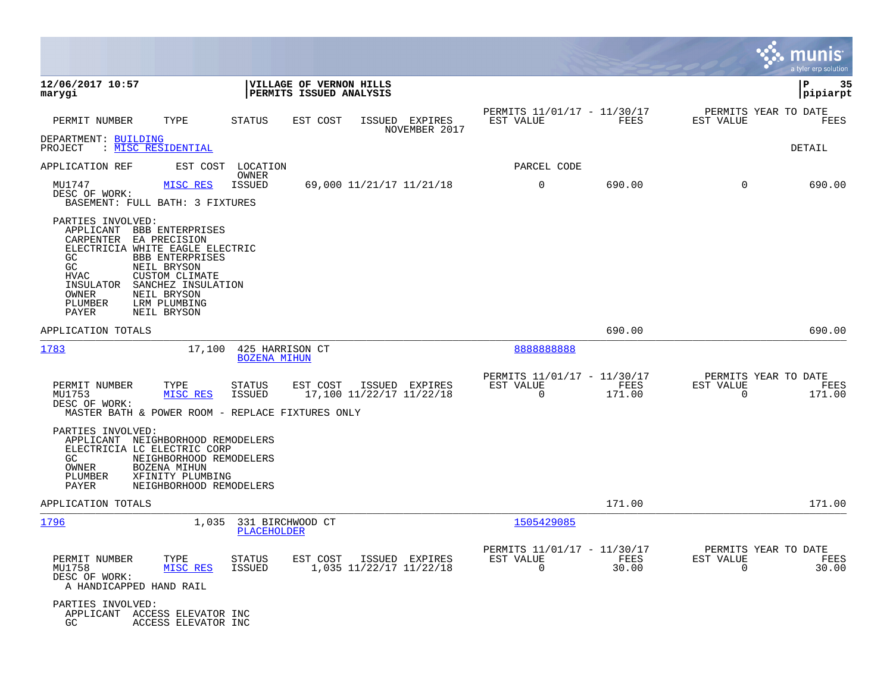**12/06/2017 10:57**
**marygi**

**VILLAGE OF VERNON HILLS**
**PERMITS ISSUED ANALYSIS**

**pipiarpt**

| PERMIT NUMBER | TYPE | STATUS | EST COST | ISSUED | EXPIRES | PERMITS 11/01/17 - 11/30/17 EST VALUE | FEES | PERMITS YEAR TO DATE EST VALUE | FEES |
|---|---|---|---|---|---|---|---|---|---|
| | | | | NOVEMBER 2017 | | | | | |

DEPARTMENT: BUILDING
PROJECT : MISC RESIDENTIAL

DETAIL

| APPLICATION REF | EST COST | LOCATION / OWNER | | | | PARCEL CODE | | | |
|---|---|---|---|---|---|---|---|---|---|
| MU1747 | MISC RES | ISSUED | 69,000 | 11/21/17 | 11/21/18 | 0 | 690.00 | 0 | 690.00 |

DESC OF WORK:
BASEMENT: FULL BATH: 3 FIXTURES

PARTIES INVOLVED:
- APPLICANT BBB ENTERPRISES
- CARPENTER EA PRECISION
- ELECTRICIA WHITE EAGLE ELECTRIC
- GC BBB ENTERPRISES
- GC NEIL BRYSON
- HVAC CUSTOM CLIMATE
- INSULATOR SANCHEZ INSULATION
- OWNER NEIL BRYSON
- PLUMBER LRM PLUMBING
- PAYER NEIL BRYSON

APPLICATION TOTALS — 690.00 — 690.00

---

**1783** — 17,100 — 425 HARRISON CT — BOZENA MIHUN — PARCEL CODE: 8888888888

| PERMIT NUMBER | TYPE | STATUS | EST COST | ISSUED | EXPIRES | PERMITS 11/01/17 - 11/30/17 EST VALUE | FEES | PERMITS YEAR TO DATE EST VALUE | FEES |
|---|---|---|---|---|---|---|---|---|---|
| MU1753 | MISC RES | ISSUED | 17,100 | 11/22/17 | 11/22/18 | 0 | 171.00 | 0 | 171.00 |

DESC OF WORK:
MASTER BATH & POWER ROOM - REPLACE FIXTURES ONLY

PARTIES INVOLVED:
- APPLICANT NEIGHBORHOOD REMODELERS
- ELECTRICIA LC ELECTRIC CORP
- GC NEIGHBORHOOD REMODELERS
- OWNER BOZENA MIHUN
- PLUMBER XFINITY PLUMBING
- PAYER NEIGHBORHOOD REMODELERS

APPLICATION TOTALS — 171.00 — 171.00

---

**1796** — 1,035 — 331 BIRCHWOOD CT — PLACEHOLDER — PARCEL CODE: 1505429085

| PERMIT NUMBER | TYPE | STATUS | EST COST | ISSUED | EXPIRES | PERMITS 11/01/17 - 11/30/17 EST VALUE | FEES | PERMITS YEAR TO DATE EST VALUE | FEES |
|---|---|---|---|---|---|---|---|---|---|
| MU1758 | MISC RES | ISSUED | 1,035 | 11/22/17 | 11/22/18 | 0 | 30.00 | 0 | 30.00 |

DESC OF WORK:
A HANDICAPPED HAND RAIL

PARTIES INVOLVED:
- APPLICANT ACCESS ELEVATOR INC
- GC ACCESS ELEVATOR INC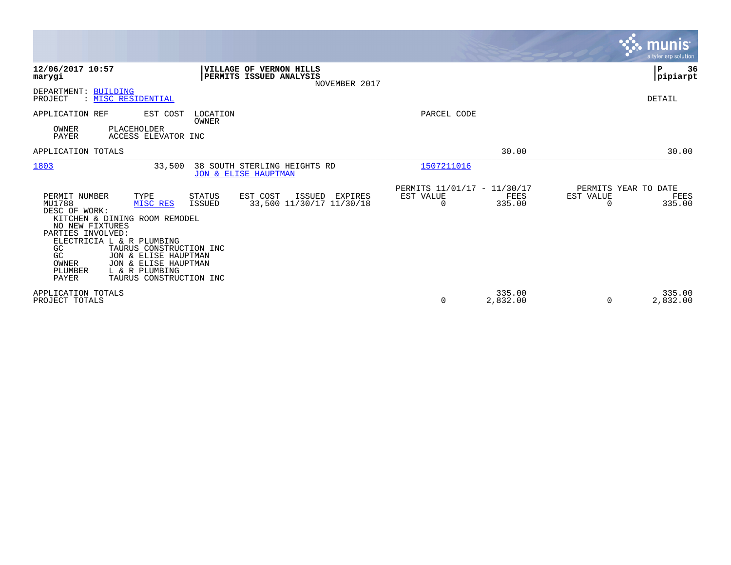**12/06/2017 10:57**
**marygi**

**VILLAGE OF VERNON HILLS**
**PERMITS ISSUED ANALYSIS**
NOVEMBER 2017

**P 36**
**pipiarpt**

DEPARTMENT: BUILDING
PROJECT : MISC RESIDENTIAL

DETAIL

| APPLICATION REF | EST COST | LOCATION / OWNER | PARCEL CODE | | |
|---|---|---|---|---|---|
| OWNER PLACEHOLDER | | | | | |
| PAYER ACCESS ELEVATOR INC | | | | | |
| APPLICATION TOTALS | | | | 30.00 | 30.00 |
| 1803 | 33,500 | 38 SOUTH STERLING HEIGHTS RD / JON & ELISE HAUPTMAN | 1507211016 | | |

| PERMIT NUMBER | TYPE | STATUS | EST COST | ISSUED | EXPIRES | PERMITS 11/01/17 - 11/30/17 EST VALUE | FEES | PERMITS YEAR TO DATE EST VALUE | FEES |
|---|---|---|---|---|---|---|---|---|---|
| MU1788 | MISC RES | ISSUED | 33,500 | 11/30/17 | 11/30/18 | 0 | 335.00 | 0 | 335.00 |

DESC OF WORK:
KITCHEN & DINING ROOM REMODEL
NO NEW FIXTURES

PARTIES INVOLVED:

| | |
|---|---|
| ELECTRICIA | L & R PLUMBING |
| GC | TAURUS CONSTRUCTION INC |
| GC | JON & ELISE HAUPTMAN |
| OWNER | JON & ELISE HAUPTMAN |
| PLUMBER | L & R PLUMBING |
| PAYER | TAURUS CONSTRUCTION INC |

| | EST VALUE | FEES | EST VALUE | FEES |
|---|---|---|---|---|
| APPLICATION TOTALS | | 335.00 | | 335.00 |
| PROJECT TOTALS | 0 | 2,832.00 | 0 | 2,832.00 |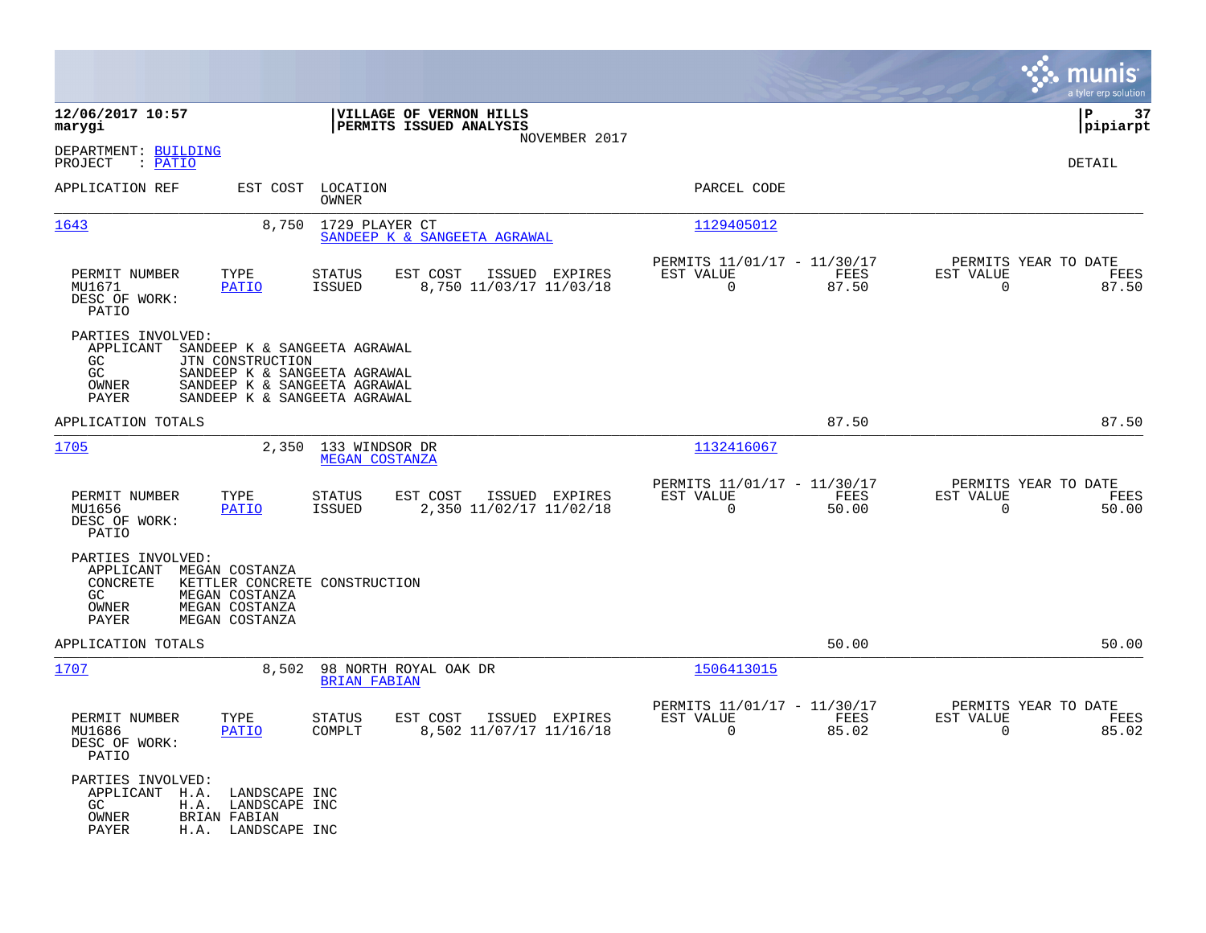**12/06/2017 10:57**
**marygi**

**VILLAGE OF VERNON HILLS**
**PERMITS ISSUED ANALYSIS**
NOVEMBER 2017

**P 37**
**pipiarpt**

DEPARTMENT: BUILDING
PROJECT : PATIO

DETAIL

| APPLICATION REF | EST COST | LOCATION / OWNER | PARCEL CODE |
|---|---|---|---|
| 1643 | 8,750 | 1729 PLAYER CT / SANDEEP K & SANGEETA AGRAWAL | 1129405012 |

| PERMIT NUMBER | TYPE | STATUS | EST COST | ISSUED | EXPIRES | PERMITS 11/01/17 - 11/30/17 EST VALUE | FEES | PERMITS YEAR TO DATE EST VALUE | FEES |
|---|---|---|---|---|---|---|---|---|---|
| MU1671 | PATIO | ISSUED | 8,750 | 11/03/17 | 11/03/18 | 0 | 87.50 | 0 | 87.50 |

DESC OF WORK:
PATIO

PARTIES INVOLVED:
- APPLICANT SANDEEP K & SANGEETA AGRAWAL
- GC JTN CONSTRUCTION
- GC SANDEEP K & SANGEETA AGRAWAL
- OWNER SANDEEP K & SANGEETA AGRAWAL
- PAYER SANDEEP K & SANGEETA AGRAWAL

APPLICATION TOTALS 87.50 87.50

| APPLICATION REF | EST COST | LOCATION / OWNER | PARCEL CODE |
|---|---|---|---|
| 1705 | 2,350 | 133 WINDSOR DR / MEGAN COSTANZA | 1132416067 |

| PERMIT NUMBER | TYPE | STATUS | EST COST | ISSUED | EXPIRES | PERMITS 11/01/17 - 11/30/17 EST VALUE | FEES | PERMITS YEAR TO DATE EST VALUE | FEES |
|---|---|---|---|---|---|---|---|---|---|
| MU1656 | PATIO | ISSUED | 2,350 | 11/02/17 | 11/02/18 | 0 | 50.00 | 0 | 50.00 |

DESC OF WORK:
PATIO

PARTIES INVOLVED:
- APPLICANT MEGAN COSTANZA
- CONCRETE KETTLER CONCRETE CONSTRUCTION
- GC MEGAN COSTANZA
- OWNER MEGAN COSTANZA
- PAYER MEGAN COSTANZA

APPLICATION TOTALS 50.00 50.00

| APPLICATION REF | EST COST | LOCATION / OWNER | PARCEL CODE |
|---|---|---|---|
| 1707 | 8,502 | 98 NORTH ROYAL OAK DR / BRIAN FABIAN | 1506413015 |

| PERMIT NUMBER | TYPE | STATUS | EST COST | ISSUED | EXPIRES | PERMITS 11/01/17 - 11/30/17 EST VALUE | FEES | PERMITS YEAR TO DATE EST VALUE | FEES |
|---|---|---|---|---|---|---|---|---|---|
| MU1686 | PATIO | COMPLT | 8,502 | 11/07/17 | 11/16/18 | 0 | 85.02 | 0 | 85.02 |

DESC OF WORK:
PATIO

PARTIES INVOLVED:
- APPLICANT H.A. LANDSCAPE INC
- GC H.A. LANDSCAPE INC
- OWNER BRIAN FABIAN
- PAYER H.A. LANDSCAPE INC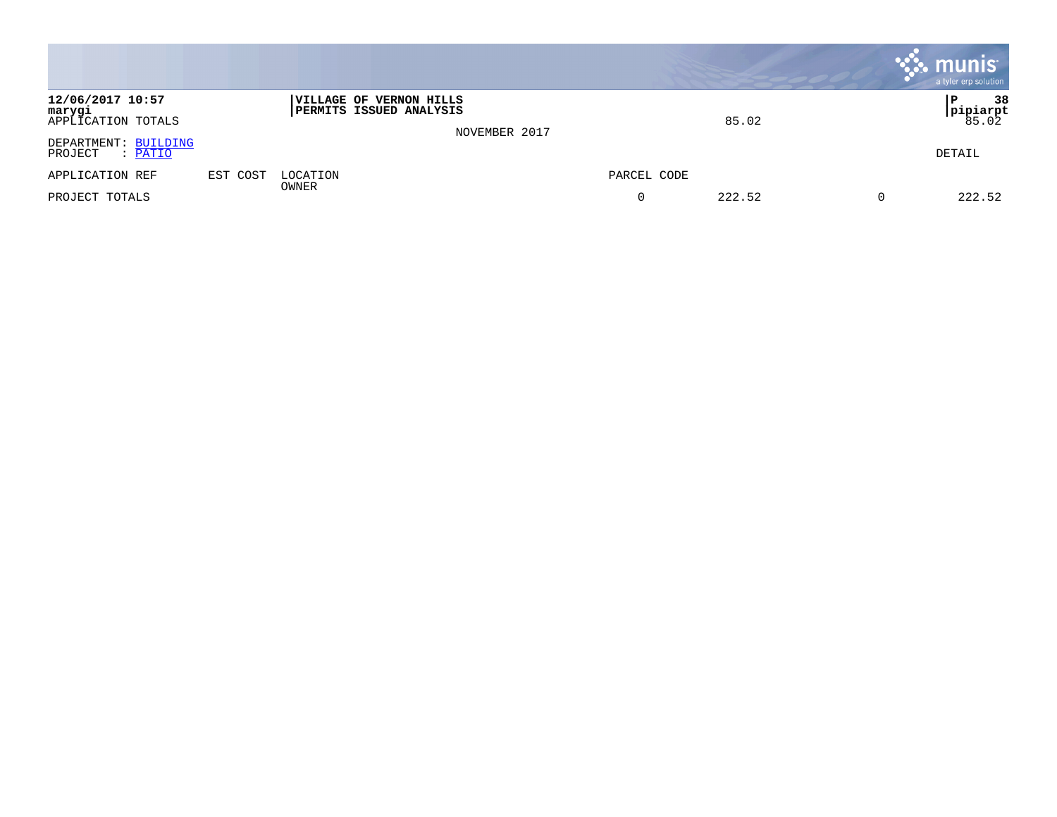**12/06/2017 10:57**
**marygi**

**VILLAGE OF VERNON HILLS**
**PERMITS ISSUED ANALYSIS**

**P 38**
**pipiarpt**

APPLICATION TOTALS 85.02 85.02

NOVEMBER 2017

DEPARTMENT: BUILDING
PROJECT : PATIO

DETAIL

| APPLICATION REF | EST COST | LOCATION<br>OWNER | PARCEL CODE | | | |
|---|---|---|---|---|---|---|
| PROJECT TOTALS | | | 0 | 222.52 | 0 | 222.52 |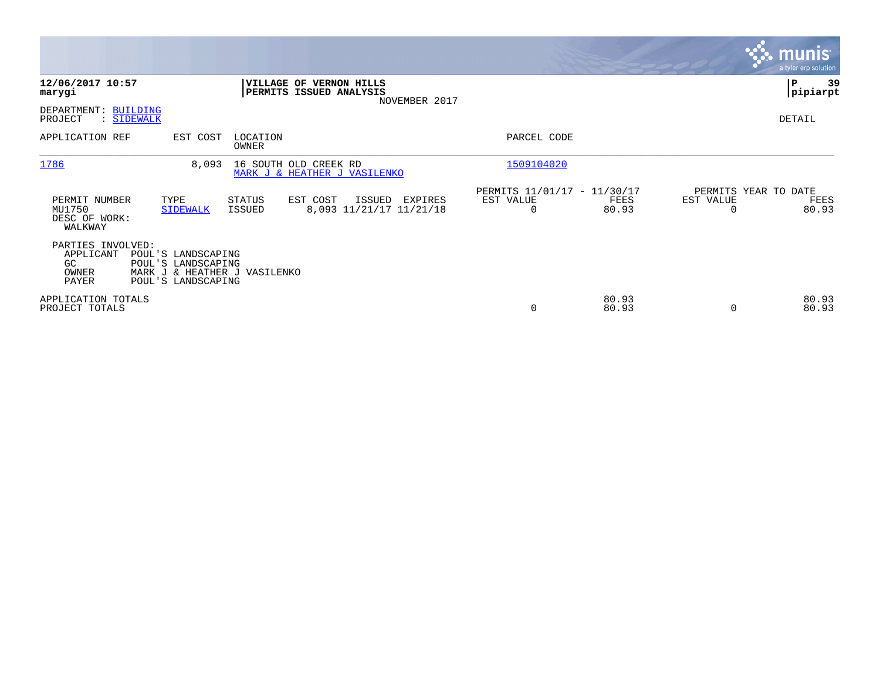**12/06/2017 10:57**
**marygi**

**VILLAGE OF VERNON HILLS**
**PERMITS ISSUED ANALYSIS**
NOVEMBER 2017

**P 39**
**pipiarpt**

DEPARTMENT: BUILDING
PROJECT : SIDEWALK

DETAIL

| APPLICATION REF | EST COST | LOCATION / OWNER | PARCEL CODE |
|---|---|---|---|
| 1786 | 8,093 | 16 SOUTH OLD CREEK RD / MARK J & HEATHER J VASILENKO | 1509104020 |

| PERMIT NUMBER | TYPE | STATUS | EST COST | ISSUED | EXPIRES | PERMITS 11/01/17 - 11/30/17 EST VALUE | FEES | PERMITS YEAR TO DATE EST VALUE | FEES |
|---|---|---|---|---|---|---|---|---|---|
| MU1750 | SIDEWALK | ISSUED | 8,093 | 11/21/17 | 11/21/18 | 0 | 80.93 | 0 | 80.93 |

DESC OF WORK:
WALKWAY

PARTIES INVOLVED:

| | |
|---|---|
| APPLICANT | POUL'S LANDSCAPING |
| GC | POUL'S LANDSCAPING |
| OWNER | MARK J & HEATHER J VASILENKO |
| PAYER | POUL'S LANDSCAPING |

| | EST VALUE | FEES | EST VALUE | FEES |
|---|---|---|---|---|
| APPLICATION TOTALS | | 80.93 | | 80.93 |
| PROJECT TOTALS | 0 | 80.93 | 0 | 80.93 |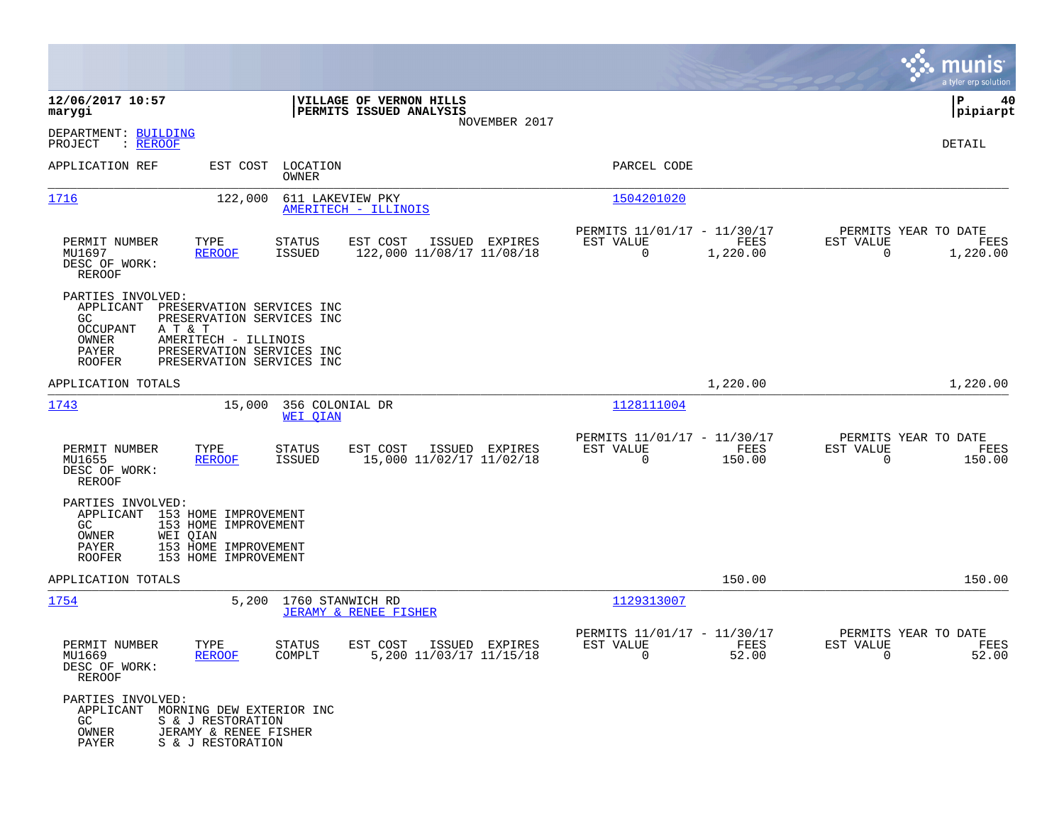**12/06/2017 10:57**
**marygi**

**VILLAGE OF VERNON HILLS**
**PERMITS ISSUED ANALYSIS**
NOVEMBER 2017

**pipiarpt**

DEPARTMENT: BUILDING
PROJECT : REROOF

DETAIL

| APPLICATION REF | EST COST | LOCATION / OWNER | PARCEL CODE |
|---|---|---|---|
| 1716 | 122,000 | 611 LAKEVIEW PKY / AMERITECH - ILLINOIS | 1504201020 |

| PERMIT NUMBER | TYPE | STATUS | EST COST | ISSUED | EXPIRES | PERMITS 11/01/17 - 11/30/17 EST VALUE | FEES | PERMITS YEAR TO DATE EST VALUE | FEES |
|---|---|---|---|---|---|---|---|---|---|
| MU1697 | REROOF | ISSUED | 122,000 | 11/08/17 | 11/08/18 | 0 | 1,220.00 | 0 | 1,220.00 |

DESC OF WORK:
REROOF

PARTIES INVOLVED:
- APPLICANT PRESERVATION SERVICES INC
- GC PRESERVATION SERVICES INC
- OCCUPANT A T & T
- OWNER AMERITECH - ILLINOIS
- PAYER PRESERVATION SERVICES INC
- ROOFER PRESERVATION SERVICES INC

APPLICATION TOTALS: 1,220.00 | 1,220.00

| APPLICATION REF | EST COST | LOCATION / OWNER | PARCEL CODE |
|---|---|---|---|
| 1743 | 15,000 | 356 COLONIAL DR / WEI QIAN | 1128111004 |

| PERMIT NUMBER | TYPE | STATUS | EST COST | ISSUED | EXPIRES | PERMITS 11/01/17 - 11/30/17 EST VALUE | FEES | PERMITS YEAR TO DATE EST VALUE | FEES |
|---|---|---|---|---|---|---|---|---|---|
| MU1655 | REROOF | ISSUED | 15,000 | 11/02/17 | 11/02/18 | 0 | 150.00 | 0 | 150.00 |

DESC OF WORK:
REROOF

PARTIES INVOLVED:
- APPLICANT 153 HOME IMPROVEMENT
- GC 153 HOME IMPROVEMENT
- OWNER WEI QIAN
- PAYER 153 HOME IMPROVEMENT
- ROOFER 153 HOME IMPROVEMENT

APPLICATION TOTALS: 150.00 | 150.00

| APPLICATION REF | EST COST | LOCATION / OWNER | PARCEL CODE |
|---|---|---|---|
| 1754 | 5,200 | 1760 STANWICH RD / JERAMY & RENEE FISHER | 1129313007 |

| PERMIT NUMBER | TYPE | STATUS | EST COST | ISSUED | EXPIRES | PERMITS 11/01/17 - 11/30/17 EST VALUE | FEES | PERMITS YEAR TO DATE EST VALUE | FEES |
|---|---|---|---|---|---|---|---|---|---|
| MU1669 | REROOF | COMPLT | 5,200 | 11/03/17 | 11/15/18 | 0 | 52.00 | 0 | 52.00 |

DESC OF WORK:
REROOF

PARTIES INVOLVED:
- APPLICANT MORNING DEW EXTERIOR INC
- GC S & J RESTORATION
- OWNER JERAMY & RENEE FISHER
- PAYER S & J RESTORATION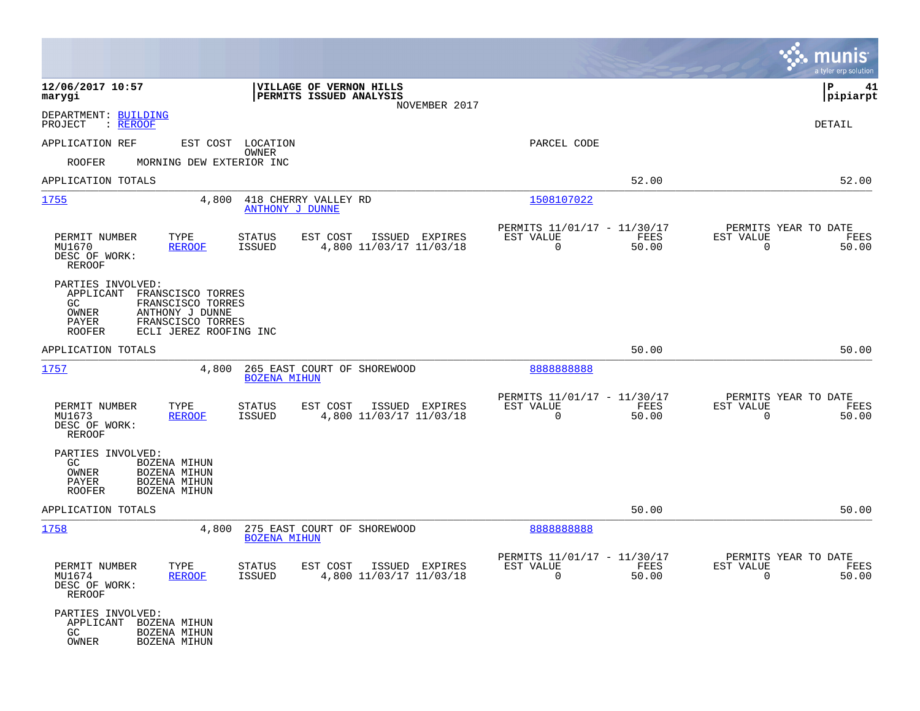**12/06/2017 10:57**
**marygi**

**VILLAGE OF VERNON HILLS**
**PERMITS ISSUED ANALYSIS**
NOVEMBER 2017

**P 41**
**pipiarpt**

DEPARTMENT: BUILDING
PROJECT : REROOF

DETAIL

APPLICATION REF | EST COST | LOCATION / OWNER | PARCEL CODE

ROOFER MORNING DEW EXTERIOR INC

APPLICATION TOTALS — 52.00 — 52.00

---

**1755** — 4,800 — 418 CHERRY VALLEY RD — ANTHONY J DUNNE — 1508107022

| PERMIT NUMBER | TYPE | STATUS | EST COST | ISSUED | EXPIRES | PERMITS 11/01/17 - 11/30/17 EST VALUE | FEES | PERMITS YEAR TO DATE EST VALUE | FEES |
|---|---|---|---|---|---|---|---|---|---|
| MU1670 | REROOF | ISSUED | 4,800 | 11/03/17 | 11/03/18 | 0 | 50.00 | 0 | 50.00 |

DESC OF WORK:
REROOF

PARTIES INVOLVED:
APPLICANT FRANSCISCO TORRES
GC FRANSCISCO TORRES
OWNER ANTHONY J DUNNE
PAYER FRANSCISCO TORRES
ROOFER ECLI JEREZ ROOFING INC

APPLICATION TOTALS — 50.00 — 50.00

---

**1757** — 4,800 — 265 EAST COURT OF SHOREWOOD — BOZENA MIHUN — 8888888888

| PERMIT NUMBER | TYPE | STATUS | EST COST | ISSUED | EXPIRES | PERMITS 11/01/17 - 11/30/17 EST VALUE | FEES | PERMITS YEAR TO DATE EST VALUE | FEES |
|---|---|---|---|---|---|---|---|---|---|
| MU1673 | REROOF | ISSUED | 4,800 | 11/03/17 | 11/03/18 | 0 | 50.00 | 0 | 50.00 |

DESC OF WORK:
REROOF

PARTIES INVOLVED:
GC BOZENA MIHUN
OWNER BOZENA MIHUN
PAYER BOZENA MIHUN
ROOFER BOZENA MIHUN

APPLICATION TOTALS — 50.00 — 50.00

---

**1758** — 4,800 — 275 EAST COURT OF SHOREWOOD — BOZENA MIHUN — 8888888888

| PERMIT NUMBER | TYPE | STATUS | EST COST | ISSUED | EXPIRES | PERMITS 11/01/17 - 11/30/17 EST VALUE | FEES | PERMITS YEAR TO DATE EST VALUE | FEES |
|---|---|---|---|---|---|---|---|---|---|
| MU1674 | REROOF | ISSUED | 4,800 | 11/03/17 | 11/03/18 | 0 | 50.00 | 0 | 50.00 |

DESC OF WORK:
REROOF

PARTIES INVOLVED:
APPLICANT BOZENA MIHUN
GC BOZENA MIHUN
OWNER BOZENA MIHUN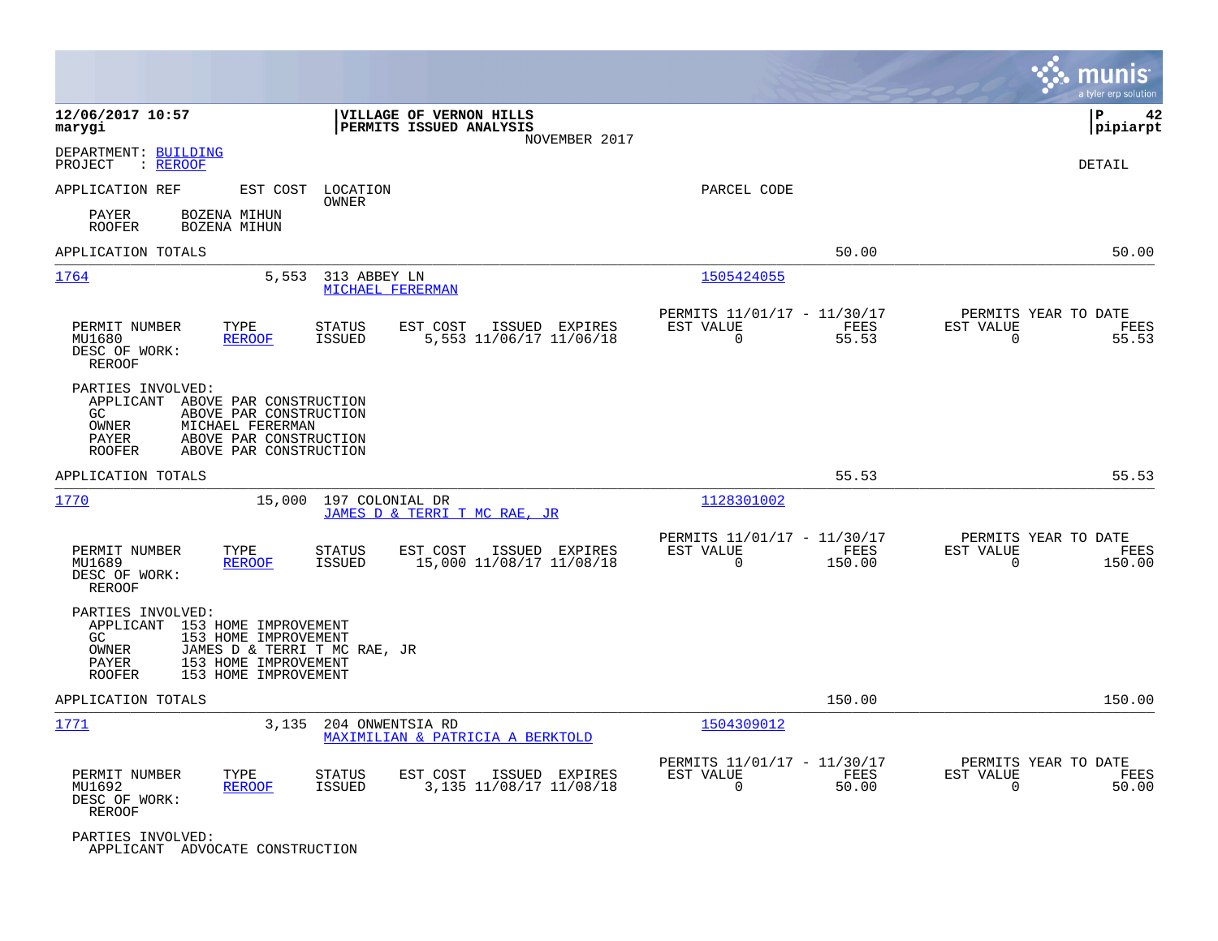**12/06/2017 10:57**
**marygi**

**VILLAGE OF VERNON HILLS**
**PERMITS ISSUED ANALYSIS**
NOVEMBER 2017

**P 42**
**pipiarpt**

DEPARTMENT: BUILDING
PROJECT : REROOF

DETAIL

| APPLICATION REF | EST COST | LOCATION / OWNER | PARCEL CODE | | |
|---|---|---|---|---|---|

PAYER BOZENA MIHUN
ROOFER BOZENA MIHUN

APPLICATION TOTALS — 50.00 — 50.00

---

**1764** — 5,553 — 313 ABBEY LN — MICHAEL FERERMAN — Parcel: 1505424055

| PERMIT NUMBER | TYPE | STATUS | EST COST | ISSUED | EXPIRES | PERMITS 11/01/17 - 11/30/17 EST VALUE | FEES | PERMITS YEAR TO DATE EST VALUE | FEES |
|---|---|---|---|---|---|---|---|---|---|
| MU1680 | REROOF | ISSUED | 5,553 | 11/06/17 | 11/06/18 | 0 | 55.53 | 0 | 55.53 |

DESC OF WORK: REROOF

PARTIES INVOLVED:
- APPLICANT ABOVE PAR CONSTRUCTION
- GC ABOVE PAR CONSTRUCTION
- OWNER MICHAEL FERERMAN
- PAYER ABOVE PAR CONSTRUCTION
- ROOFER ABOVE PAR CONSTRUCTION

APPLICATION TOTALS — 55.53 — 55.53

---

**1770** — 15,000 — 197 COLONIAL DR — JAMES D & TERRI T MC RAE, JR — Parcel: 1128301002

| PERMIT NUMBER | TYPE | STATUS | EST COST | ISSUED | EXPIRES | PERMITS 11/01/17 - 11/30/17 EST VALUE | FEES | PERMITS YEAR TO DATE EST VALUE | FEES |
|---|---|---|---|---|---|---|---|---|---|
| MU1689 | REROOF | ISSUED | 15,000 | 11/08/17 | 11/08/18 | 0 | 150.00 | 0 | 150.00 |

DESC OF WORK: REROOF

PARTIES INVOLVED:
- APPLICANT 153 HOME IMPROVEMENT
- GC 153 HOME IMPROVEMENT
- OWNER JAMES D & TERRI T MC RAE, JR
- PAYER 153 HOME IMPROVEMENT
- ROOFER 153 HOME IMPROVEMENT

APPLICATION TOTALS — 150.00 — 150.00

---

**1771** — 3,135 — 204 ONWENTSIA RD — MAXIMILIAN & PATRICIA A BERKTOLD — Parcel: 1504309012

| PERMIT NUMBER | TYPE | STATUS | EST COST | ISSUED | EXPIRES | PERMITS 11/01/17 - 11/30/17 EST VALUE | FEES | PERMITS YEAR TO DATE EST VALUE | FEES |
|---|---|---|---|---|---|---|---|---|---|
| MU1692 | REROOF | ISSUED | 3,135 | 11/08/17 | 11/08/18 | 0 | 50.00 | 0 | 50.00 |

DESC OF WORK: REROOF

PARTIES INVOLVED:
- APPLICANT ADVOCATE CONSTRUCTION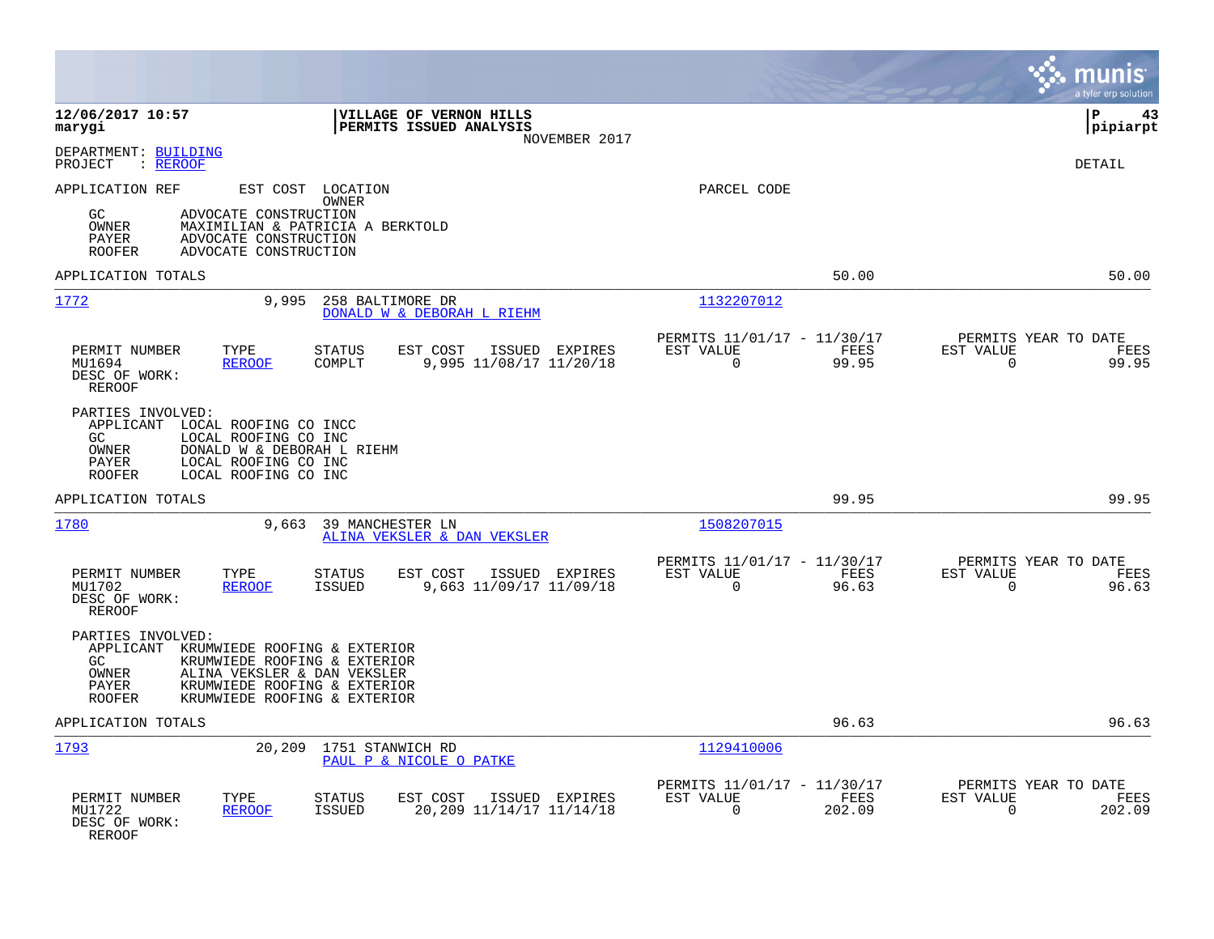**12/06/2017 10:57**
**marygi**

**VILLAGE OF VERNON HILLS**
**PERMITS ISSUED ANALYSIS**
NOVEMBER 2017

**P 43**
**pipiarpt**

DEPARTMENT: BUILDING
PROJECT : REROOF

DETAIL

| APPLICATION REF | EST COST | LOCATION / OWNER | PARCEL CODE |
|---|---|---|---|

GC ADVOCATE CONSTRUCTION
OWNER MAXIMILIAN & PATRICIA A BERKTOLD
PAYER ADVOCATE CONSTRUCTION
ROOFER ADVOCATE CONSTRUCTION

APPLICATION TOTALS: 50.00 | 50.00

---

**1772** | 9,995 | 258 BALTIMORE DR | DONALD W & DEBORAH L RIEHM | 1132207012

| PERMIT NUMBER | TYPE | STATUS | EST COST | ISSUED | EXPIRES | PERMITS 11/01/17 - 11/30/17 EST VALUE | FEES | PERMITS YEAR TO DATE EST VALUE | FEES |
|---|---|---|---|---|---|---|---|---|---|
| MU1694 | REROOF | COMPLT | 9,995 | 11/08/17 | 11/20/18 | 0 | 99.95 | 0 | 99.95 |

DESC OF WORK:
REROOF

PARTIES INVOLVED:
APPLICANT LOCAL ROOFING CO INCC
GC LOCAL ROOFING CO INC
OWNER DONALD W & DEBORAH L RIEHM
PAYER LOCAL ROOFING CO INC
ROOFER LOCAL ROOFING CO INC

APPLICATION TOTALS: 99.95 | 99.95

---

**1780** | 9,663 | 39 MANCHESTER LN | ALINA VEKSLER & DAN VEKSLER | 1508207015

| PERMIT NUMBER | TYPE | STATUS | EST COST | ISSUED | EXPIRES | PERMITS 11/01/17 - 11/30/17 EST VALUE | FEES | PERMITS YEAR TO DATE EST VALUE | FEES |
|---|---|---|---|---|---|---|---|---|---|
| MU1702 | REROOF | ISSUED | 9,663 | 11/09/17 | 11/09/18 | 0 | 96.63 | 0 | 96.63 |

DESC OF WORK:
REROOF

PARTIES INVOLVED:
APPLICANT KRUMWIEDE ROOFING & EXTERIOR
GC KRUMWIEDE ROOFING & EXTERIOR
OWNER ALINA VEKSLER & DAN VEKSLER
PAYER KRUMWIEDE ROOFING & EXTERIOR
ROOFER KRUMWIEDE ROOFING & EXTERIOR

APPLICATION TOTALS: 96.63 | 96.63

---

**1793** | 20,209 | 1751 STANWICH RD | PAUL P & NICOLE O PATKE | 1129410006

| PERMIT NUMBER | TYPE | STATUS | EST COST | ISSUED | EXPIRES | PERMITS 11/01/17 - 11/30/17 EST VALUE | FEES | PERMITS YEAR TO DATE EST VALUE | FEES |
|---|---|---|---|---|---|---|---|---|---|
| MU1722 | REROOF | ISSUED | 20,209 | 11/14/17 | 11/14/18 | 0 | 202.09 | 0 | 202.09 |

DESC OF WORK:
REROOF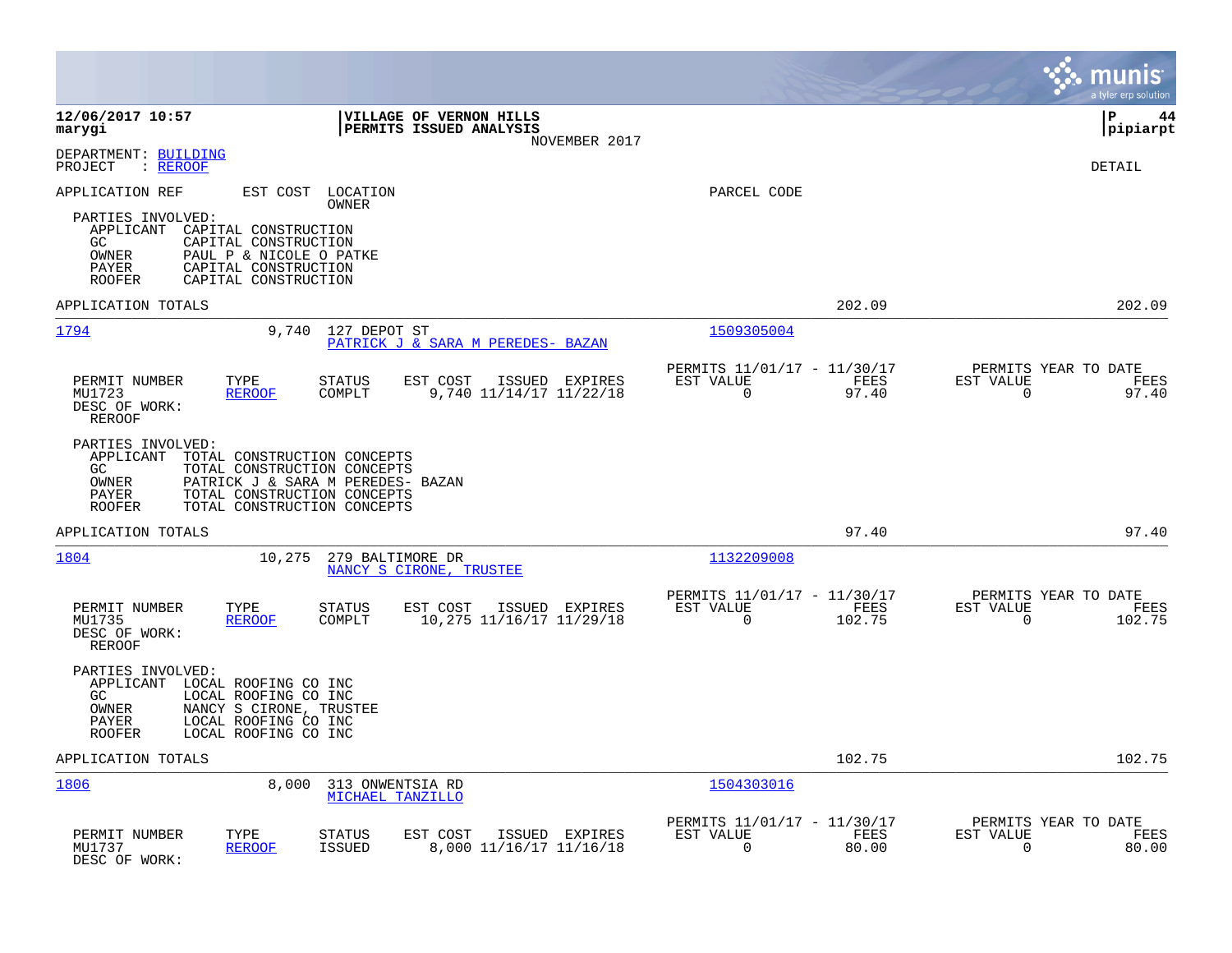**12/06/2017 10:57** | **VILLAGE OF VERNON HILLS** | **P 44**
**marygi** | **PERMITS ISSUED ANALYSIS** | **pipiarpt**

NOVEMBER 2017

DEPARTMENT: BUILDING
PROJECT : REROOF

DETAIL

APPLICATION REF | EST COST | LOCATION / OWNER | PARCEL CODE

PARTIES INVOLVED:
- APPLICANT CAPITAL CONSTRUCTION
- GC CAPITAL CONSTRUCTION
- OWNER PAUL P & NICOLE O PATKE
- PAYER CAPITAL CONSTRUCTION
- ROOFER CAPITAL CONSTRUCTION

APPLICATION TOTALS 202.09 202.09

---

**1794** | 9,740 | 127 DEPOT ST / PATRICK J & SARA M PEREDES- BAZAN | 1509305004

| PERMIT NUMBER | TYPE | STATUS | EST COST | ISSUED | EXPIRES | PERMITS 11/01/17 - 11/30/17 EST VALUE | FEES | PERMITS YEAR TO DATE EST VALUE | FEES |
|---|---|---|---|---|---|---|---|---|---|
| MU1723 | REROOF | COMPLT | 9,740 | 11/14/17 | 11/22/18 | 0 | 97.40 | 0 | 97.40 |

DESC OF WORK:
REROOF

PARTIES INVOLVED:
- APPLICANT TOTAL CONSTRUCTION CONCEPTS
- GC TOTAL CONSTRUCTION CONCEPTS
- OWNER PATRICK J & SARA M PEREDES- BAZAN
- PAYER TOTAL CONSTRUCTION CONCEPTS
- ROOFER TOTAL CONSTRUCTION CONCEPTS

APPLICATION TOTALS 97.40 97.40

---

**1804** | 10,275 | 279 BALTIMORE DR / NANCY S CIRONE, TRUSTEE | 1132209008

| PERMIT NUMBER | TYPE | STATUS | EST COST | ISSUED | EXPIRES | PERMITS 11/01/17 - 11/30/17 EST VALUE | FEES | PERMITS YEAR TO DATE EST VALUE | FEES |
|---|---|---|---|---|---|---|---|---|---|
| MU1735 | REROOF | COMPLT | 10,275 | 11/16/17 | 11/29/18 | 0 | 102.75 | 0 | 102.75 |

DESC OF WORK:
REROOF

PARTIES INVOLVED:
- APPLICANT LOCAL ROOFING CO INC
- GC LOCAL ROOFING CO INC
- OWNER NANCY S CIRONE, TRUSTEE
- PAYER LOCAL ROOFING CO INC
- ROOFER LOCAL ROOFING CO INC

APPLICATION TOTALS 102.75 102.75

---

**1806** | 8,000 | 313 ONWENTSIA RD / MICHAEL TANZILLO | 1504303016

| PERMIT NUMBER | TYPE | STATUS | EST COST | ISSUED | EXPIRES | PERMITS 11/01/17 - 11/30/17 EST VALUE | FEES | PERMITS YEAR TO DATE EST VALUE | FEES |
|---|---|---|---|---|---|---|---|---|---|
| MU1737 | REROOF | ISSUED | 8,000 | 11/16/17 | 11/16/18 | 0 | 80.00 | 0 | 80.00 |

DESC OF WORK: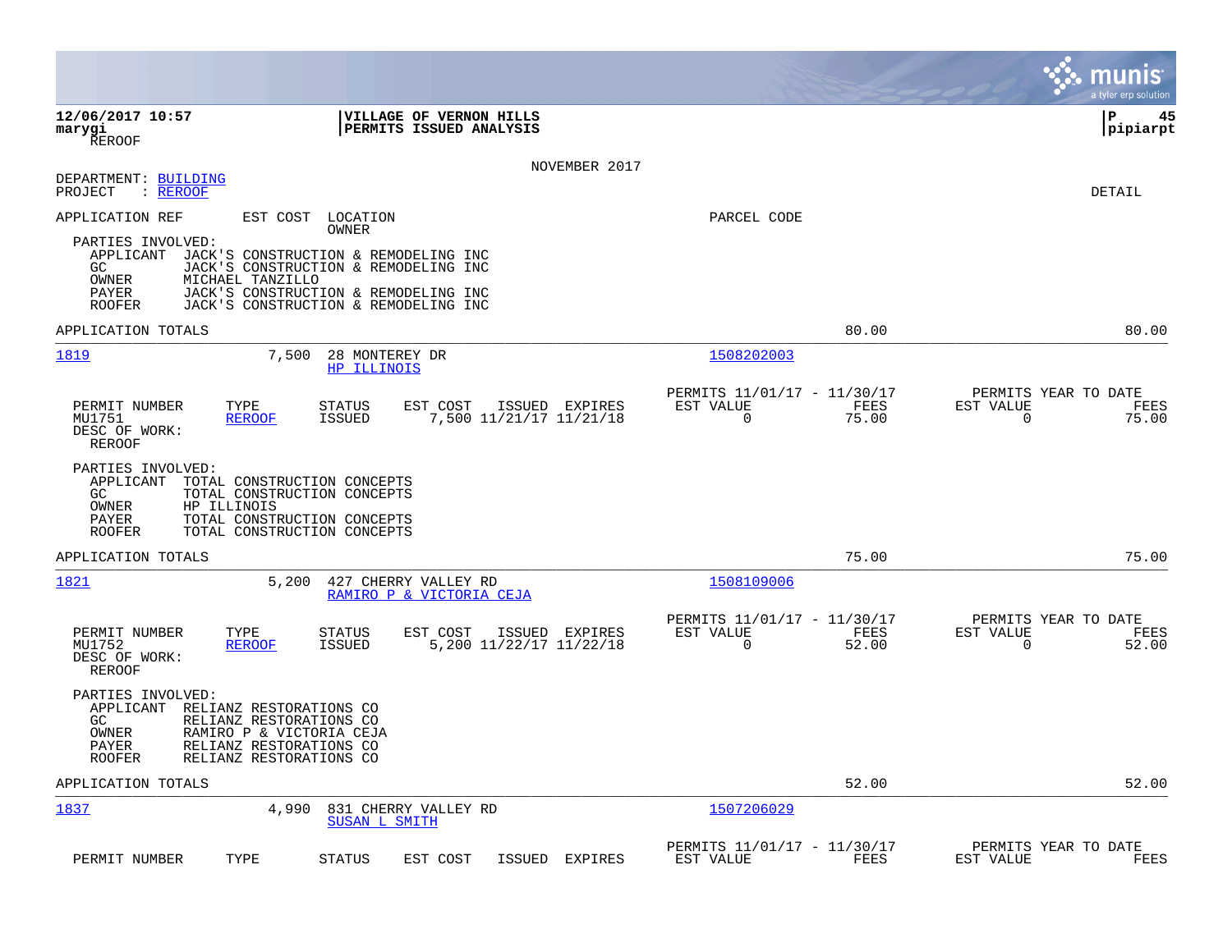**12/06/2017 10:57** | **VILLAGE OF VERNON HILLS** | **P 45**
**marygi** | **PERMITS ISSUED ANALYSIS** | **pipiarpt**
REROOF

NOVEMBER 2017

DEPARTMENT: BUILDING
PROJECT : REROOF

DETAIL

APPLICATION REF | EST COST | LOCATION / OWNER | PARCEL CODE

PARTIES INVOLVED:
- APPLICANT JACK'S CONSTRUCTION & REMODELING INC
- GC JACK'S CONSTRUCTION & REMODELING INC
- OWNER MICHAEL TANZILLO
- PAYER JACK'S CONSTRUCTION & REMODELING INC
- ROOFER JACK'S CONSTRUCTION & REMODELING INC

APPLICATION TOTALS 80.00 80.00

---

**1819** 7,500 28 MONTEREY DR — HP ILLINOIS — 1508202003

| PERMIT NUMBER | TYPE | STATUS | EST COST | ISSUED | EXPIRES | PERMITS 11/01/17 - 11/30/17 EST VALUE | FEES | PERMITS YEAR TO DATE EST VALUE | FEES |
|---|---|---|---|---|---|---|---|---|---|
| MU1751 | REROOF | ISSUED | 7,500 | 11/21/17 | 11/21/18 | 0 | 75.00 | 0 | 75.00 |

DESC OF WORK:
REROOF

PARTIES INVOLVED:
- APPLICANT TOTAL CONSTRUCTION CONCEPTS
- GC TOTAL CONSTRUCTION CONCEPTS
- OWNER HP ILLINOIS
- PAYER TOTAL CONSTRUCTION CONCEPTS
- ROOFER TOTAL CONSTRUCTION CONCEPTS

APPLICATION TOTALS 75.00 75.00

---

**1821** 5,200 427 CHERRY VALLEY RD — RAMIRO P & VICTORIA CEJA — 1508109006

| PERMIT NUMBER | TYPE | STATUS | EST COST | ISSUED | EXPIRES | PERMITS 11/01/17 - 11/30/17 EST VALUE | FEES | PERMITS YEAR TO DATE EST VALUE | FEES |
|---|---|---|---|---|---|---|---|---|---|
| MU1752 | REROOF | ISSUED | 5,200 | 11/22/17 | 11/22/18 | 0 | 52.00 | 0 | 52.00 |

DESC OF WORK:
REROOF

PARTIES INVOLVED:
- APPLICANT RELIANZ RESTORATIONS CO
- GC RELIANZ RESTORATIONS CO
- OWNER RAMIRO P & VICTORIA CEJA
- PAYER RELIANZ RESTORATIONS CO
- ROOFER RELIANZ RESTORATIONS CO

APPLICATION TOTALS 52.00 52.00

---

**1837** 4,990 831 CHERRY VALLEY RD — SUSAN L SMITH — 1507206029

| PERMIT NUMBER | TYPE | STATUS | EST COST | ISSUED | EXPIRES | PERMITS 11/01/17 - 11/30/17 EST VALUE | FEES | PERMITS YEAR TO DATE EST VALUE | FEES |
|---|---|---|---|---|---|---|---|---|---|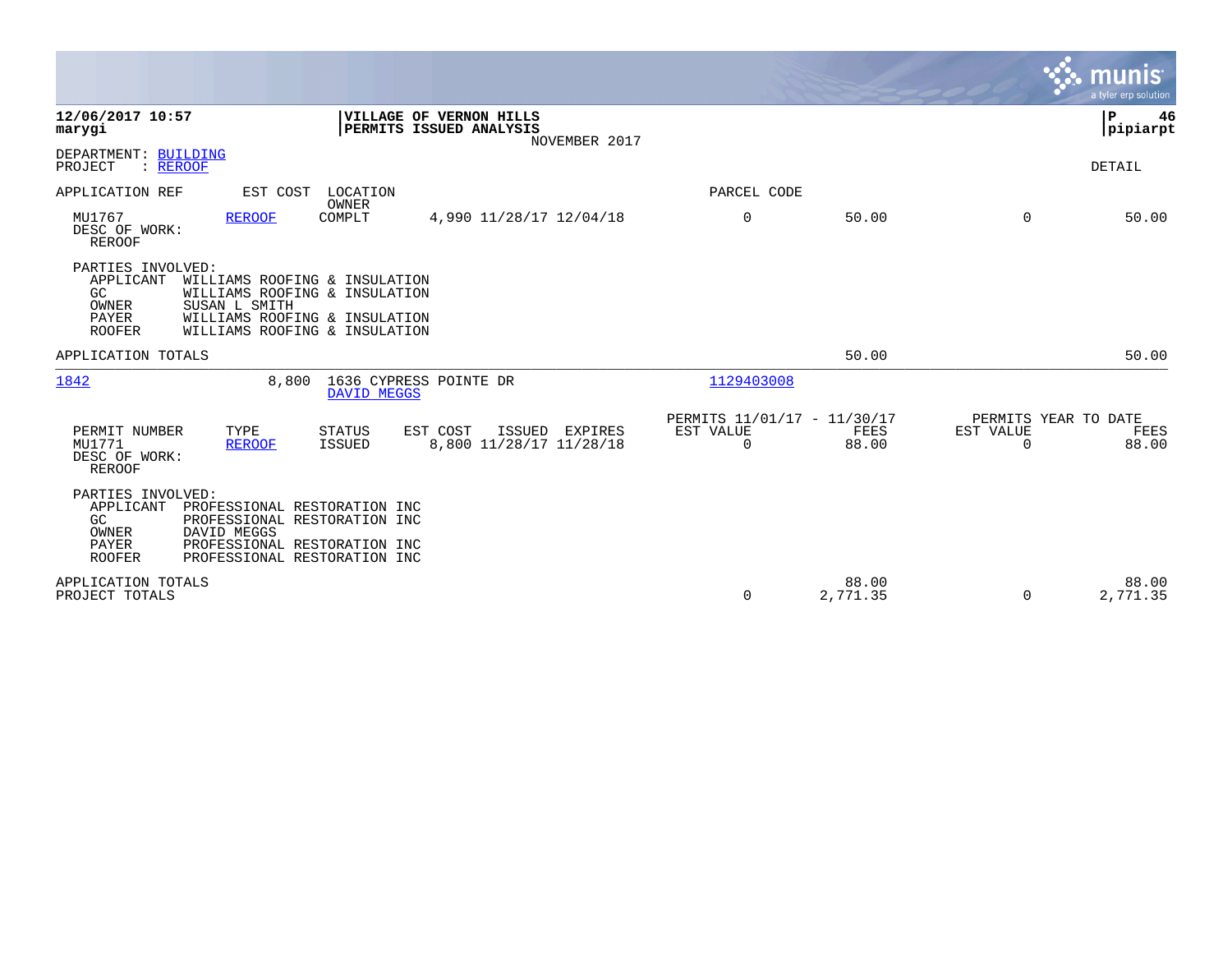**12/06/2017 10:57**
**marygi**

**VILLAGE OF VERNON HILLS**
**PERMITS ISSUED ANALYSIS**
NOVEMBER 2017

**P 46**
**pipiarpt**

DEPARTMENT: BUILDING
PROJECT : REROOF

DETAIL

| APPLICATION REF | EST COST | LOCATION / OWNER | | PARCEL CODE | | | |
|---|---|---|---|---|---|---|---|
| MU1767 | REROOF | COMPLT | 4,990 11/28/17 12/04/18 | 0 | 50.00 | 0 | 50.00 |

DESC OF WORK:
REROOF

PARTIES INVOLVED:
- APPLICANT WILLIAMS ROOFING & INSULATION
- GC WILLIAMS ROOFING & INSULATION
- OWNER SUSAN L SMITH
- PAYER WILLIAMS ROOFING & INSULATION
- ROOFER WILLIAMS ROOFING & INSULATION

APPLICATION TOTALS 50.00 50.00

---

**1842** 8,800 1636 CYPRESS POINTE DR — DAVID MEGGS — 1129403008

| PERMIT NUMBER | TYPE | STATUS | EST COST | ISSUED | EXPIRES | PERMITS 11/01/17 - 11/30/17 EST VALUE | FEES | PERMITS YEAR TO DATE EST VALUE | FEES |
|---|---|---|---|---|---|---|---|---|---|
| MU1771 | REROOF | ISSUED | 8,800 | 11/28/17 | 11/28/18 | 0 | 88.00 | 0 | 88.00 |

DESC OF WORK:
REROOF

PARTIES INVOLVED:
- APPLICANT PROFESSIONAL RESTORATION INC
- GC PROFESSIONAL RESTORATION INC
- OWNER DAVID MEGGS
- PAYER PROFESSIONAL RESTORATION INC
- ROOFER PROFESSIONAL RESTORATION INC

| | EST VALUE | FEES | EST VALUE | FEES |
|---|---|---|---|---|
| APPLICATION TOTALS | | 88.00 | | 88.00 |
| PROJECT TOTALS | 0 | 2,771.35 | 0 | 2,771.35 |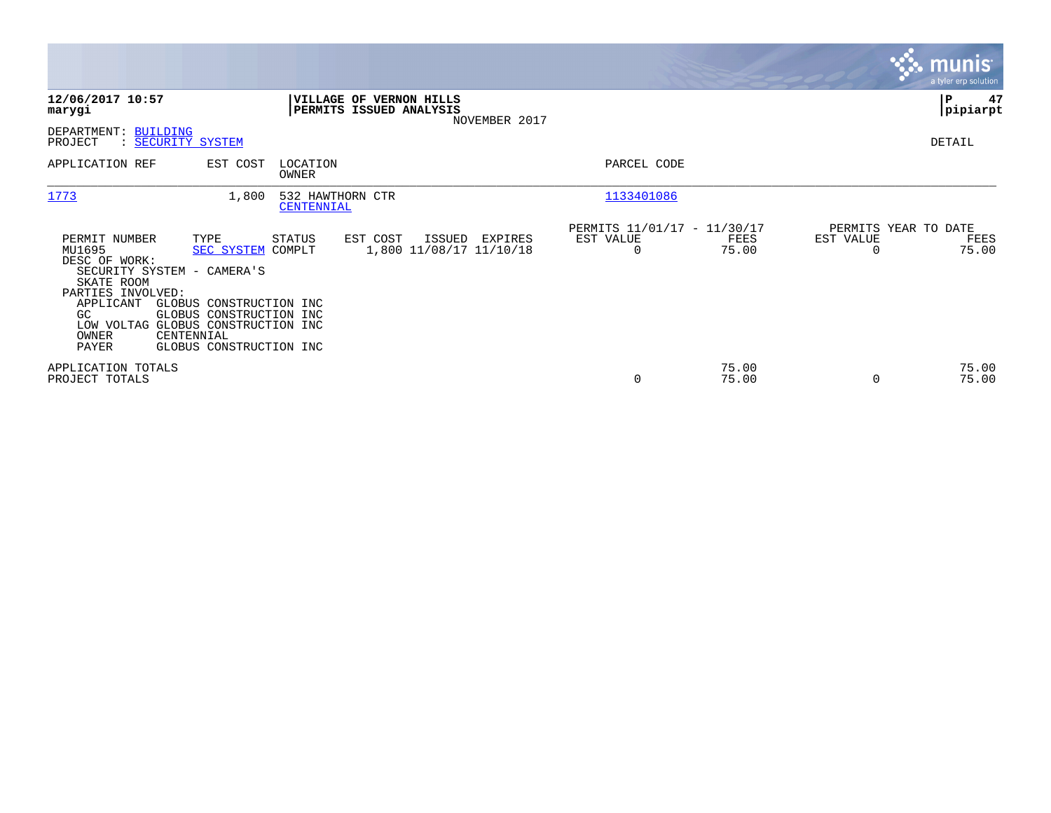**12/06/2017 10:57**
**marygi**

**VILLAGE OF VERNON HILLS**
**PERMITS ISSUED ANALYSIS**
NOVEMBER 2017

**P 47**
**pipiarpt**

DEPARTMENT: BUILDING
PROJECT : SECURITY SYSTEM

DETAIL

| APPLICATION REF | EST COST | LOCATION / OWNER | PARCEL CODE |
|---|---|---|---|
| 1773 | 1,800 | 532 HAWTHORN CTR / CENTENNIAL | 1133401086 |

| PERMIT NUMBER | TYPE | STATUS | EST COST | ISSUED | EXPIRES | PERMITS 11/01/17 - 11/30/17 EST VALUE | FEES | PERMITS YEAR TO DATE EST VALUE | FEES |
|---|---|---|---|---|---|---|---|---|---|
| MU1695 | SEC SYSTEM | COMPLT | 1,800 | 11/08/17 | 11/10/18 | 0 | 75.00 | 0 | 75.00 |

DESC OF WORK:
SECURITY SYSTEM - CAMERA'S
SKATE ROOM

PARTIES INVOLVED:

| ROLE | NAME |
|---|---|
| APPLICANT | GLOBUS CONSTRUCTION INC |
| GC | GLOBUS CONSTRUCTION INC |
| LOW VOLTAG | GLOBUS CONSTRUCTION INC |
| OWNER | CENTENNIAL |
| PAYER | GLOBUS CONSTRUCTION INC |

| | EST VALUE | FEES | YTD EST VALUE | YTD FEES |
|---|---|---|---|---|
| APPLICATION TOTALS | | 75.00 | | 75.00 |
| PROJECT TOTALS | 0 | 75.00 | 0 | 75.00 |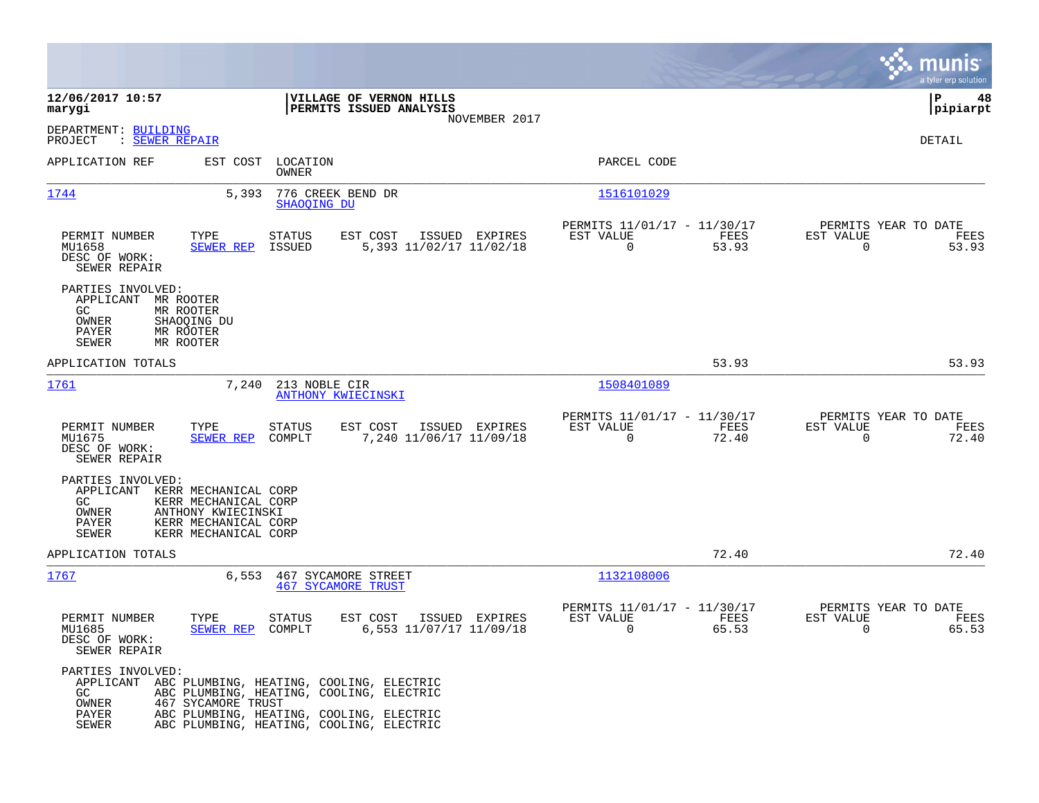**12/06/2017 10:57**
**marygi**

**VILLAGE OF VERNON HILLS**
**PERMITS ISSUED ANALYSIS**
NOVEMBER 2017

**P 48**
**pipiarpt**

DEPARTMENT: BUILDING
PROJECT : SEWER REPAIR

DETAIL

| APPLICATION REF | EST COST | LOCATION / OWNER | PARCEL CODE |
|---|---|---|---|
| 1744 | 5,393 | 776 CREEK BEND DR / SHAOQING DU | 1516101029 |

| PERMIT NUMBER | TYPE | STATUS | EST COST | ISSUED | EXPIRES | PERMITS 11/01/17 - 11/30/17 EST VALUE | FEES | PERMITS YEAR TO DATE EST VALUE | FEES |
|---|---|---|---|---|---|---|---|---|---|
| MU1658 | SEWER REP | ISSUED | 5,393 | 11/02/17 | 11/02/18 | 0 | 53.93 | 0 | 53.93 |

DESC OF WORK:
SEWER REPAIR

PARTIES INVOLVED:
- APPLICANT MR ROOTER
- GC MR ROOTER
- OWNER SHAOQING DU
- PAYER MR ROOTER
- SEWER MR ROOTER

APPLICATION TOTALS 53.93 53.93

| APPLICATION REF | EST COST | LOCATION / OWNER | PARCEL CODE |
|---|---|---|---|
| 1761 | 7,240 | 213 NOBLE CIR / ANTHONY KWIECINSKI | 1508401089 |

| PERMIT NUMBER | TYPE | STATUS | EST COST | ISSUED | EXPIRES | PERMITS 11/01/17 - 11/30/17 EST VALUE | FEES | PERMITS YEAR TO DATE EST VALUE | FEES |
|---|---|---|---|---|---|---|---|---|---|
| MU1675 | SEWER REP | COMPLT | 7,240 | 11/06/17 | 11/09/18 | 0 | 72.40 | 0 | 72.40 |

DESC OF WORK:
SEWER REPAIR

PARTIES INVOLVED:
- APPLICANT KERR MECHANICAL CORP
- GC KERR MECHANICAL CORP
- OWNER ANTHONY KWIECINSKI
- PAYER KERR MECHANICAL CORP
- SEWER KERR MECHANICAL CORP

APPLICATION TOTALS 72.40 72.40

| APPLICATION REF | EST COST | LOCATION / OWNER | PARCEL CODE |
|---|---|---|---|
| 1767 | 6,553 | 467 SYCAMORE STREET / 467 SYCAMORE TRUST | 1132108006 |

| PERMIT NUMBER | TYPE | STATUS | EST COST | ISSUED | EXPIRES | PERMITS 11/01/17 - 11/30/17 EST VALUE | FEES | PERMITS YEAR TO DATE EST VALUE | FEES |
|---|---|---|---|---|---|---|---|---|---|
| MU1685 | SEWER REP | COMPLT | 6,553 | 11/07/17 | 11/09/18 | 0 | 65.53 | 0 | 65.53 |

DESC OF WORK:
SEWER REPAIR

PARTIES INVOLVED:
- APPLICANT ABC PLUMBING, HEATING, COOLING, ELECTRIC
- GC ABC PLUMBING, HEATING, COOLING, ELECTRIC
- OWNER 467 SYCAMORE TRUST
- PAYER ABC PLUMBING, HEATING, COOLING, ELECTRIC
- SEWER ABC PLUMBING, HEATING, COOLING, ELECTRIC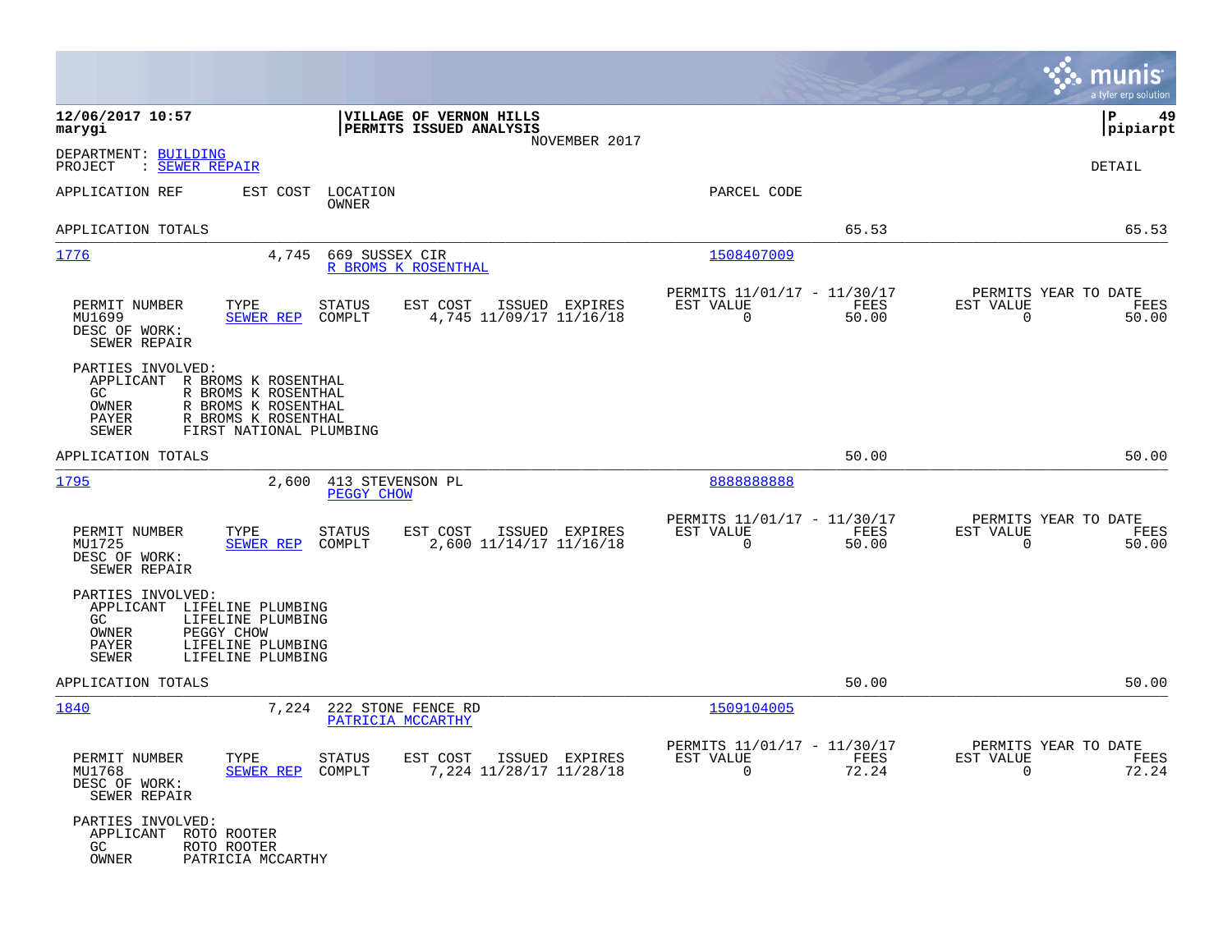**12/06/2017 10:57**
**marygi**

**VILLAGE OF VERNON HILLS**
**PERMITS ISSUED ANALYSIS**
NOVEMBER 2017

**P 49**
**pipiarpt**

DEPARTMENT: BUILDING
PROJECT : SEWER REPAIR

DETAIL

APPLICATION REF | EST COST | LOCATION / OWNER | PARCEL CODE

APPLICATION TOTALS 65.53 65.53

---

**1776** 4,745 669 SUSSEX CIR
R BROMS K ROSENTHAL
Parcel Code: 1508407009

| PERMIT NUMBER | TYPE | STATUS | EST COST | ISSUED | EXPIRES | PERMITS 11/01/17 - 11/30/17 EST VALUE | FEES | PERMITS YEAR TO DATE EST VALUE | FEES |
|---|---|---|---|---|---|---|---|---|---|
| MU1699 | SEWER REP | COMPLT | 4,745 | 11/09/17 | 11/16/18 | 0 | 50.00 | 0 | 50.00 |

DESC OF WORK:
SEWER REPAIR

PARTIES INVOLVED:
- APPLICANT R BROMS K ROSENTHAL
- GC R BROMS K ROSENTHAL
- OWNER R BROMS K ROSENTHAL
- PAYER R BROMS K ROSENTHAL
- SEWER FIRST NATIONAL PLUMBING

APPLICATION TOTALS 50.00 50.00

---

**1795** 2,600 413 STEVENSON PL
PEGGY CHOW
Parcel Code: 8888888888

| PERMIT NUMBER | TYPE | STATUS | EST COST | ISSUED | EXPIRES | PERMITS 11/01/17 - 11/30/17 EST VALUE | FEES | PERMITS YEAR TO DATE EST VALUE | FEES |
|---|---|---|---|---|---|---|---|---|---|
| MU1725 | SEWER REP | COMPLT | 2,600 | 11/14/17 | 11/16/18 | 0 | 50.00 | 0 | 50.00 |

DESC OF WORK:
SEWER REPAIR

PARTIES INVOLVED:
- APPLICANT LIFELINE PLUMBING
- GC LIFELINE PLUMBING
- OWNER PEGGY CHOW
- PAYER LIFELINE PLUMBING
- SEWER LIFELINE PLUMBING

APPLICATION TOTALS 50.00 50.00

---

**1840** 7,224 222 STONE FENCE RD
PATRICIA MCCARTHY
Parcel Code: 1509104005

| PERMIT NUMBER | TYPE | STATUS | EST COST | ISSUED | EXPIRES | PERMITS 11/01/17 - 11/30/17 EST VALUE | FEES | PERMITS YEAR TO DATE EST VALUE | FEES |
|---|---|---|---|---|---|---|---|---|---|
| MU1768 | SEWER REP | COMPLT | 7,224 | 11/28/17 | 11/28/18 | 0 | 72.24 | 0 | 72.24 |

DESC OF WORK:
SEWER REPAIR

PARTIES INVOLVED:
- APPLICANT ROTO ROOTER
- GC ROTO ROOTER
- OWNER PATRICIA MCCARTHY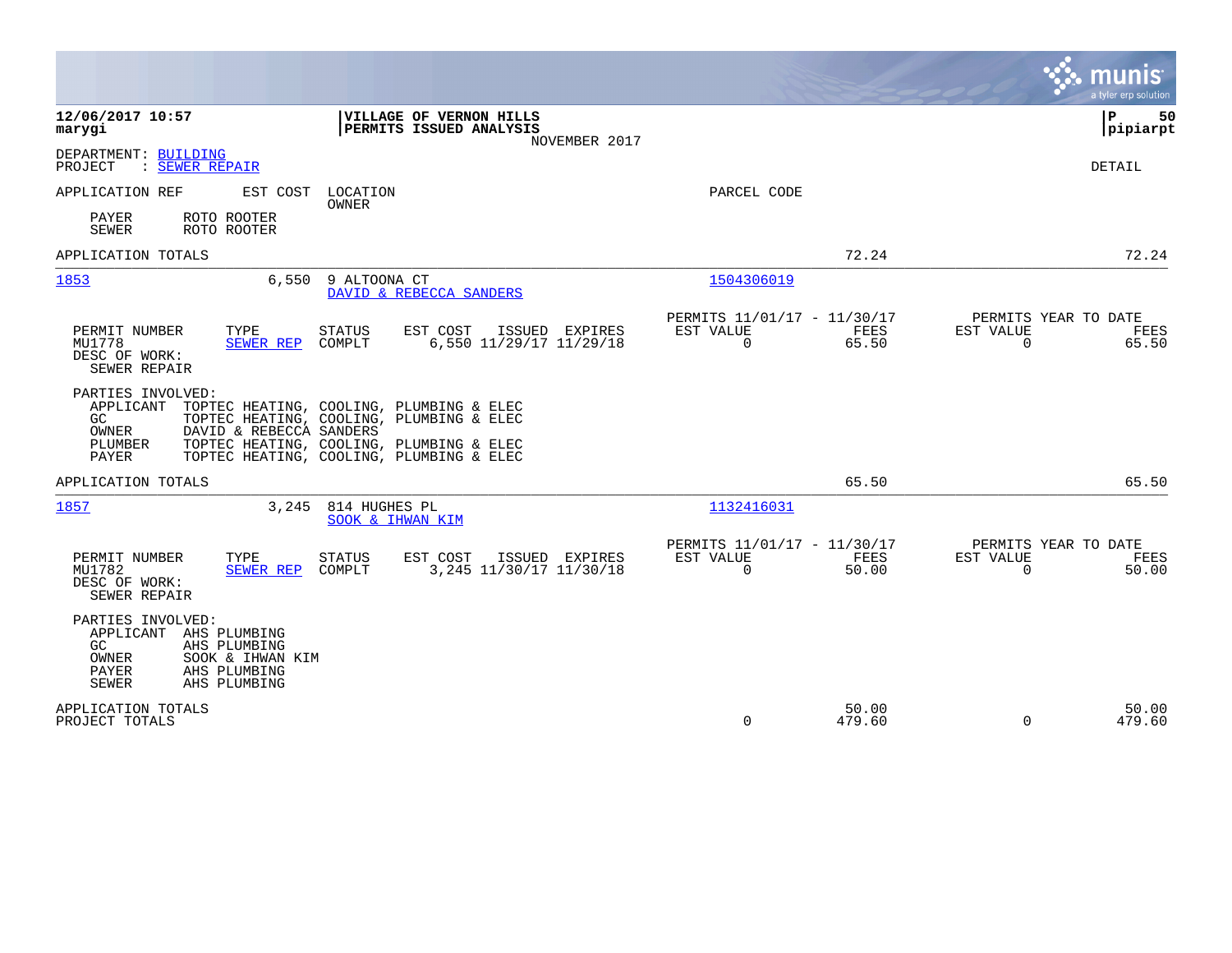**12/06/2017 10:57**
**marygi**

**VILLAGE OF VERNON HILLS**
**PERMITS ISSUED ANALYSIS**
NOVEMBER 2017

**P 50**
**pipiarpt**

DEPARTMENT: BUILDING
PROJECT : SEWER REPAIR

DETAIL

APPLICATION REF | EST COST | LOCATION / OWNER | PARCEL CODE

PAYER ROTO ROOTER
SEWER ROTO ROOTER

APPLICATION TOTALS 72.24 72.24

---

**1853** 6,550 9 ALTOONA CT
DAVID & REBECCA SANDERS
PARCEL CODE: 1504306019

| PERMIT NUMBER | TYPE | STATUS | EST COST | ISSUED | EXPIRES | PERMITS 11/01/17 - 11/30/17 EST VALUE | FEES | PERMITS YEAR TO DATE EST VALUE | FEES |
|---|---|---|---|---|---|---|---|---|---|
| MU1778 | SEWER REP | COMPLT | 6,550 | 11/29/17 | 11/29/18 | 0 | 65.50 | 0 | 65.50 |

DESC OF WORK:
SEWER REPAIR

PARTIES INVOLVED:
APPLICANT TOPTEC HEATING, COOLING, PLUMBING & ELEC
GC TOPTEC HEATING, COOLING, PLUMBING & ELEC
OWNER DAVID & REBECCA SANDERS
PLUMBER TOPTEC HEATING, COOLING, PLUMBING & ELEC
PAYER TOPTEC HEATING, COOLING, PLUMBING & ELEC

APPLICATION TOTALS 65.50 65.50

---

**1857** 3,245 814 HUGHES PL
SOOK & IHWAN KIM
PARCEL CODE: 1132416031

| PERMIT NUMBER | TYPE | STATUS | EST COST | ISSUED | EXPIRES | PERMITS 11/01/17 - 11/30/17 EST VALUE | FEES | PERMITS YEAR TO DATE EST VALUE | FEES |
|---|---|---|---|---|---|---|---|---|---|
| MU1782 | SEWER REP | COMPLT | 3,245 | 11/30/17 | 11/30/18 | 0 | 50.00 | 0 | 50.00 |

DESC OF WORK:
SEWER REPAIR

PARTIES INVOLVED:
APPLICANT AHS PLUMBING
GC AHS PLUMBING
OWNER SOOK & IHWAN KIM
PAYER AHS PLUMBING
SEWER AHS PLUMBING

| | EST VALUE | FEES | EST VALUE | FEES |
|---|---|---|---|---|
| APPLICATION TOTALS | | 50.00 | | 50.00 |
| PROJECT TOTALS | 0 | 479.60 | 0 | 479.60 |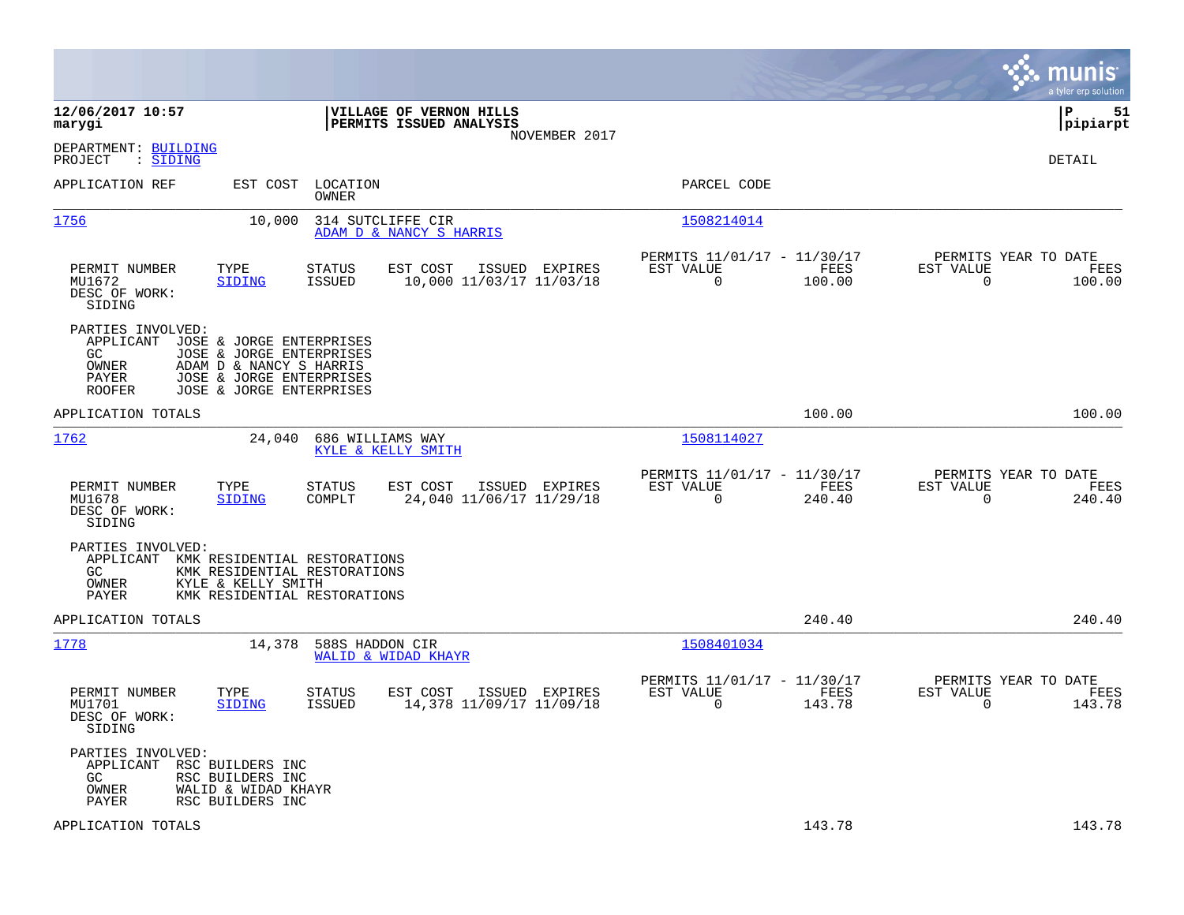**12/06/2017 10:57** | **VILLAGE OF VERNON HILLS** | **P 51**
**marygi** | **PERMITS ISSUED ANALYSIS** | **pipiarpt**
NOVEMBER 2017

DEPARTMENT: BUILDING
PROJECT : SIDING

DETAIL

| APPLICATION REF | EST COST | LOCATION / OWNER | PARCEL CODE |
|---|---|---|---|
| 1756 | 10,000 | 314 SUTCLIFFE CIR / ADAM D & NANCY S HARRIS | 1508214014 |

| PERMIT NUMBER | TYPE | STATUS | EST COST | ISSUED | EXPIRES | PERMITS 11/01/17 - 11/30/17 EST VALUE | FEES | PERMITS YEAR TO DATE EST VALUE | FEES |
|---|---|---|---|---|---|---|---|---|---|
| MU1672 | SIDING | ISSUED | 10,000 | 11/03/17 | 11/03/18 | 0 | 100.00 | 0 | 100.00 |

DESC OF WORK:
SIDING

PARTIES INVOLVED:
- APPLICANT JOSE & JORGE ENTERPRISES
- GC JOSE & JORGE ENTERPRISES
- OWNER ADAM D & NANCY S HARRIS
- PAYER JOSE & JORGE ENTERPRISES
- ROOFER JOSE & JORGE ENTERPRISES

APPLICATION TOTALS 100.00 100.00

| APPLICATION REF | EST COST | LOCATION / OWNER | PARCEL CODE |
|---|---|---|---|
| 1762 | 24,040 | 686 WILLIAMS WAY / KYLE & KELLY SMITH | 1508114027 |

| PERMIT NUMBER | TYPE | STATUS | EST COST | ISSUED | EXPIRES | PERMITS 11/01/17 - 11/30/17 EST VALUE | FEES | PERMITS YEAR TO DATE EST VALUE | FEES |
|---|---|---|---|---|---|---|---|---|---|
| MU1678 | SIDING | COMPLT | 24,040 | 11/06/17 | 11/29/18 | 0 | 240.40 | 0 | 240.40 |

DESC OF WORK:
SIDING

PARTIES INVOLVED:
- APPLICANT KMK RESIDENTIAL RESTORATIONS
- GC KMK RESIDENTIAL RESTORATIONS
- OWNER KYLE & KELLY SMITH
- PAYER KMK RESIDENTIAL RESTORATIONS

APPLICATION TOTALS 240.40 240.40

| APPLICATION REF | EST COST | LOCATION / OWNER | PARCEL CODE |
|---|---|---|---|
| 1778 | 14,378 | 588S HADDON CIR / WALID & WIDAD KHAYR | 1508401034 |

| PERMIT NUMBER | TYPE | STATUS | EST COST | ISSUED | EXPIRES | PERMITS 11/01/17 - 11/30/17 EST VALUE | FEES | PERMITS YEAR TO DATE EST VALUE | FEES |
|---|---|---|---|---|---|---|---|---|---|
| MU1701 | SIDING | ISSUED | 14,378 | 11/09/17 | 11/09/18 | 0 | 143.78 | 0 | 143.78 |

DESC OF WORK:
SIDING

PARTIES INVOLVED:
- APPLICANT RSC BUILDERS INC
- GC RSC BUILDERS INC
- OWNER WALID & WIDAD KHAYR
- PAYER RSC BUILDERS INC

APPLICATION TOTALS 143.78 143.78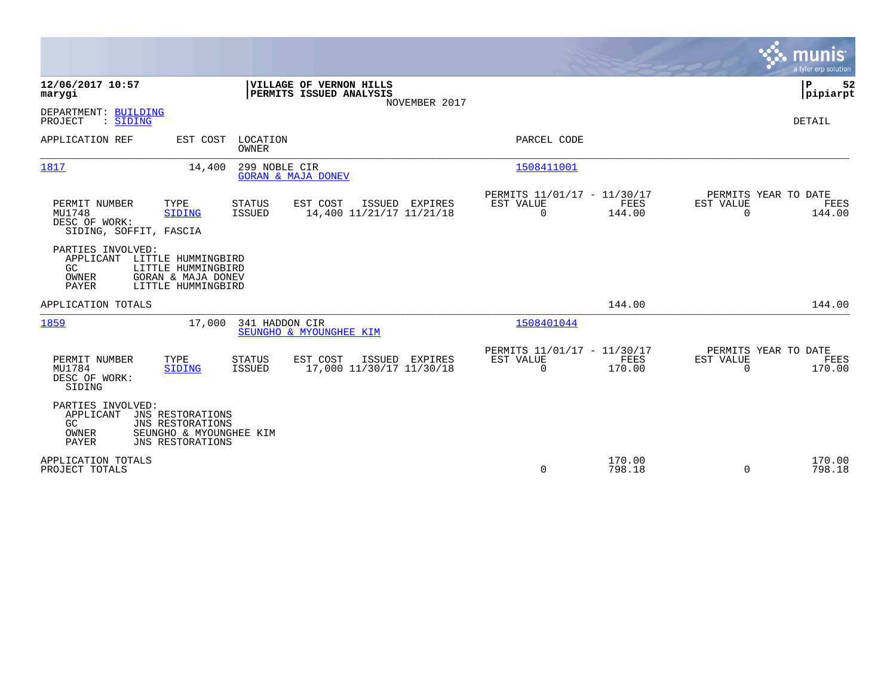**12/06/2017 10:57**
**marygi**

**VILLAGE OF VERNON HILLS**
**PERMITS ISSUED ANALYSIS**
NOVEMBER 2017

**P 52**
**pipiarpt**

DEPARTMENT: BUILDING
PROJECT : SIDING

DETAIL

| APPLICATION REF | EST COST | LOCATION / OWNER | PARCEL CODE |
|---|---|---|---|
| 1817 | 14,400 | 299 NOBLE CIR / GORAN & MAJA DONEV | 1508411001 |

| PERMIT NUMBER | TYPE | STATUS | EST COST | ISSUED | EXPIRES | PERMITS 11/01/17 - 11/30/17 EST VALUE | FEES | PERMITS YEAR TO DATE EST VALUE | FEES |
|---|---|---|---|---|---|---|---|---|---|
| MU1748 | SIDING | ISSUED | 14,400 | 11/21/17 | 11/21/18 | 0 | 144.00 | 0 | 144.00 |

DESC OF WORK:
SIDING, SOFFIT, FASCIA

PARTIES INVOLVED:
- APPLICANT LITTLE HUMMINGBIRD
- GC LITTLE HUMMINGBIRD
- OWNER GORAN & MAJA DONEV
- PAYER LITTLE HUMMINGBIRD

APPLICATION TOTALS: 144.00 | 144.00

| APPLICATION REF | EST COST | LOCATION / OWNER | PARCEL CODE |
|---|---|---|---|
| 1859 | 17,000 | 341 HADDON CIR / SEUNGHO & MYOUNGHEE KIM | 1508401044 |

| PERMIT NUMBER | TYPE | STATUS | EST COST | ISSUED | EXPIRES | PERMITS 11/01/17 - 11/30/17 EST VALUE | FEES | PERMITS YEAR TO DATE EST VALUE | FEES |
|---|---|---|---|---|---|---|---|---|---|
| MU1784 | SIDING | ISSUED | 17,000 | 11/30/17 | 11/30/18 | 0 | 170.00 | 0 | 170.00 |

DESC OF WORK:
SIDING

PARTIES INVOLVED:
- APPLICANT JNS RESTORATIONS
- GC JNS RESTORATIONS
- OWNER SEUNGHO & MYOUNGHEE KIM
- PAYER JNS RESTORATIONS

| | EST VALUE | FEES | EST VALUE | FEES |
|---|---|---|---|---|
| APPLICATION TOTALS | | 170.00 | | 170.00 |
| PROJECT TOTALS | 0 | 798.18 | 0 | 798.18 |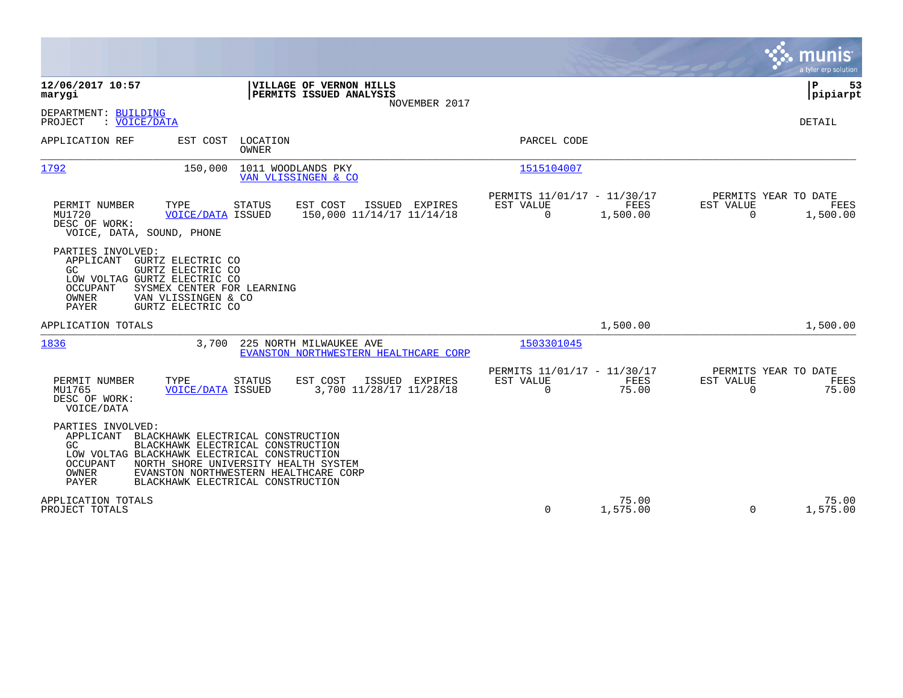**12/06/2017 10:57**
**marygi**

**VILLAGE OF VERNON HILLS**
**PERMITS ISSUED ANALYSIS**
NOVEMBER 2017

**P 53**
**pipiarpt**

DEPARTMENT: BUILDING
PROJECT : VOICE/DATA

DETAIL

| APPLICATION REF | EST COST | LOCATION / OWNER | PARCEL CODE |
|---|---|---|---|
| 1792 | 150,000 | 1011 WOODLANDS PKY / VAN VLISSINGEN & CO | 1515104007 |

| PERMIT NUMBER | TYPE | STATUS | EST COST | ISSUED | EXPIRES | PERMITS 11/01/17 - 11/30/17 EST VALUE | FEES | PERMITS YEAR TO DATE EST VALUE | FEES |
|---|---|---|---|---|---|---|---|---|---|
| MU1720 | VOICE/DATA | ISSUED | 150,000 | 11/14/17 | 11/14/18 | 0 | 1,500.00 | 0 | 1,500.00 |

DESC OF WORK:
VOICE, DATA, SOUND, PHONE

PARTIES INVOLVED:
- APPLICANT GURTZ ELECTRIC CO
- GC GURTZ ELECTRIC CO
- LOW VOLTAG GURTZ ELECTRIC CO
- OCCUPANT SYSMEX CENTER FOR LEARNING
- OWNER VAN VLISSINGEN & CO
- PAYER GURTZ ELECTRIC CO

APPLICATION TOTALS — 1,500.00 — 1,500.00

| APPLICATION REF | EST COST | LOCATION / OWNER | PARCEL CODE |
|---|---|---|---|
| 1836 | 3,700 | 225 NORTH MILWAUKEE AVE / EVANSTON NORTHWESTERN HEALTHCARE CORP | 1503301045 |

| PERMIT NUMBER | TYPE | STATUS | EST COST | ISSUED | EXPIRES | PERMITS 11/01/17 - 11/30/17 EST VALUE | FEES | PERMITS YEAR TO DATE EST VALUE | FEES |
|---|---|---|---|---|---|---|---|---|---|
| MU1765 | VOICE/DATA | ISSUED | 3,700 | 11/28/17 | 11/28/18 | 0 | 75.00 | 0 | 75.00 |

DESC OF WORK:
VOICE/DATA

PARTIES INVOLVED:
- APPLICANT BLACKHAWK ELECTRICAL CONSTRUCTION
- GC BLACKHAWK ELECTRICAL CONSTRUCTION
- LOW VOLTAG BLACKHAWK ELECTRICAL CONSTRUCTION
- OCCUPANT NORTH SHORE UNIVERSITY HEALTH SYSTEM
- OWNER EVANSTON NORTHWESTERN HEALTHCARE CORP
- PAYER BLACKHAWK ELECTRICAL CONSTRUCTION

| | EST VALUE | FEES | YTD EST VALUE | YTD FEES |
|---|---|---|---|---|
| APPLICATION TOTALS | | 75.00 | | 75.00 |
| PROJECT TOTALS | 0 | 1,575.00 | 0 | 1,575.00 |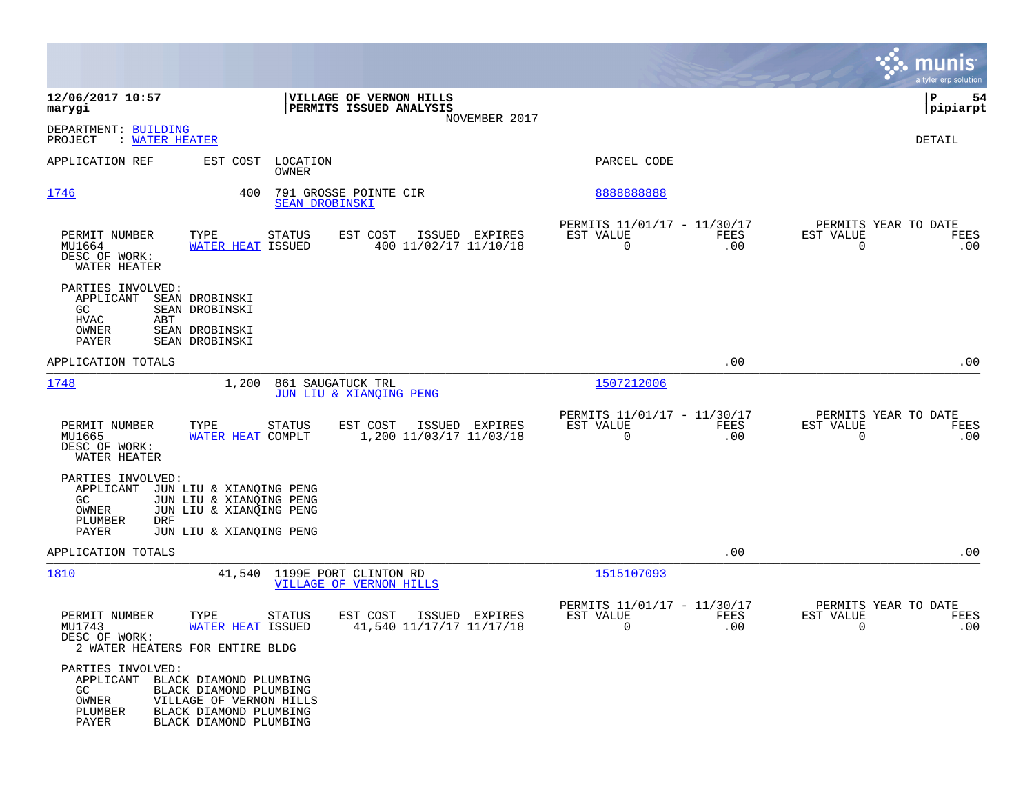**12/06/2017 10:57** | **VILLAGE OF VERNON HILLS** | **P 54**
**marygi** | **PERMITS ISSUED ANALYSIS** | **pipiarpt**

NOVEMBER 2017

DEPARTMENT: BUILDING
PROJECT : WATER HEATER

DETAIL

| APPLICATION REF | EST COST | LOCATION / OWNER | PARCEL CODE |
|---|---|---|---|
| 1746 | 400 | 791 GROSSE POINTE CIR / SEAN DROBINSKI | 8888888888 |

| PERMIT NUMBER | TYPE | STATUS | EST COST | ISSUED | EXPIRES | PERMITS 11/01/17 - 11/30/17 EST VALUE | FEES | PERMITS YEAR TO DATE EST VALUE | FEES |
|---|---|---|---|---|---|---|---|---|---|
| MU1664 | WATER HEAT | ISSUED | 400 | 11/02/17 | 11/10/18 | 0 | .00 | 0 | .00 |

DESC OF WORK:
WATER HEATER

PARTIES INVOLVED:
- APPLICANT SEAN DROBINSKI
- GC SEAN DROBINSKI
- HVAC ABT
- OWNER SEAN DROBINSKI
- PAYER SEAN DROBINSKI

APPLICATION TOTALS .00 .00

| APPLICATION REF | EST COST | LOCATION / OWNER | PARCEL CODE |
|---|---|---|---|
| 1748 | 1,200 | 861 SAUGATUCK TRL / JUN LIU & XIANQING PENG | 1507212006 |

| PERMIT NUMBER | TYPE | STATUS | EST COST | ISSUED | EXPIRES | PERMITS 11/01/17 - 11/30/17 EST VALUE | FEES | PERMITS YEAR TO DATE EST VALUE | FEES |
|---|---|---|---|---|---|---|---|---|---|
| MU1665 | WATER HEAT | COMPLT | 1,200 | 11/03/17 | 11/03/18 | 0 | .00 | 0 | .00 |

DESC OF WORK:
WATER HEATER

PARTIES INVOLVED:
- APPLICANT JUN LIU & XIANQING PENG
- GC JUN LIU & XIANQING PENG
- OWNER JUN LIU & XIANQING PENG
- PLUMBER DRF
- PAYER JUN LIU & XIANQING PENG

APPLICATION TOTALS .00 .00

| APPLICATION REF | EST COST | LOCATION / OWNER | PARCEL CODE |
|---|---|---|---|
| 1810 | 41,540 | 1199E PORT CLINTON RD / VILLAGE OF VERNON HILLS | 1515107093 |

| PERMIT NUMBER | TYPE | STATUS | EST COST | ISSUED | EXPIRES | PERMITS 11/01/17 - 11/30/17 EST VALUE | FEES | PERMITS YEAR TO DATE EST VALUE | FEES |
|---|---|---|---|---|---|---|---|---|---|
| MU1743 | WATER HEAT | ISSUED | 41,540 | 11/17/17 | 11/17/18 | 0 | .00 | 0 | .00 |

DESC OF WORK:
2 WATER HEATERS FOR ENTIRE BLDG

PARTIES INVOLVED:
- APPLICANT BLACK DIAMOND PLUMBING
- GC BLACK DIAMOND PLUMBING
- OWNER VILLAGE OF VERNON HILLS
- PLUMBER BLACK DIAMOND PLUMBING
- PAYER BLACK DIAMOND PLUMBING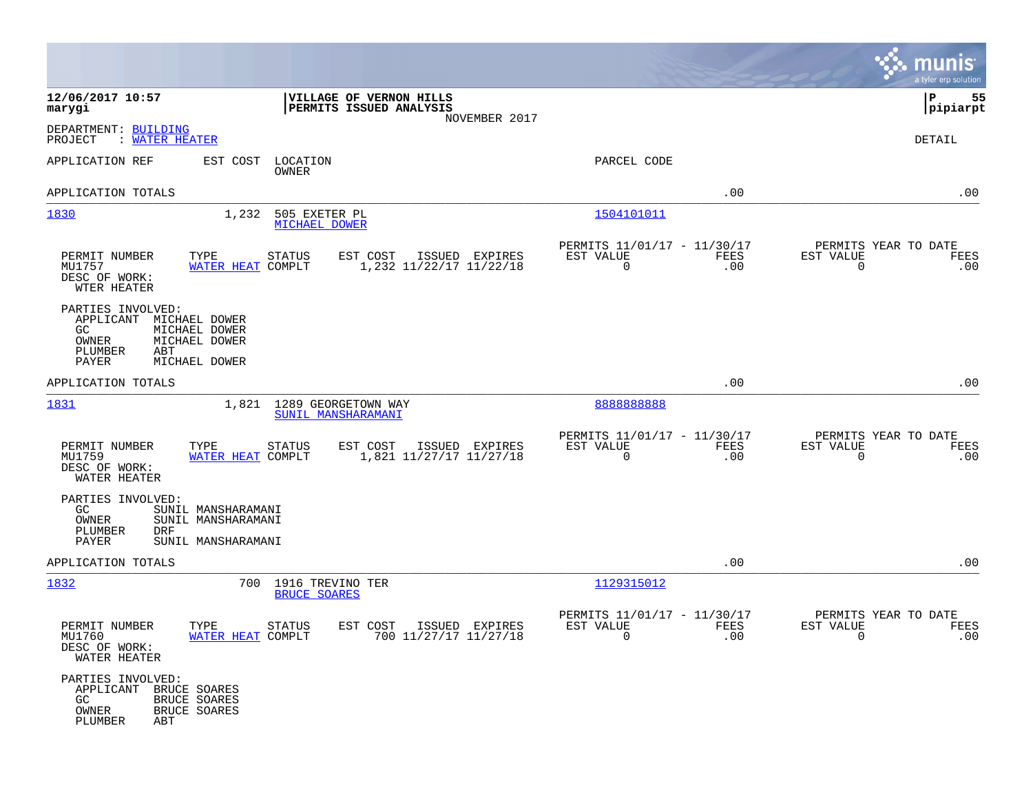**12/06/2017 10:57**
**marygi**

**VILLAGE OF VERNON HILLS**
**PERMITS ISSUED ANALYSIS**
NOVEMBER 2017

**P 55**
**pipiarpt**

DEPARTMENT: BUILDING
PROJECT : WATER HEATER

DETAIL

| APPLICATION REF | EST COST | LOCATION / OWNER | PARCEL CODE | | |
|---|---|---|---|---|---|
| APPLICATION TOTALS | | | | .00 | .00 |
| 1830 | 1,232 | 505 EXETER PL / MICHAEL DOWER | 1504101011 | | |

| PERMIT NUMBER | TYPE | STATUS | EST COST | ISSUED | EXPIRES | PERMITS 11/01/17 - 11/30/17 EST VALUE | FEES | PERMITS YEAR TO DATE EST VALUE | FEES |
|---|---|---|---|---|---|---|---|---|---|
| MU1757 | WATER HEAT | COMPLT | 1,232 | 11/22/17 | 11/22/18 | 0 | .00 | 0 | .00 |

DESC OF WORK:
WTER HEATER

PARTIES INVOLVED:
- APPLICANT MICHAEL DOWER
- GC MICHAEL DOWER
- OWNER MICHAEL DOWER
- PLUMBER ABT
- PAYER MICHAEL DOWER

| APPLICATION REF | EST COST | LOCATION / OWNER | PARCEL CODE | | |
|---|---|---|---|---|---|
| APPLICATION TOTALS | | | | .00 | .00 |
| 1831 | 1,821 | 1289 GEORGETOWN WAY / SUNIL MANSHARAMANI | 8888888888 | | |

| PERMIT NUMBER | TYPE | STATUS | EST COST | ISSUED | EXPIRES | PERMITS 11/01/17 - 11/30/17 EST VALUE | FEES | PERMITS YEAR TO DATE EST VALUE | FEES |
|---|---|---|---|---|---|---|---|---|---|
| MU1759 | WATER HEAT | COMPLT | 1,821 | 11/27/17 | 11/27/18 | 0 | .00 | 0 | .00 |

DESC OF WORK:
WATER HEATER

PARTIES INVOLVED:
- GC SUNIL MANSHARAMANI
- OWNER SUNIL MANSHARAMANI
- PLUMBER DRF
- PAYER SUNIL MANSHARAMANI

| APPLICATION REF | EST COST | LOCATION / OWNER | PARCEL CODE | | |
|---|---|---|---|---|---|
| APPLICATION TOTALS | | | | .00 | .00 |
| 1832 | 700 | 1916 TREVINO TER / BRUCE SOARES | 1129315012 | | |

| PERMIT NUMBER | TYPE | STATUS | EST COST | ISSUED | EXPIRES | PERMITS 11/01/17 - 11/30/17 EST VALUE | FEES | PERMITS YEAR TO DATE EST VALUE | FEES |
|---|---|---|---|---|---|---|---|---|---|
| MU1760 | WATER HEAT | COMPLT | 700 | 11/27/17 | 11/27/18 | 0 | .00 | 0 | .00 |

DESC OF WORK:
WATER HEATER

PARTIES INVOLVED:
- APPLICANT BRUCE SOARES
- GC BRUCE SOARES
- OWNER BRUCE SOARES
- PLUMBER ABT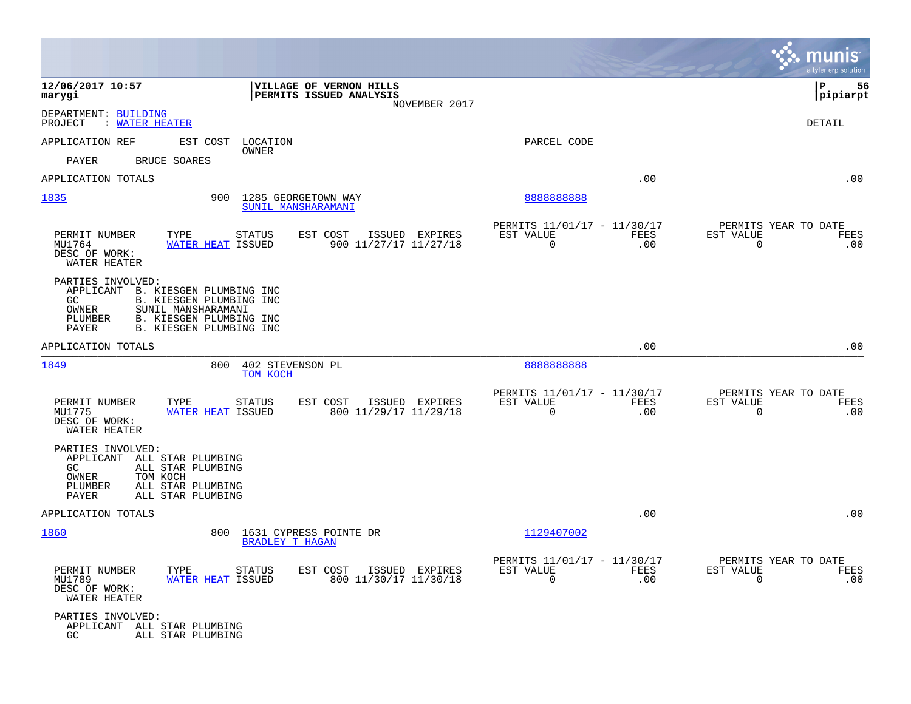12/06/2017 10:57 | VILLAGE OF VERNON HILLS | P 56
marygi | PERMITS ISSUED ANALYSIS | pipiarpt
NOVEMBER 2017

DEPARTMENT: BUILDING
PROJECT : WATER HEATER

DETAIL

APPLICATION REF    EST COST    LOCATION    PARCEL CODE
OWNER

PAYER    BRUCE SOARES

APPLICATION TOTALS    .00    .00

---

**1835**    900    1285 GEORGETOWN WAY    8888888888
SUNIL MANSHARAMANI

| PERMIT NUMBER | TYPE | STATUS | EST COST | ISSUED | EXPIRES | PERMITS 11/01/17 - 11/30/17 EST VALUE | FEES | PERMITS YEAR TO DATE EST VALUE | FEES |
|---|---|---|---|---|---|---|---|---|---|
| MU1764 | WATER HEAT | ISSUED | 900 | 11/27/17 | 11/27/18 | 0 | .00 | 0 | .00 |

DESC OF WORK:
WATER HEATER

PARTIES INVOLVED:
APPLICANT B. KIESGEN PLUMBING INC
GC B. KIESGEN PLUMBING INC
OWNER SUNIL MANSHARAMANI
PLUMBER B. KIESGEN PLUMBING INC
PAYER B. KIESGEN PLUMBING INC

APPLICATION TOTALS    .00    .00

---

**1849**    800    402 STEVENSON PL    8888888888
TOM KOCH

| PERMIT NUMBER | TYPE | STATUS | EST COST | ISSUED | EXPIRES | PERMITS 11/01/17 - 11/30/17 EST VALUE | FEES | PERMITS YEAR TO DATE EST VALUE | FEES |
|---|---|---|---|---|---|---|---|---|---|
| MU1775 | WATER HEAT | ISSUED | 800 | 11/29/17 | 11/29/18 | 0 | .00 | 0 | .00 |

DESC OF WORK:
WATER HEATER

PARTIES INVOLVED:
APPLICANT ALL STAR PLUMBING
GC ALL STAR PLUMBING
OWNER TOM KOCH
PLUMBER ALL STAR PLUMBING
PAYER ALL STAR PLUMBING

APPLICATION TOTALS    .00    .00

---

**1860**    800    1631 CYPRESS POINTE DR    1129407002
BRADLEY T HAGAN

| PERMIT NUMBER | TYPE | STATUS | EST COST | ISSUED | EXPIRES | PERMITS 11/01/17 - 11/30/17 EST VALUE | FEES | PERMITS YEAR TO DATE EST VALUE | FEES |
|---|---|---|---|---|---|---|---|---|---|
| MU1789 | WATER HEAT | ISSUED | 800 | 11/30/17 | 11/30/18 | 0 | .00 | 0 | .00 |

DESC OF WORK:
WATER HEATER

PARTIES INVOLVED:
APPLICANT ALL STAR PLUMBING
GC ALL STAR PLUMBING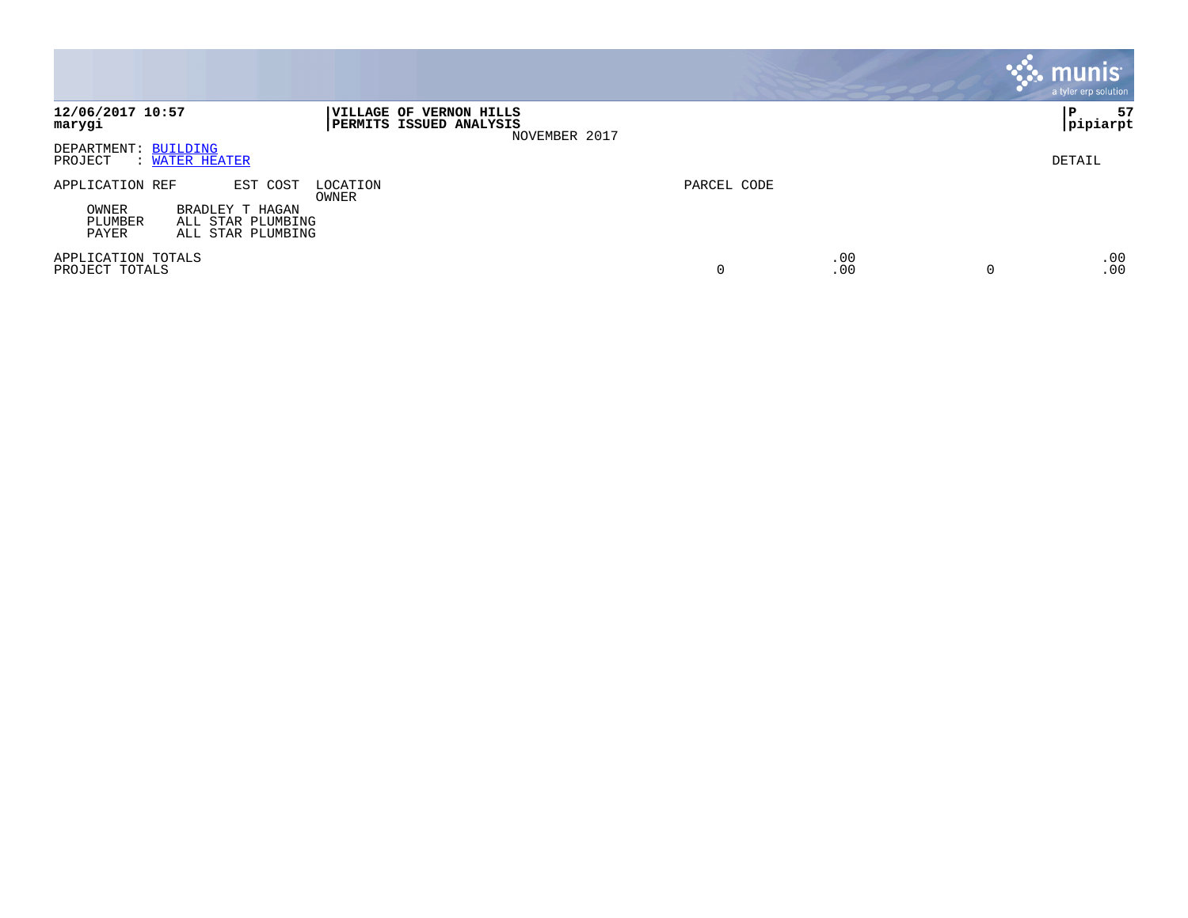**12/06/2017 10:57**
**marygi**

**VILLAGE OF VERNON HILLS**
**PERMITS ISSUED ANALYSIS**
NOVEMBER 2017

**P 57**
**pipiarpt**

DEPARTMENT: BUILDING
PROJECT : WATER HEATER

DETAIL

| APPLICATION REF | EST COST | LOCATION / OWNER | PARCEL CODE | | | |
|---|---|---|---|---|---|---|
| OWNER | BRADLEY T HAGAN | | | | | |
| PLUMBER | ALL STAR PLUMBING | | | | | |
| PAYER | ALL STAR PLUMBING | | | | | |
| APPLICATION TOTALS | | | | .00 | | .00 |
| PROJECT TOTALS | | | 0 | .00 | 0 | .00 |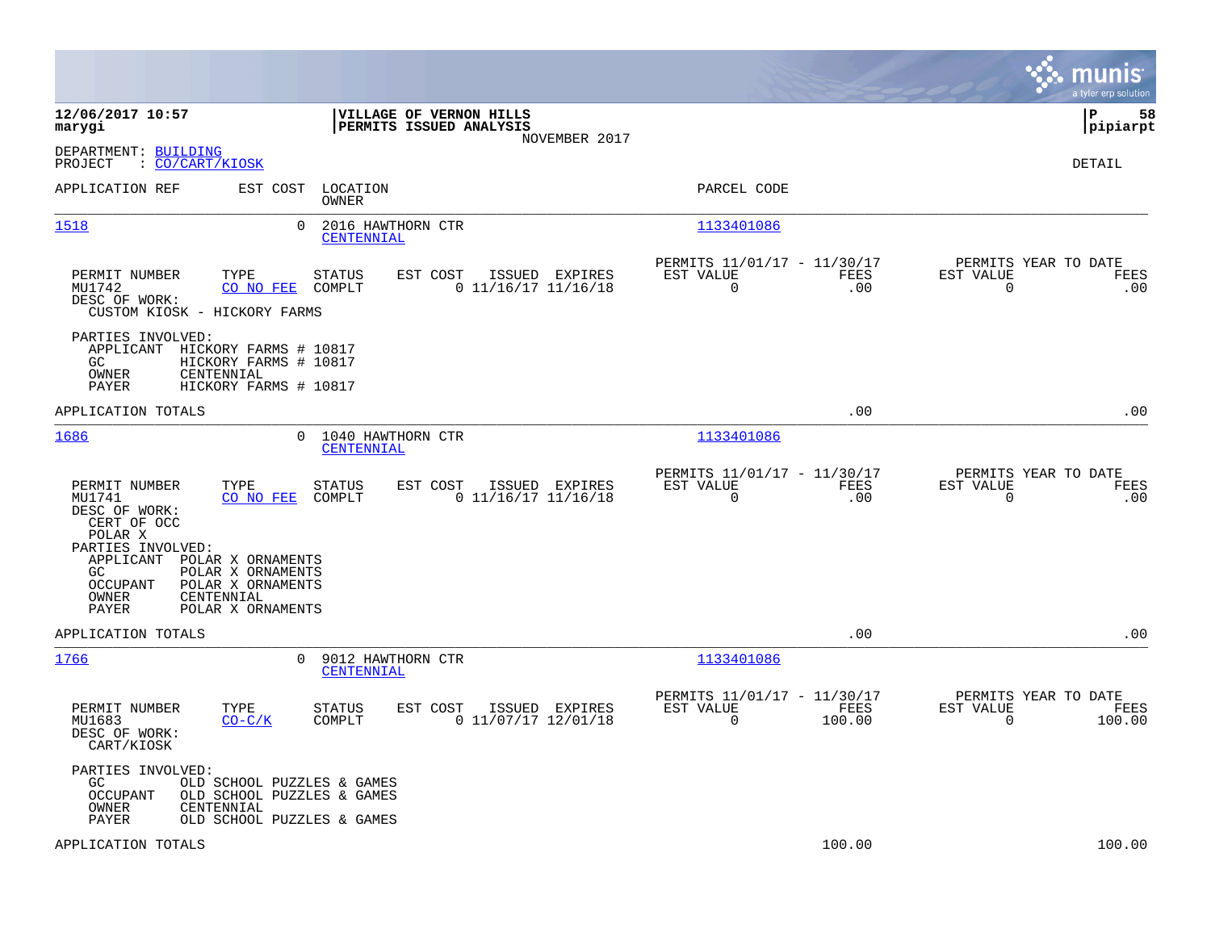**12/06/2017 10:57**
**marygi**

**VILLAGE OF VERNON HILLS**
**PERMITS ISSUED ANALYSIS**
NOVEMBER 2017

**P 58**
**pipiarpt**

DEPARTMENT: BUILDING
PROJECT : CO/CART/KIOSK

DETAIL

| APPLICATION REF | EST COST | LOCATION / OWNER | PARCEL CODE |
|---|---|---|---|
| 1518 | 0 | 2016 HAWTHORN CTR / CENTENNIAL | 1133401086 |

| PERMIT NUMBER | TYPE | STATUS | EST COST | ISSUED | EXPIRES | PERMITS 11/01/17 - 11/30/17 EST VALUE | FEES | PERMITS YEAR TO DATE EST VALUE | FEES |
|---|---|---|---|---|---|---|---|---|---|
| MU1742 | CO NO FEE | COMPLT | 0 | 11/16/17 | 11/16/18 | 0 | .00 | 0 | .00 |

DESC OF WORK:
CUSTOM KIOSK - HICKORY FARMS

PARTIES INVOLVED:
- APPLICANT HICKORY FARMS # 10817
- GC HICKORY FARMS # 10817
- OWNER CENTENNIAL
- PAYER HICKORY FARMS # 10817

APPLICATION TOTALS .00 .00

| APPLICATION REF | EST COST | LOCATION / OWNER | PARCEL CODE |
|---|---|---|---|
| 1686 | 0 | 1040 HAWTHORN CTR / CENTENNIAL | 1133401086 |

| PERMIT NUMBER | TYPE | STATUS | EST COST | ISSUED | EXPIRES | PERMITS 11/01/17 - 11/30/17 EST VALUE | FEES | PERMITS YEAR TO DATE EST VALUE | FEES |
|---|---|---|---|---|---|---|---|---|---|
| MU1741 | CO NO FEE | COMPLT | 0 | 11/16/17 | 11/16/18 | 0 | .00 | 0 | .00 |

DESC OF WORK:
CERT OF OCC
POLAR X

PARTIES INVOLVED:
- APPLICANT POLAR X ORNAMENTS
- GC POLAR X ORNAMENTS
- OCCUPANT POLAR X ORNAMENTS
- OWNER CENTENNIAL
- PAYER POLAR X ORNAMENTS

APPLICATION TOTALS .00 .00

| APPLICATION REF | EST COST | LOCATION / OWNER | PARCEL CODE |
|---|---|---|---|
| 1766 | 0 | 9012 HAWTHORN CTR / CENTENNIAL | 1133401086 |

| PERMIT NUMBER | TYPE | STATUS | EST COST | ISSUED | EXPIRES | PERMITS 11/01/17 - 11/30/17 EST VALUE | FEES | PERMITS YEAR TO DATE EST VALUE | FEES |
|---|---|---|---|---|---|---|---|---|---|
| MU1683 | CO-C/K | COMPLT | 0 | 11/07/17 | 12/01/18 | 0 | 100.00 | 0 | 100.00 |

DESC OF WORK:
CART/KIOSK

PARTIES INVOLVED:
- GC OLD SCHOOL PUZZLES & GAMES
- OCCUPANT OLD SCHOOL PUZZLES & GAMES
- OWNER CENTENNIAL
- PAYER OLD SCHOOL PUZZLES & GAMES

APPLICATION TOTALS 100.00 100.00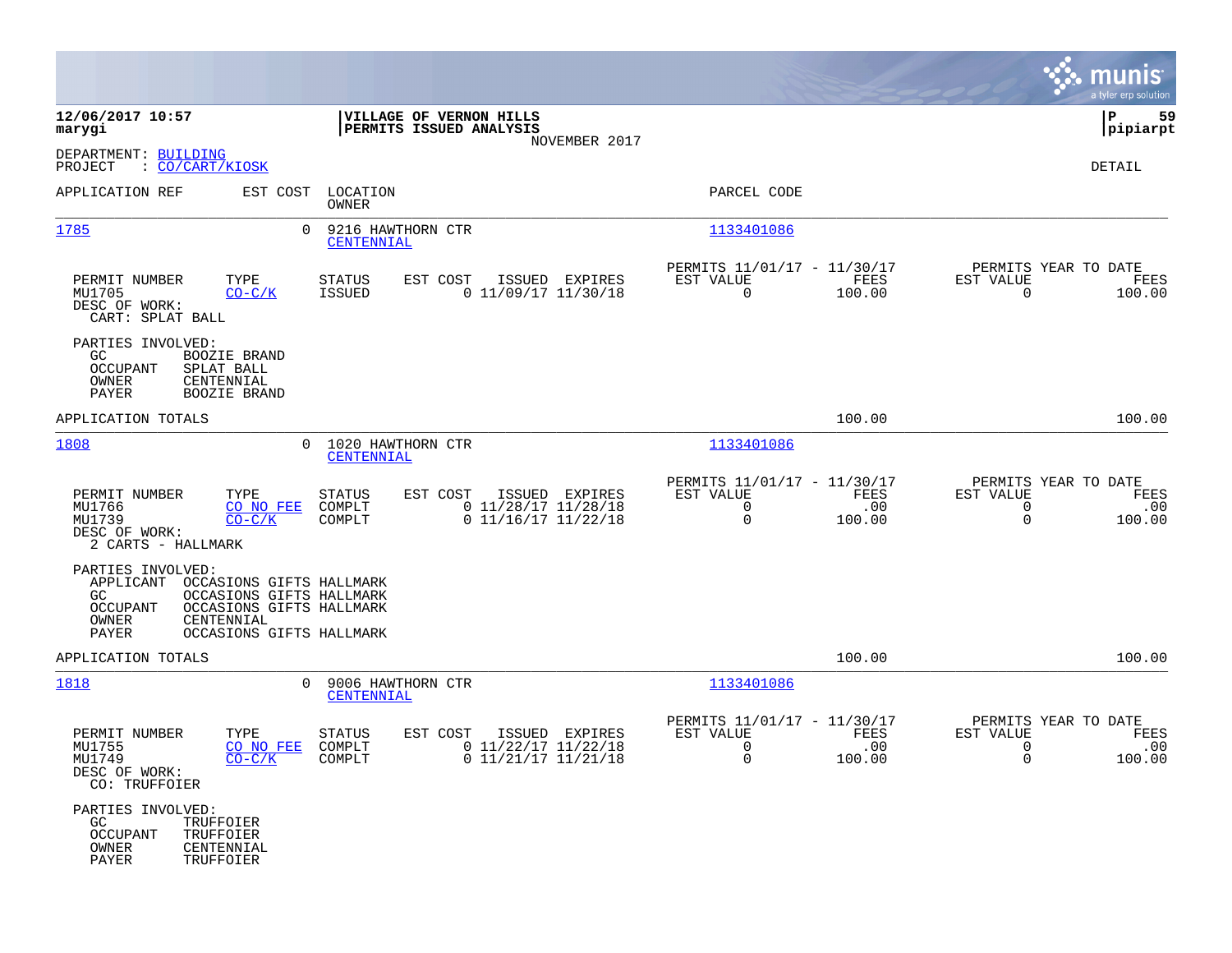**12/06/2017 10:57**
**marygi**

**VILLAGE OF VERNON HILLS**
**PERMITS ISSUED ANALYSIS**
NOVEMBER 2017

**pipiarpt**

DEPARTMENT: BUILDING
PROJECT : CO/CART/KIOSK

DETAIL

| APPLICATION REF | EST COST | LOCATION / OWNER | PARCEL CODE |
|---|---|---|---|
| 1785 | 0 | 9216 HAWTHORN CTR / CENTENNIAL | 1133401086 |

| PERMIT NUMBER | TYPE | STATUS | EST COST | ISSUED | EXPIRES | PERMITS 11/01/17 - 11/30/17 EST VALUE | FEES | PERMITS YEAR TO DATE EST VALUE | FEES |
|---|---|---|---|---|---|---|---|---|---|
| MU1705 | CO-C/K | ISSUED | 0 | 11/09/17 | 11/30/18 | 0 | 100.00 | 0 | 100.00 |

DESC OF WORK:
CART: SPLAT BALL

PARTIES INVOLVED:
- GC BOOZIE BRAND
- OCCUPANT SPLAT BALL
- OWNER CENTENNIAL
- PAYER BOOZIE BRAND

APPLICATION TOTALS: 100.00 | 100.00

| APPLICATION REF | EST COST | LOCATION / OWNER | PARCEL CODE |
|---|---|---|---|
| 1808 | 0 | 1020 HAWTHORN CTR / CENTENNIAL | 1133401086 |

| PERMIT NUMBER | TYPE | STATUS | EST COST | ISSUED | EXPIRES | PERMITS 11/01/17 - 11/30/17 EST VALUE | FEES | PERMITS YEAR TO DATE EST VALUE | FEES |
|---|---|---|---|---|---|---|---|---|---|
| MU1766 | CO NO FEE | COMPLT | 0 | 11/28/17 | 11/28/18 | 0 | .00 | 0 | .00 |
| MU1739 | CO-C/K | COMPLT | 0 | 11/16/17 | 11/22/18 | 0 | 100.00 | 0 | 100.00 |

DESC OF WORK:
2 CARTS - HALLMARK

PARTIES INVOLVED:
- APPLICANT OCCASIONS GIFTS HALLMARK
- GC OCCASIONS GIFTS HALLMARK
- OCCUPANT OCCASIONS GIFTS HALLMARK
- OWNER CENTENNIAL
- PAYER OCCASIONS GIFTS HALLMARK

APPLICATION TOTALS: 100.00 | 100.00

| APPLICATION REF | EST COST | LOCATION / OWNER | PARCEL CODE |
|---|---|---|---|
| 1818 | 0 | 9006 HAWTHORN CTR / CENTENNIAL | 1133401086 |

| PERMIT NUMBER | TYPE | STATUS | EST COST | ISSUED | EXPIRES | PERMITS 11/01/17 - 11/30/17 EST VALUE | FEES | PERMITS YEAR TO DATE EST VALUE | FEES |
|---|---|---|---|---|---|---|---|---|---|
| MU1755 | CO NO FEE | COMPLT | 0 | 11/22/17 | 11/22/18 | 0 | .00 | 0 | .00 |
| MU1749 | CO-C/K | COMPLT | 0 | 11/21/17 | 11/21/18 | 0 | 100.00 | 0 | 100.00 |

DESC OF WORK:
CO: TRUFFOIER

PARTIES INVOLVED:
- GC TRUFFOIER
- OCCUPANT TRUFFOIER
- OWNER CENTENNIAL
- PAYER TRUFFOIER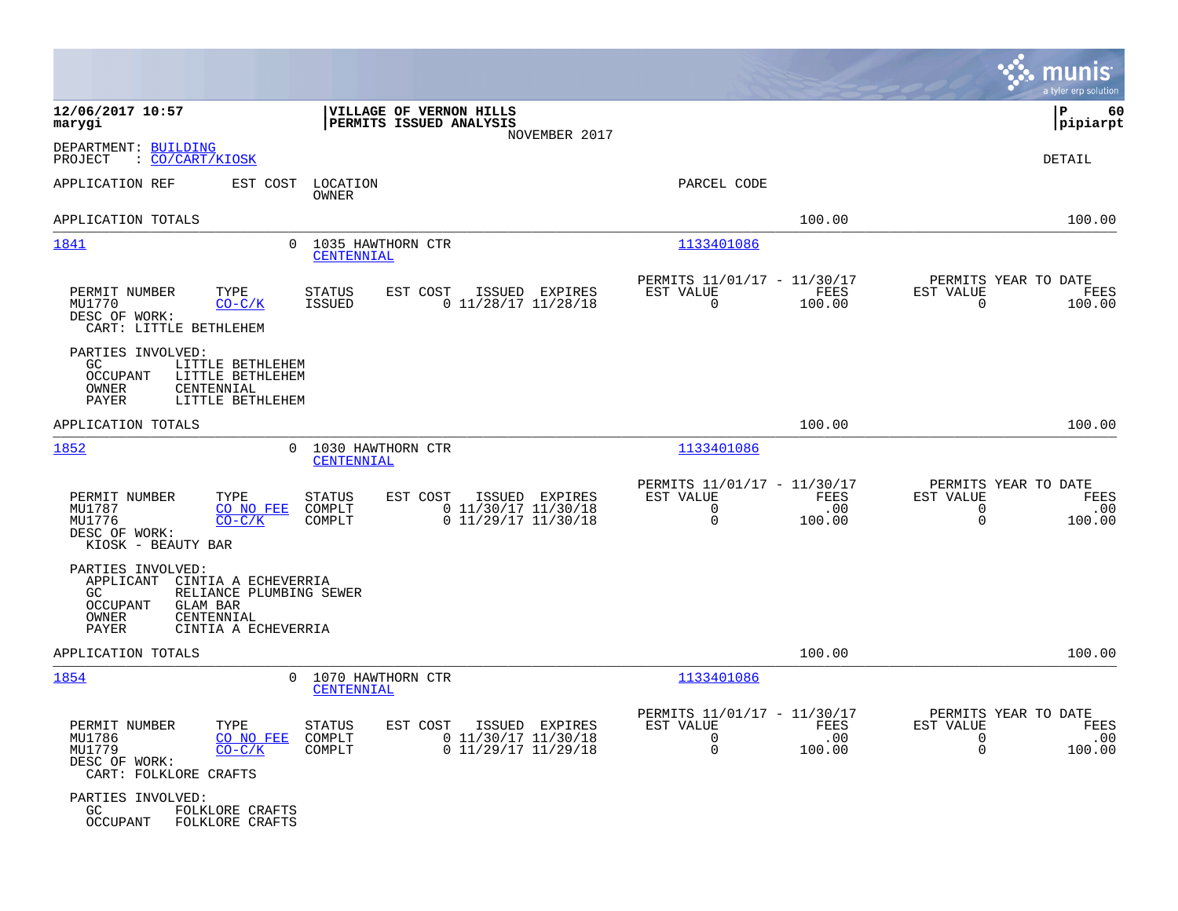**12/06/2017 10:57**
**marygi**

**VILLAGE OF VERNON HILLS**
**PERMITS ISSUED ANALYSIS**
NOVEMBER 2017

**P 60**
**pipiarpt**

DEPARTMENT: BUILDING
PROJECT : CO/CART/KIOSK

DETAIL

APPLICATION REF    EST COST    LOCATION / OWNER    PARCEL CODE

APPLICATION TOTALS    100.00    100.00

---

**1841**    0    1035 HAWTHORN CTR / CENTENNIAL    1133401086

| PERMIT NUMBER | TYPE | STATUS | EST COST | ISSUED | EXPIRES | PERMITS 11/01/17 - 11/30/17 EST VALUE | FEES | PERMITS YEAR TO DATE EST VALUE | FEES |
|---|---|---|---|---|---|---|---|---|---|
| MU1770 | CO-C/K | ISSUED | 0 | 11/28/17 | 11/28/18 | 0 | 100.00 | 0 | 100.00 |

DESC OF WORK:
CART: LITTLE BETHLEHEM

PARTIES INVOLVED:
GC    LITTLE BETHLEHEM
OCCUPANT    LITTLE BETHLEHEM
OWNER    CENTENNIAL
PAYER    LITTLE BETHLEHEM

APPLICATION TOTALS    100.00    100.00

---

**1852**    0    1030 HAWTHORN CTR / CENTENNIAL    1133401086

| PERMIT NUMBER | TYPE | STATUS | EST COST | ISSUED | EXPIRES | PERMITS 11/01/17 - 11/30/17 EST VALUE | FEES | PERMITS YEAR TO DATE EST VALUE | FEES |
|---|---|---|---|---|---|---|---|---|---|
| MU1787 | CO NO FEE | COMPLT | 0 | 11/30/17 | 11/30/18 | 0 | .00 | 0 | .00 |
| MU1776 | CO-C/K | COMPLT | 0 | 11/29/17 | 11/30/18 | 0 | 100.00 | 0 | 100.00 |

DESC OF WORK:
KIOSK - BEAUTY BAR

PARTIES INVOLVED:
APPLICANT    CINTIA A ECHEVERRIA
GC    RELIANCE PLUMBING SEWER
OCCUPANT    GLAM BAR
OWNER    CENTENNIAL
PAYER    CINTIA A ECHEVERRIA

APPLICATION TOTALS    100.00    100.00

---

**1854**    0    1070 HAWTHORN CTR / CENTENNIAL    1133401086

| PERMIT NUMBER | TYPE | STATUS | EST COST | ISSUED | EXPIRES | PERMITS 11/01/17 - 11/30/17 EST VALUE | FEES | PERMITS YEAR TO DATE EST VALUE | FEES |
|---|---|---|---|---|---|---|---|---|---|
| MU1786 | CO NO FEE | COMPLT | 0 | 11/30/17 | 11/30/18 | 0 | .00 | 0 | .00 |
| MU1779 | CO-C/K | COMPLT | 0 | 11/29/17 | 11/29/18 | 0 | 100.00 | 0 | 100.00 |

DESC OF WORK:
CART: FOLKLORE CRAFTS

PARTIES INVOLVED:
GC    FOLKLORE CRAFTS
OCCUPANT    FOLKLORE CRAFTS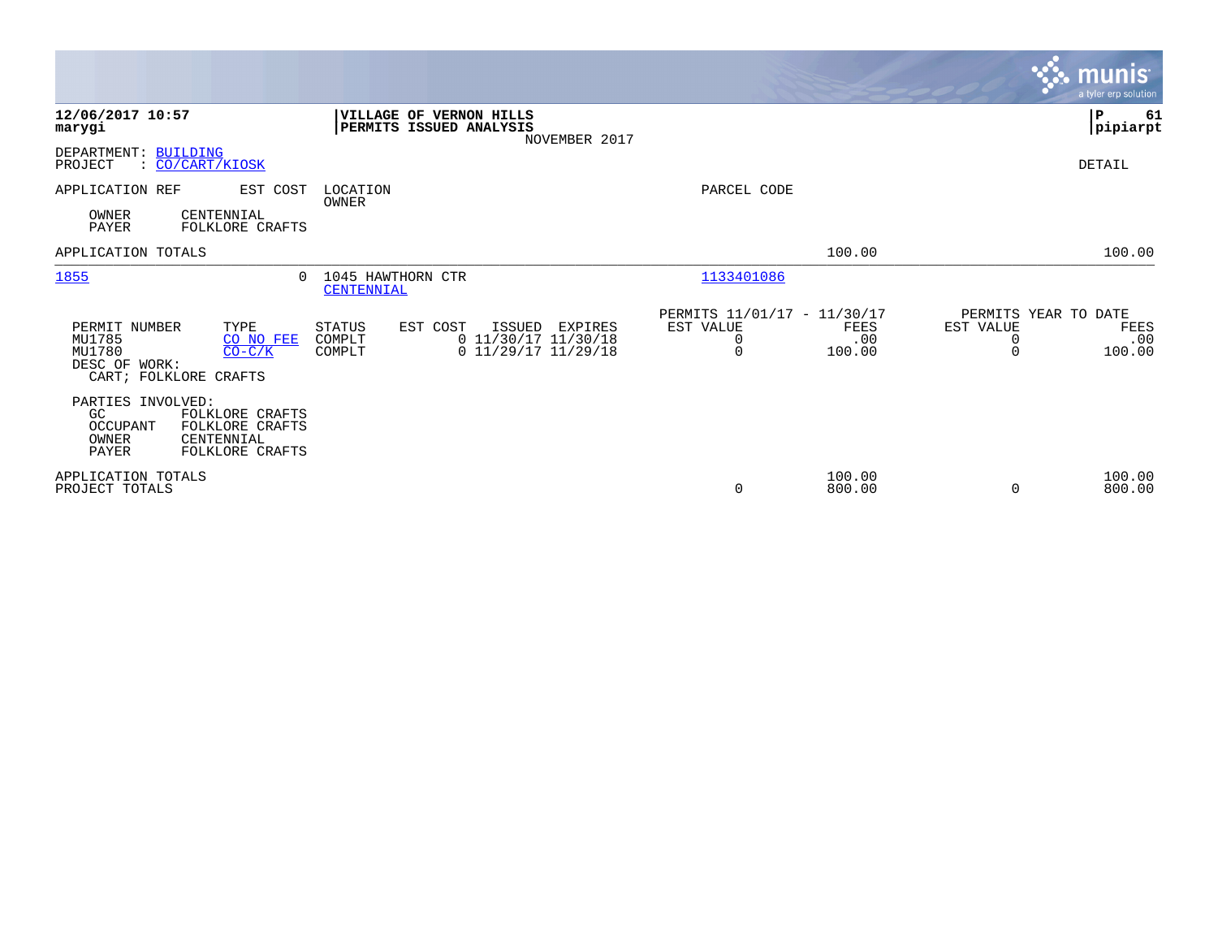**12/06/2017 10:57**
**marygi**

**VILLAGE OF VERNON HILLS**
**PERMITS ISSUED ANALYSIS**
NOVEMBER 2017

**P 61**
**pipiarpt**

DEPARTMENT: BUILDING
PROJECT : CO/CART/KIOSK

DETAIL

| APPLICATION REF | EST COST | LOCATION / OWNER | PARCEL CODE | | |
|---|---|---|---|---|---|
| OWNER: CENTENNIAL | | | | | |
| PAYER: FOLKLORE CRAFTS | | | | | |
| APPLICATION TOTALS | | | | 100.00 | 100.00 |
| 1855 | 0 | 1045 HAWTHORN CTR / CENTENNIAL | 1133401086 | | |

| PERMIT NUMBER | TYPE | STATUS | EST COST | ISSUED | EXPIRES | PERMITS 11/01/17 - 11/30/17 EST VALUE | FEES | PERMITS YEAR TO DATE EST VALUE | FEES |
|---|---|---|---|---|---|---|---|---|---|
| MU1785 | CO NO FEE | COMPLT | 0 | 11/30/17 | 11/30/18 | 0 | .00 | 0 | .00 |
| MU1780 | CO-C/K | COMPLT | 0 | 11/29/17 | 11/29/18 | 0 | 100.00 | 0 | 100.00 |

DESC OF WORK:
CART; FOLKLORE CRAFTS

PARTIES INVOLVED:
GC FOLKLORE CRAFTS
OCCUPANT FOLKLORE CRAFTS
OWNER CENTENNIAL
PAYER FOLKLORE CRAFTS

| | EST VALUE | FEES | EST VALUE | FEES |
|---|---|---|---|---|
| APPLICATION TOTALS | | 100.00 | | 100.00 |
| PROJECT TOTALS | 0 | 800.00 | 0 | 800.00 |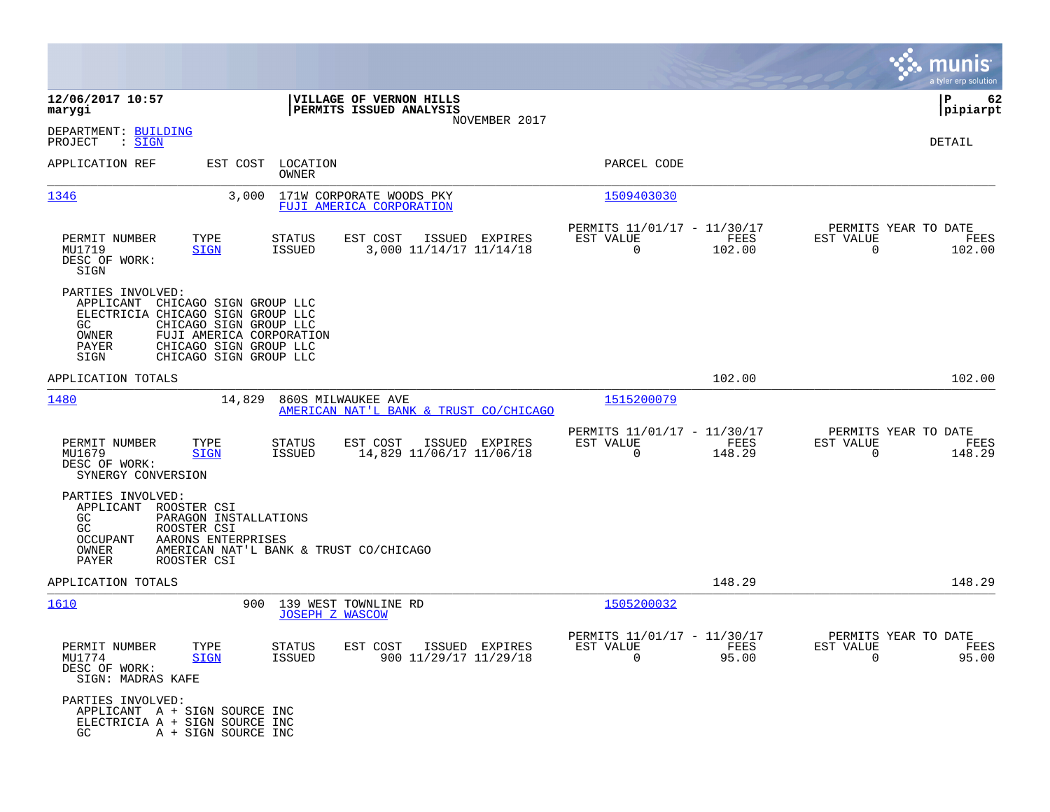**12/06/2017 10:57**
**marygi**

**VILLAGE OF VERNON HILLS**
**PERMITS ISSUED ANALYSIS**
NOVEMBER 2017

**P 62**
**pipiarpt**

DEPARTMENT: BUILDING
PROJECT : SIGN

DETAIL

| APPLICATION REF | EST COST | LOCATION / OWNER | PARCEL CODE |
|---|---|---|---|
| 1346 | 3,000 | 171W CORPORATE WOODS PKY / FUJI AMERICA CORPORATION | 1509403030 |

| PERMIT NUMBER | TYPE | STATUS | EST COST | ISSUED | EXPIRES | PERMITS 11/01/17 - 11/30/17 EST VALUE | FEES | PERMITS YEAR TO DATE EST VALUE | FEES |
|---|---|---|---|---|---|---|---|---|---|
| MU1719 | SIGN | ISSUED | 3,000 | 11/14/17 | 11/14/18 | 0 | 102.00 | 0 | 102.00 |

DESC OF WORK:
SIGN

PARTIES INVOLVED:
- APPLICANT CHICAGO SIGN GROUP LLC
- ELECTRICIA CHICAGO SIGN GROUP LLC
- GC CHICAGO SIGN GROUP LLC
- OWNER FUJI AMERICA CORPORATION
- PAYER CHICAGO SIGN GROUP LLC
- SIGN CHICAGO SIGN GROUP LLC

APPLICATION TOTALS 102.00 102.00

| APPLICATION REF | EST COST | LOCATION / OWNER | PARCEL CODE |
|---|---|---|---|
| 1480 | 14,829 | 860S MILWAUKEE AVE / AMERICAN NAT'L BANK & TRUST CO/CHICAGO | 1515200079 |

| PERMIT NUMBER | TYPE | STATUS | EST COST | ISSUED | EXPIRES | PERMITS 11/01/17 - 11/30/17 EST VALUE | FEES | PERMITS YEAR TO DATE EST VALUE | FEES |
|---|---|---|---|---|---|---|---|---|---|
| MU1679 | SIGN | ISSUED | 14,829 | 11/06/17 | 11/06/18 | 0 | 148.29 | 0 | 148.29 |

DESC OF WORK:
SYNERGY CONVERSION

PARTIES INVOLVED:
- APPLICANT ROOSTER CSI
- GC PARAGON INSTALLATIONS
- GC ROOSTER CSI
- OCCUPANT AARONS ENTERPRISES
- OWNER AMERICAN NAT'L BANK & TRUST CO/CHICAGO
- PAYER ROOSTER CSI

APPLICATION TOTALS 148.29 148.29

| APPLICATION REF | EST COST | LOCATION / OWNER | PARCEL CODE |
|---|---|---|---|
| 1610 | 900 | 139 WEST TOWNLINE RD / JOSEPH Z WASCOW | 1505200032 |

| PERMIT NUMBER | TYPE | STATUS | EST COST | ISSUED | EXPIRES | PERMITS 11/01/17 - 11/30/17 EST VALUE | FEES | PERMITS YEAR TO DATE EST VALUE | FEES |
|---|---|---|---|---|---|---|---|---|---|
| MU1774 | SIGN | ISSUED | 900 | 11/29/17 | 11/29/18 | 0 | 95.00 | 0 | 95.00 |

DESC OF WORK:
SIGN: MADRAS KAFE

PARTIES INVOLVED:
- APPLICANT A + SIGN SOURCE INC
- ELECTRICIA A + SIGN SOURCE INC
- GC A + SIGN SOURCE INC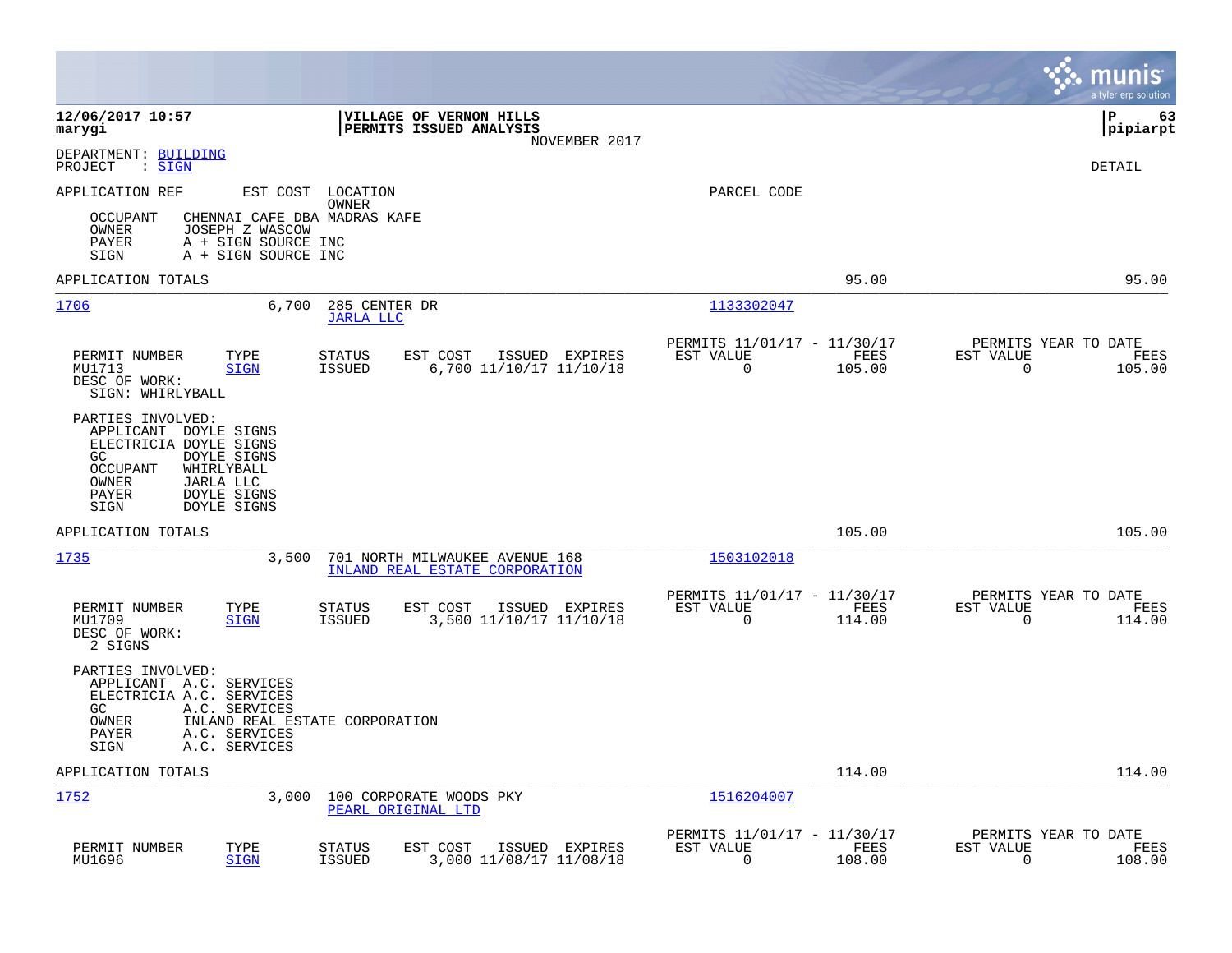**12/06/2017 10:57**
**marygi**

**VILLAGE OF VERNON HILLS**
**PERMITS ISSUED ANALYSIS**
NOVEMBER 2017

**P 63**
**pipiarpt**

DEPARTMENT: BUILDING
PROJECT : SIGN

DETAIL

APPLICATION REF  EST COST  LOCATION  OWNER  PARCEL CODE

OCCUPANT  CHENNAI CAFE DBA MADRAS KAFE
OWNER  JOSEPH Z WASCOW
PAYER  A + SIGN SOURCE INC
SIGN  A + SIGN SOURCE INC

APPLICATION TOTALS  95.00  95.00

---

**1706**  6,700  285 CENTER DR  JARLA LLC  1133302047

| PERMIT NUMBER | TYPE | STATUS | EST COST | ISSUED | EXPIRES | PERMITS 11/01/17 - 11/30/17 EST VALUE | FEES | PERMITS YEAR TO DATE EST VALUE | FEES |
|---|---|---|---|---|---|---|---|---|---|
| MU1713 | SIGN | ISSUED | 6,700 | 11/10/17 | 11/10/18 | 0 | 105.00 | 0 | 105.00 |

DESC OF WORK:
SIGN: WHIRLYBALL

PARTIES INVOLVED:
APPLICANT  DOYLE SIGNS
ELECTRICIA DOYLE SIGNS
GC  DOYLE SIGNS
OCCUPANT  WHIRLYBALL
OWNER  JARLA LLC
PAYER  DOYLE SIGNS
SIGN  DOYLE SIGNS

APPLICATION TOTALS  105.00  105.00

---

**1735**  3,500  701 NORTH MILWAUKEE AVENUE 168  INLAND REAL ESTATE CORPORATION  1503102018

| PERMIT NUMBER | TYPE | STATUS | EST COST | ISSUED | EXPIRES | PERMITS 11/01/17 - 11/30/17 EST VALUE | FEES | PERMITS YEAR TO DATE EST VALUE | FEES |
|---|---|---|---|---|---|---|---|---|---|
| MU1709 | SIGN | ISSUED | 3,500 | 11/10/17 | 11/10/18 | 0 | 114.00 | 0 | 114.00 |

DESC OF WORK:
2 SIGNS

PARTIES INVOLVED:
APPLICANT  A.C. SERVICES
ELECTRICIA A.C. SERVICES
GC  A.C. SERVICES
OWNER  INLAND REAL ESTATE CORPORATION
PAYER  A.C. SERVICES
SIGN  A.C. SERVICES

APPLICATION TOTALS  114.00  114.00

---

**1752**  3,000  100 CORPORATE WOODS PKY  PEARL ORIGINAL LTD  1516204007

| PERMIT NUMBER | TYPE | STATUS | EST COST | ISSUED | EXPIRES | PERMITS 11/01/17 - 11/30/17 EST VALUE | FEES | PERMITS YEAR TO DATE EST VALUE | FEES |
|---|---|---|---|---|---|---|---|---|---|
| MU1696 | SIGN | ISSUED | 3,000 | 11/08/17 | 11/08/18 | 0 | 108.00 | 0 | 108.00 |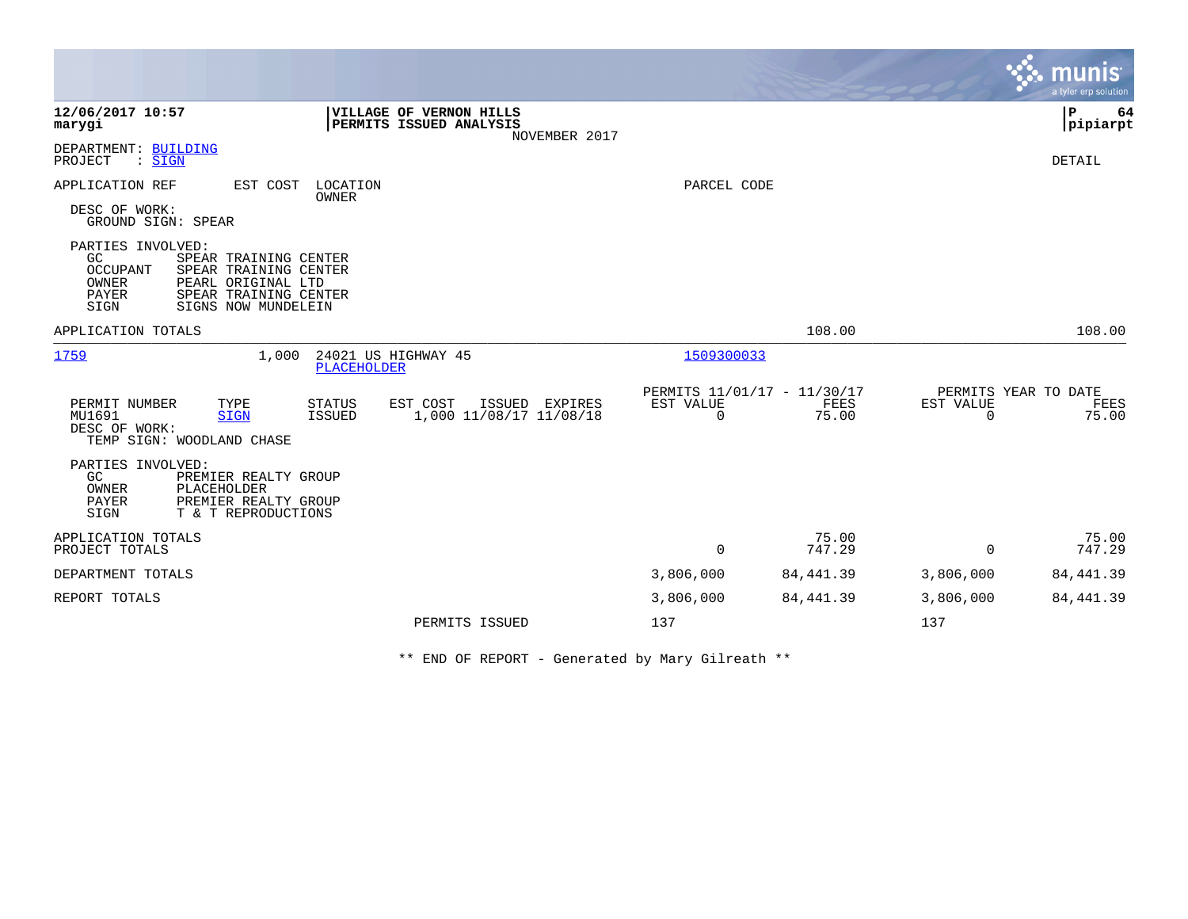**12/06/2017 10:57**
**marygi**

**VILLAGE OF VERNON HILLS**
**PERMITS ISSUED ANALYSIS**
NOVEMBER 2017

**P 64**
**pipiarpt**

DEPARTMENT: BUILDING
PROJECT : SIGN

DETAIL

APPLICATION REF EST COST LOCATION OWNER PARCEL CODE

DESC OF WORK:
GROUND SIGN: SPEAR

PARTIES INVOLVED:

| | |
|---|---|
| GC | SPEAR TRAINING CENTER |
| OCCUPANT | SPEAR TRAINING CENTER |
| OWNER | PEARL ORIGINAL LTD |
| PAYER | SPEAR TRAINING CENTER |
| SIGN | SIGNS NOW MUNDELEIN |

APPLICATION TOTALS 108.00 108.00

---

1759 1,000 24021 US HIGHWAY 45 PLACEHOLDER 1509300033

| PERMIT NUMBER | TYPE | STATUS | EST COST | ISSUED | EXPIRES | PERMITS 11/01/17 - 11/30/17 EST VALUE | FEES | PERMITS YEAR TO DATE EST VALUE | FEES |
|---|---|---|---|---|---|---|---|---|---|
| MU1691 | SIGN | ISSUED | 1,000 | 11/08/17 | 11/08/18 | 0 | 75.00 | 0 | 75.00 |

DESC OF WORK:
TEMP SIGN: WOODLAND CHASE

PARTIES INVOLVED:

| | |
|---|---|
| GC | PREMIER REALTY GROUP |
| OWNER | PLACEHOLDER |
| PAYER | PREMIER REALTY GROUP |
| SIGN | T & T REPRODUCTIONS |

| | EST VALUE | FEES | YTD EST VALUE | YTD FEES |
|---|---|---|---|---|
| APPLICATION TOTALS | | 75.00 | | 75.00 |
| PROJECT TOTALS | 0 | 747.29 | 0 | 747.29 |
| DEPARTMENT TOTALS | 3,806,000 | 84,441.39 | 3,806,000 | 84,441.39 |
| REPORT TOTALS | 3,806,000 | 84,441.39 | 3,806,000 | 84,441.39 |
| PERMITS ISSUED | 137 | | 137 | |

** END OF REPORT - Generated by Mary Gilreath **